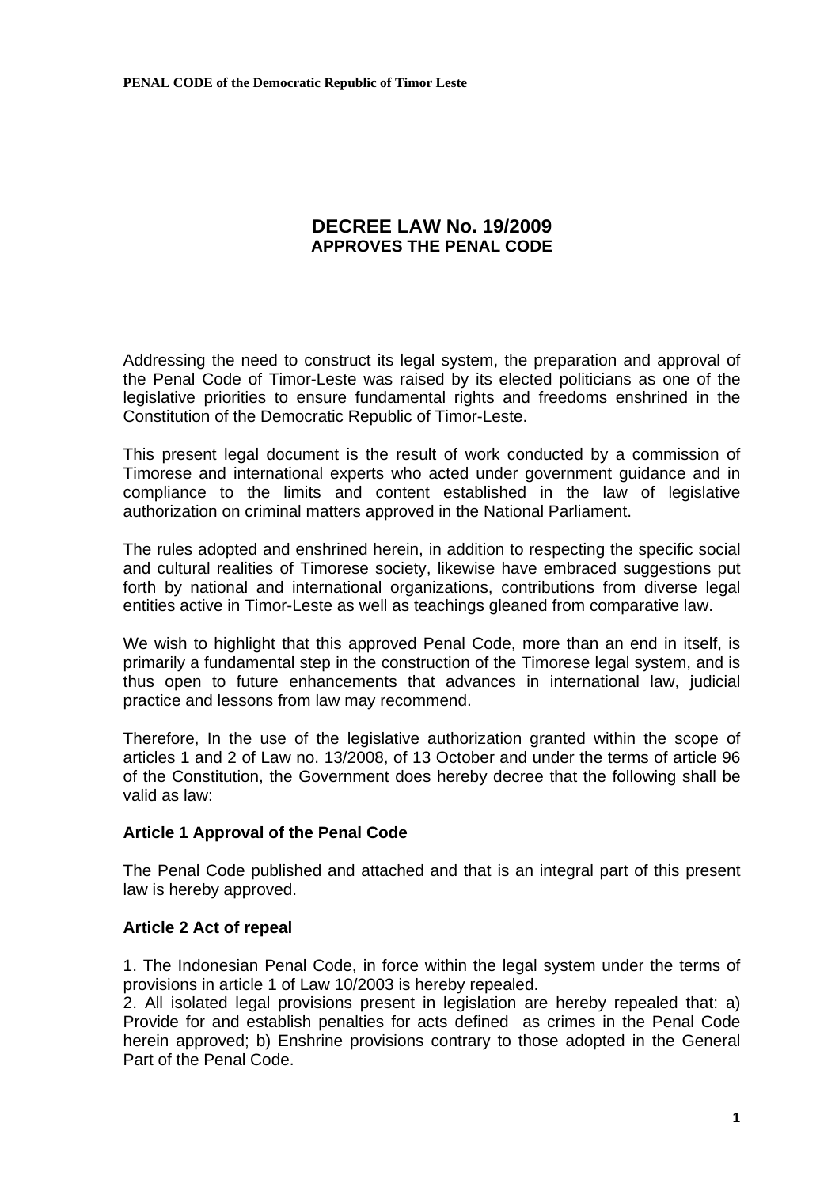# DECREE LAW No. 19/2009
## APPROVES THE PENAL CODE

Addressing the need to construct its legal system, the preparation and approval of the Penal Code of Timor-Leste was raised by its elected politicians as one of the legislative priorities to ensure fundamental rights and freedoms enshrined in the Constitution of the Democratic Republic of Timor-Leste.

This present legal document is the result of work conducted by a commission of Timorese and international experts who acted under government guidance and in compliance to the limits and content established in the law of legislative authorization on criminal matters approved in the National Parliament.

The rules adopted and enshrined herein, in addition to respecting the specific social and cultural realities of Timorese society, likewise have embraced suggestions put forth by national and international organizations, contributions from diverse legal entities active in Timor-Leste as well as teachings gleaned from comparative law.

We wish to highlight that this approved Penal Code, more than an end in itself, is primarily a fundamental step in the construction of the Timorese legal system, and is thus open to future enhancements that advances in international law, judicial practice and lessons from law may recommend.

Therefore, In the use of the legislative authorization granted within the scope of articles 1 and 2 of Law no. 13/2008, of 13 October and under the terms of article 96 of the Constitution, the Government does hereby decree that the following shall be valid as law:

### Article 1 Approval of the Penal Code

The Penal Code published and attached and that is an integral part of this present law is hereby approved.

### Article 2 Act of repeal

1. The Indonesian Penal Code, in force within the legal system under the terms of provisions in article 1 of Law 10/2003 is hereby repealed.
2. All isolated legal provisions present in legislation are hereby repealed that: a) Provide for and establish penalties for acts defined as crimes in the Penal Code herein approved; b) Enshrine provisions contrary to those adopted in the General Part of the Penal Code.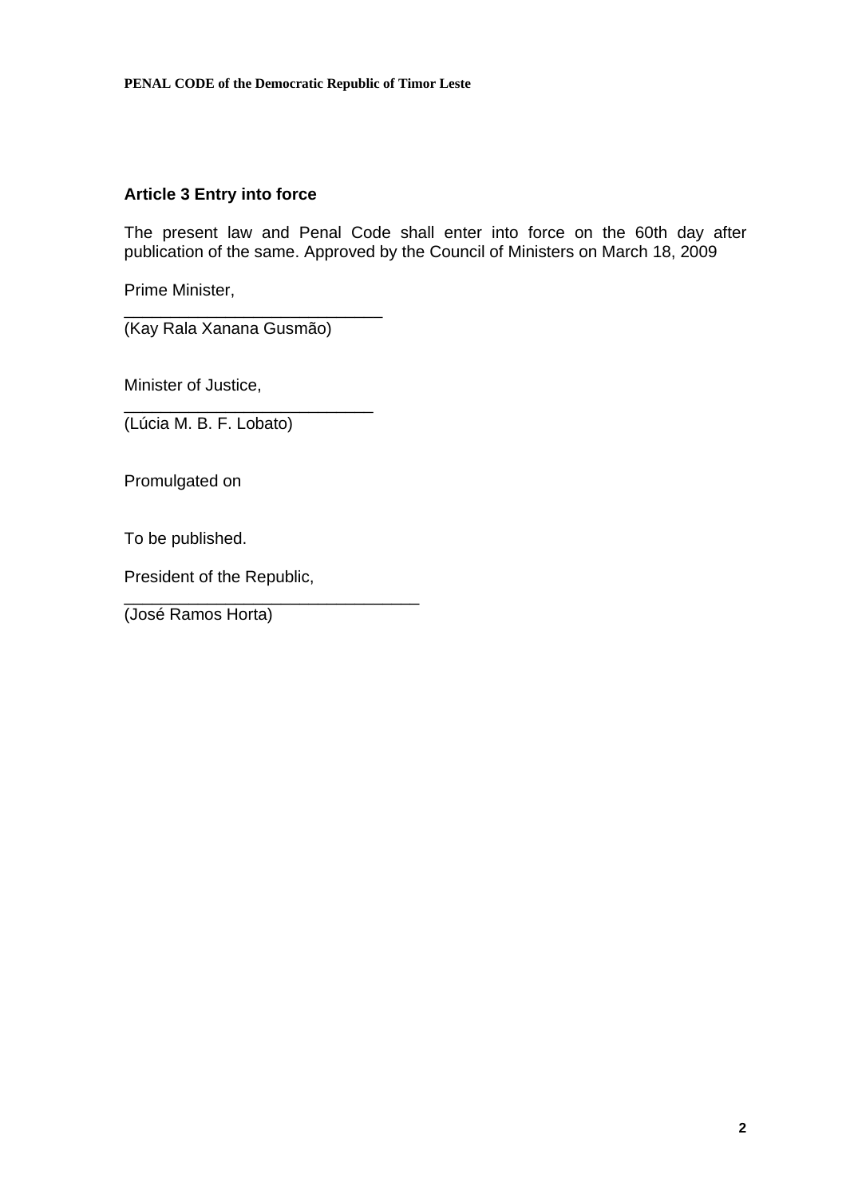### Article 3 Entry into force

The present law and Penal Code shall enter into force on the 60th day after publication of the same. Approved by the Council of Ministers on March 18, 2009

Prime Minister,

_____________________________
(Kay Rala Xanana Gusmão)

Minister of Justice,

____________________________
(Lúcia M. B. F. Lobato)

Promulgated on

To be published.

President of the Republic,

_________________________________
(José Ramos Horta)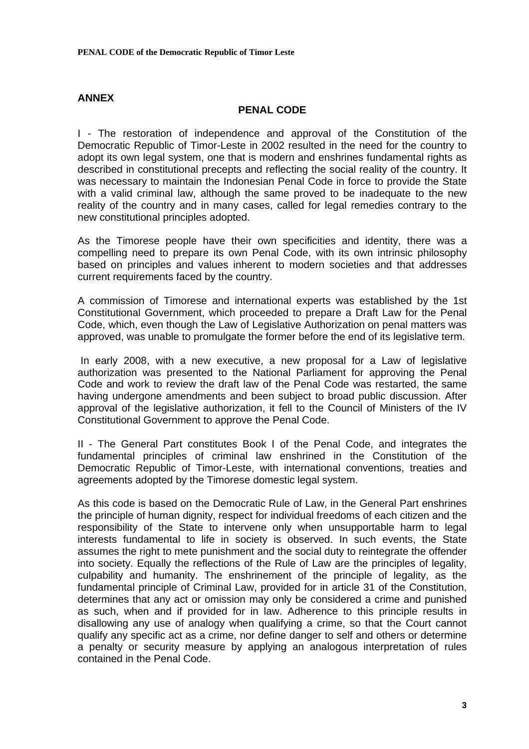## ANNEX

### PENAL CODE

I - The restoration of independence and approval of the Constitution of the Democratic Republic of Timor-Leste in 2002 resulted in the need for the country to adopt its own legal system, one that is modern and enshrines fundamental rights as described in constitutional precepts and reflecting the social reality of the country. It was necessary to maintain the Indonesian Penal Code in force to provide the State with a valid criminal law, although the same proved to be inadequate to the new reality of the country and in many cases, called for legal remedies contrary to the new constitutional principles adopted.

As the Timorese people have their own specificities and identity, there was a compelling need to prepare its own Penal Code, with its own intrinsic philosophy based on principles and values inherent to modern societies and that addresses current requirements faced by the country.

A commission of Timorese and international experts was established by the 1st Constitutional Government, which proceeded to prepare a Draft Law for the Penal Code, which, even though the Law of Legislative Authorization on penal matters was approved, was unable to promulgate the former before the end of its legislative term.

In early 2008, with a new executive, a new proposal for a Law of legislative authorization was presented to the National Parliament for approving the Penal Code and work to review the draft law of the Penal Code was restarted, the same having undergone amendments and been subject to broad public discussion. After approval of the legislative authorization, it fell to the Council of Ministers of the IV Constitutional Government to approve the Penal Code.

II - The General Part constitutes Book I of the Penal Code, and integrates the fundamental principles of criminal law enshrined in the Constitution of the Democratic Republic of Timor-Leste, with international conventions, treaties and agreements adopted by the Timorese domestic legal system.

As this code is based on the Democratic Rule of Law, in the General Part enshrines the principle of human dignity, respect for individual freedoms of each citizen and the responsibility of the State to intervene only when unsupportable harm to legal interests fundamental to life in society is observed. In such events, the State assumes the right to mete punishment and the social duty to reintegrate the offender into society. Equally the reflections of the Rule of Law are the principles of legality, culpability and humanity. The enshrinement of the principle of legality, as the fundamental principle of Criminal Law, provided for in article 31 of the Constitution, determines that any act or omission may only be considered a crime and punished as such, when and if provided for in law. Adherence to this principle results in disallowing any use of analogy when qualifying a crime, so that the Court cannot qualify any specific act as a crime, nor define danger to self and others or determine a penalty or security measure by applying an analogous interpretation of rules contained in the Penal Code.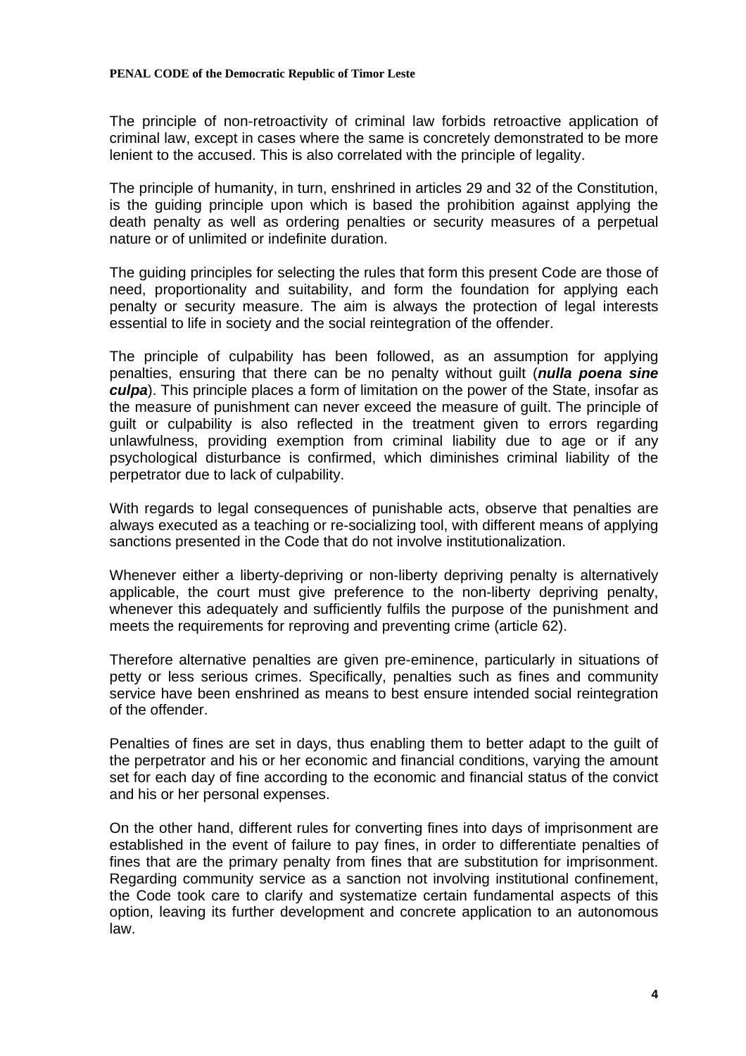The principle of non-retroactivity of criminal law forbids retroactive application of criminal law, except in cases where the same is concretely demonstrated to be more lenient to the accused. This is also correlated with the principle of legality.

The principle of humanity, in turn, enshrined in articles 29 and 32 of the Constitution, is the guiding principle upon which is based the prohibition against applying the death penalty as well as ordering penalties or security measures of a perpetual nature or of unlimited or indefinite duration.

The guiding principles for selecting the rules that form this present Code are those of need, proportionality and suitability, and form the foundation for applying each penalty or security measure. The aim is always the protection of legal interests essential to life in society and the social reintegration of the offender.

The principle of culpability has been followed, as an assumption for applying penalties, ensuring that there can be no penalty without guilt (***nulla poena sine culpa***). This principle places a form of limitation on the power of the State, insofar as the measure of punishment can never exceed the measure of guilt. The principle of guilt or culpability is also reflected in the treatment given to errors regarding unlawfulness, providing exemption from criminal liability due to age or if any psychological disturbance is confirmed, which diminishes criminal liability of the perpetrator due to lack of culpability.

With regards to legal consequences of punishable acts, observe that penalties are always executed as a teaching or re-socializing tool, with different means of applying sanctions presented in the Code that do not involve institutionalization.

Whenever either a liberty-depriving or non-liberty depriving penalty is alternatively applicable, the court must give preference to the non-liberty depriving penalty, whenever this adequately and sufficiently fulfils the purpose of the punishment and meets the requirements for reproving and preventing crime (article 62).

Therefore alternative penalties are given pre-eminence, particularly in situations of petty or less serious crimes. Specifically, penalties such as fines and community service have been enshrined as means to best ensure intended social reintegration of the offender.

Penalties of fines are set in days, thus enabling them to better adapt to the guilt of the perpetrator and his or her economic and financial conditions, varying the amount set for each day of fine according to the economic and financial status of the convict and his or her personal expenses.

On the other hand, different rules for converting fines into days of imprisonment are established in the event of failure to pay fines, in order to differentiate penalties of fines that are the primary penalty from fines that are substitution for imprisonment. Regarding community service as a sanction not involving institutional confinement, the Code took care to clarify and systematize certain fundamental aspects of this option, leaving its further development and concrete application to an autonomous law.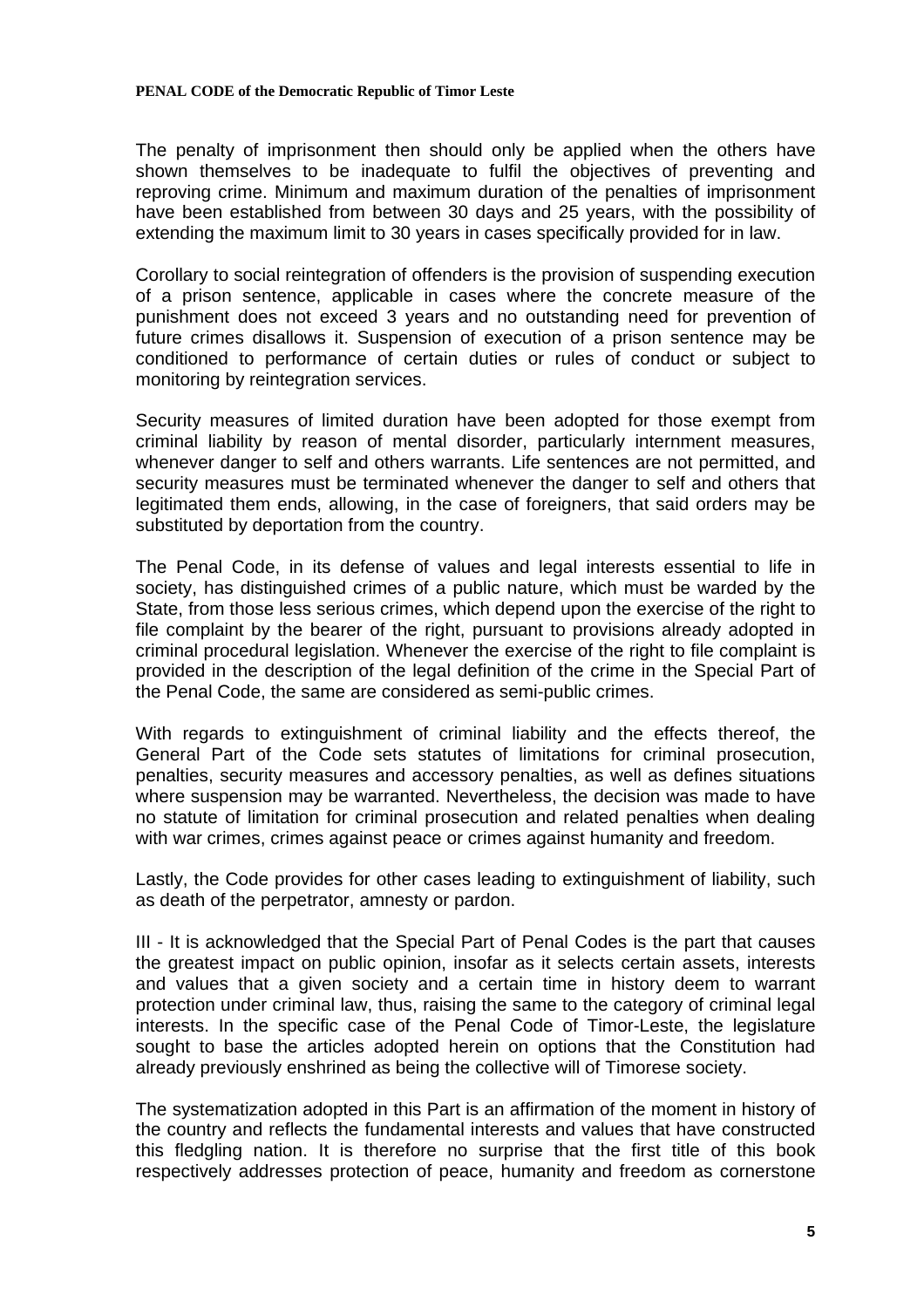The penalty of imprisonment then should only be applied when the others have shown themselves to be inadequate to fulfil the objectives of preventing and reproving crime. Minimum and maximum duration of the penalties of imprisonment have been established from between 30 days and 25 years, with the possibility of extending the maximum limit to 30 years in cases specifically provided for in law.

Corollary to social reintegration of offenders is the provision of suspending execution of a prison sentence, applicable in cases where the concrete measure of the punishment does not exceed 3 years and no outstanding need for prevention of future crimes disallows it. Suspension of execution of a prison sentence may be conditioned to performance of certain duties or rules of conduct or subject to monitoring by reintegration services.

Security measures of limited duration have been adopted for those exempt from criminal liability by reason of mental disorder, particularly internment measures, whenever danger to self and others warrants. Life sentences are not permitted, and security measures must be terminated whenever the danger to self and others that legitimated them ends, allowing, in the case of foreigners, that said orders may be substituted by deportation from the country.

The Penal Code, in its defense of values and legal interests essential to life in society, has distinguished crimes of a public nature, which must be warded by the State, from those less serious crimes, which depend upon the exercise of the right to file complaint by the bearer of the right, pursuant to provisions already adopted in criminal procedural legislation. Whenever the exercise of the right to file complaint is provided in the description of the legal definition of the crime in the Special Part of the Penal Code, the same are considered as semi-public crimes.

With regards to extinguishment of criminal liability and the effects thereof, the General Part of the Code sets statutes of limitations for criminal prosecution, penalties, security measures and accessory penalties, as well as defines situations where suspension may be warranted. Nevertheless, the decision was made to have no statute of limitation for criminal prosecution and related penalties when dealing with war crimes, crimes against peace or crimes against humanity and freedom.

Lastly, the Code provides for other cases leading to extinguishment of liability, such as death of the perpetrator, amnesty or pardon.

III - It is acknowledged that the Special Part of Penal Codes is the part that causes the greatest impact on public opinion, insofar as it selects certain assets, interests and values that a given society and a certain time in history deem to warrant protection under criminal law, thus, raising the same to the category of criminal legal interests. In the specific case of the Penal Code of Timor-Leste, the legislature sought to base the articles adopted herein on options that the Constitution had already previously enshrined as being the collective will of Timorese society.

The systematization adopted in this Part is an affirmation of the moment in history of the country and reflects the fundamental interests and values that have constructed this fledgling nation. It is therefore no surprise that the first title of this book respectively addresses protection of peace, humanity and freedom as cornerstone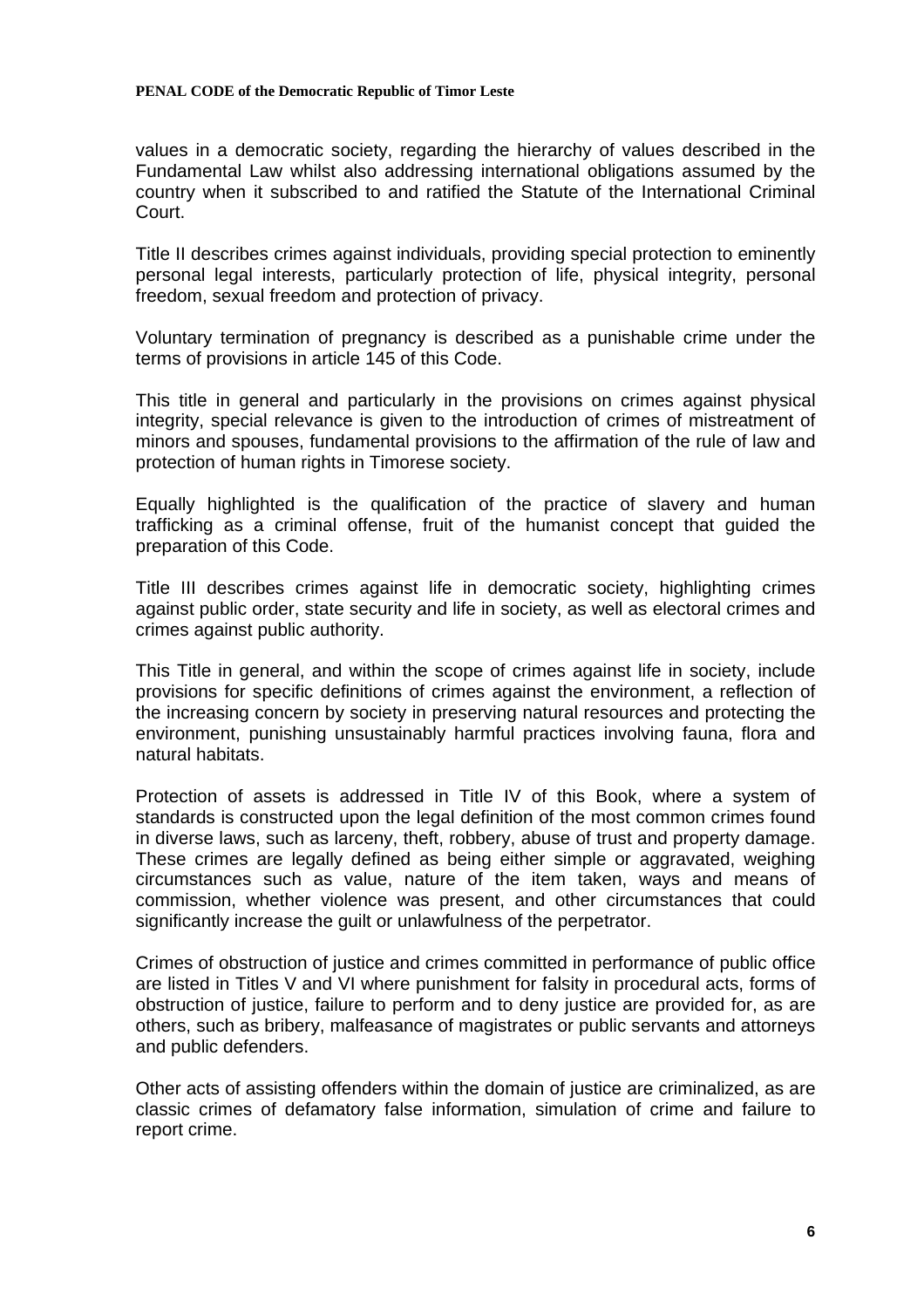values in a democratic society, regarding the hierarchy of values described in the Fundamental Law whilst also addressing international obligations assumed by the country when it subscribed to and ratified the Statute of the International Criminal Court.

Title II describes crimes against individuals, providing special protection to eminently personal legal interests, particularly protection of life, physical integrity, personal freedom, sexual freedom and protection of privacy.

Voluntary termination of pregnancy is described as a punishable crime under the terms of provisions in article 145 of this Code.

This title in general and particularly in the provisions on crimes against physical integrity, special relevance is given to the introduction of crimes of mistreatment of minors and spouses, fundamental provisions to the affirmation of the rule of law and protection of human rights in Timorese society.

Equally highlighted is the qualification of the practice of slavery and human trafficking as a criminal offense, fruit of the humanist concept that guided the preparation of this Code.

Title III describes crimes against life in democratic society, highlighting crimes against public order, state security and life in society, as well as electoral crimes and crimes against public authority.

This Title in general, and within the scope of crimes against life in society, include provisions for specific definitions of crimes against the environment, a reflection of the increasing concern by society in preserving natural resources and protecting the environment, punishing unsustainably harmful practices involving fauna, flora and natural habitats.

Protection of assets is addressed in Title IV of this Book, where a system of standards is constructed upon the legal definition of the most common crimes found in diverse laws, such as larceny, theft, robbery, abuse of trust and property damage. These crimes are legally defined as being either simple or aggravated, weighing circumstances such as value, nature of the item taken, ways and means of commission, whether violence was present, and other circumstances that could significantly increase the guilt or unlawfulness of the perpetrator.

Crimes of obstruction of justice and crimes committed in performance of public office are listed in Titles V and VI where punishment for falsity in procedural acts, forms of obstruction of justice, failure to perform and to deny justice are provided for, as are others, such as bribery, malfeasance of magistrates or public servants and attorneys and public defenders.

Other acts of assisting offenders within the domain of justice are criminalized, as are classic crimes of defamatory false information, simulation of crime and failure to report crime.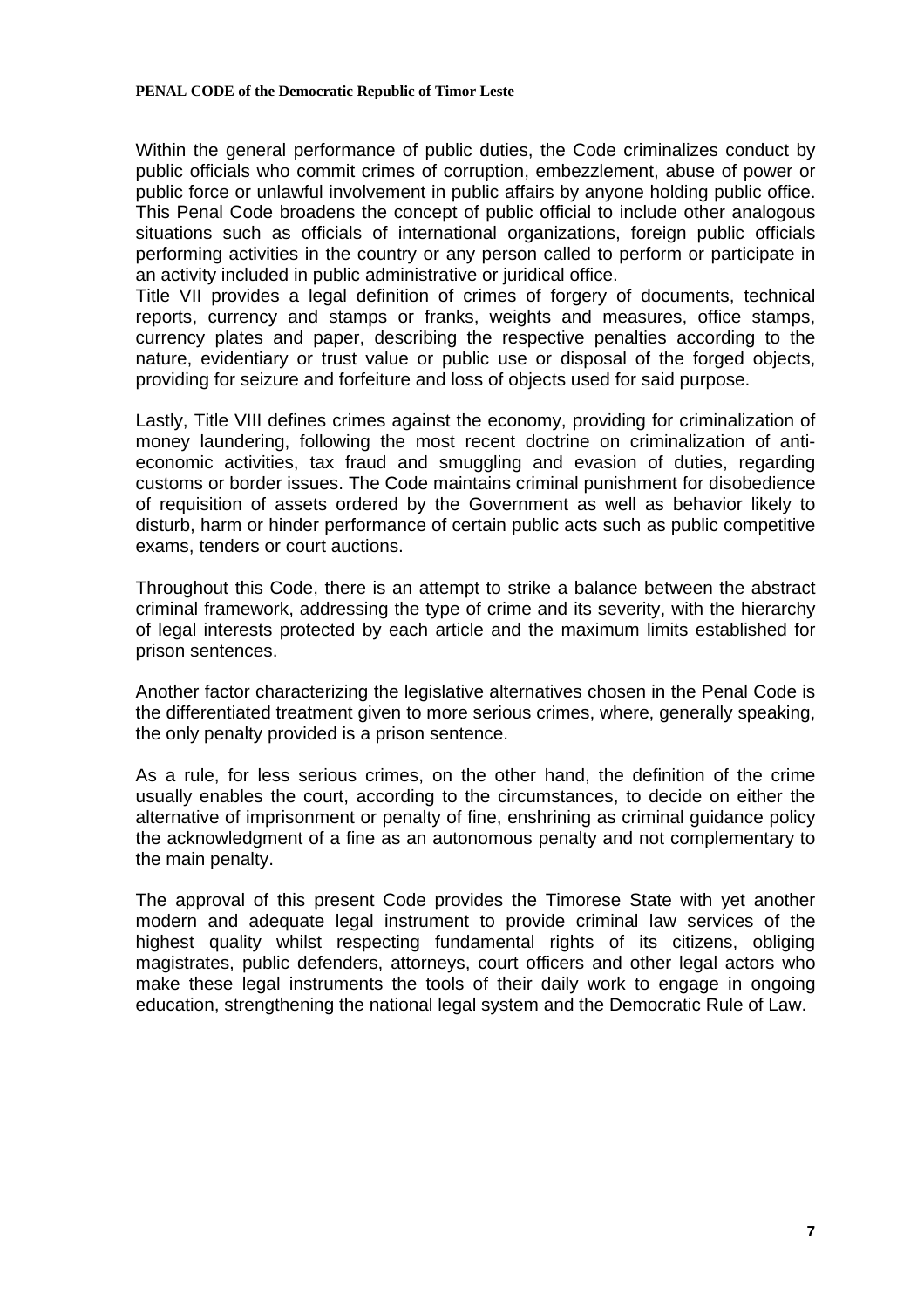Within the general performance of public duties, the Code criminalizes conduct by public officials who commit crimes of corruption, embezzlement, abuse of power or public force or unlawful involvement in public affairs by anyone holding public office. This Penal Code broadens the concept of public official to include other analogous situations such as officials of international organizations, foreign public officials performing activities in the country or any person called to perform or participate in an activity included in public administrative or juridical office.
Title VII provides a legal definition of crimes of forgery of documents, technical reports, currency and stamps or franks, weights and measures, office stamps, currency plates and paper, describing the respective penalties according to the nature, evidentiary or trust value or public use or disposal of the forged objects, providing for seizure and forfeiture and loss of objects used for said purpose.

Lastly, Title VIII defines crimes against the economy, providing for criminalization of money laundering, following the most recent doctrine on criminalization of anti-economic activities, tax fraud and smuggling and evasion of duties, regarding customs or border issues. The Code maintains criminal punishment for disobedience of requisition of assets ordered by the Government as well as behavior likely to disturb, harm or hinder performance of certain public acts such as public competitive exams, tenders or court auctions.

Throughout this Code, there is an attempt to strike a balance between the abstract criminal framework, addressing the type of crime and its severity, with the hierarchy of legal interests protected by each article and the maximum limits established for prison sentences.

Another factor characterizing the legislative alternatives chosen in the Penal Code is the differentiated treatment given to more serious crimes, where, generally speaking, the only penalty provided is a prison sentence.

As a rule, for less serious crimes, on the other hand, the definition of the crime usually enables the court, according to the circumstances, to decide on either the alternative of imprisonment or penalty of fine, enshrining as criminal guidance policy the acknowledgment of a fine as an autonomous penalty and not complementary to the main penalty.

The approval of this present Code provides the Timorese State with yet another modern and adequate legal instrument to provide criminal law services of the highest quality whilst respecting fundamental rights of its citizens, obliging magistrates, public defenders, attorneys, court officers and other legal actors who make these legal instruments the tools of their daily work to engage in ongoing education, strengthening the national legal system and the Democratic Rule of Law.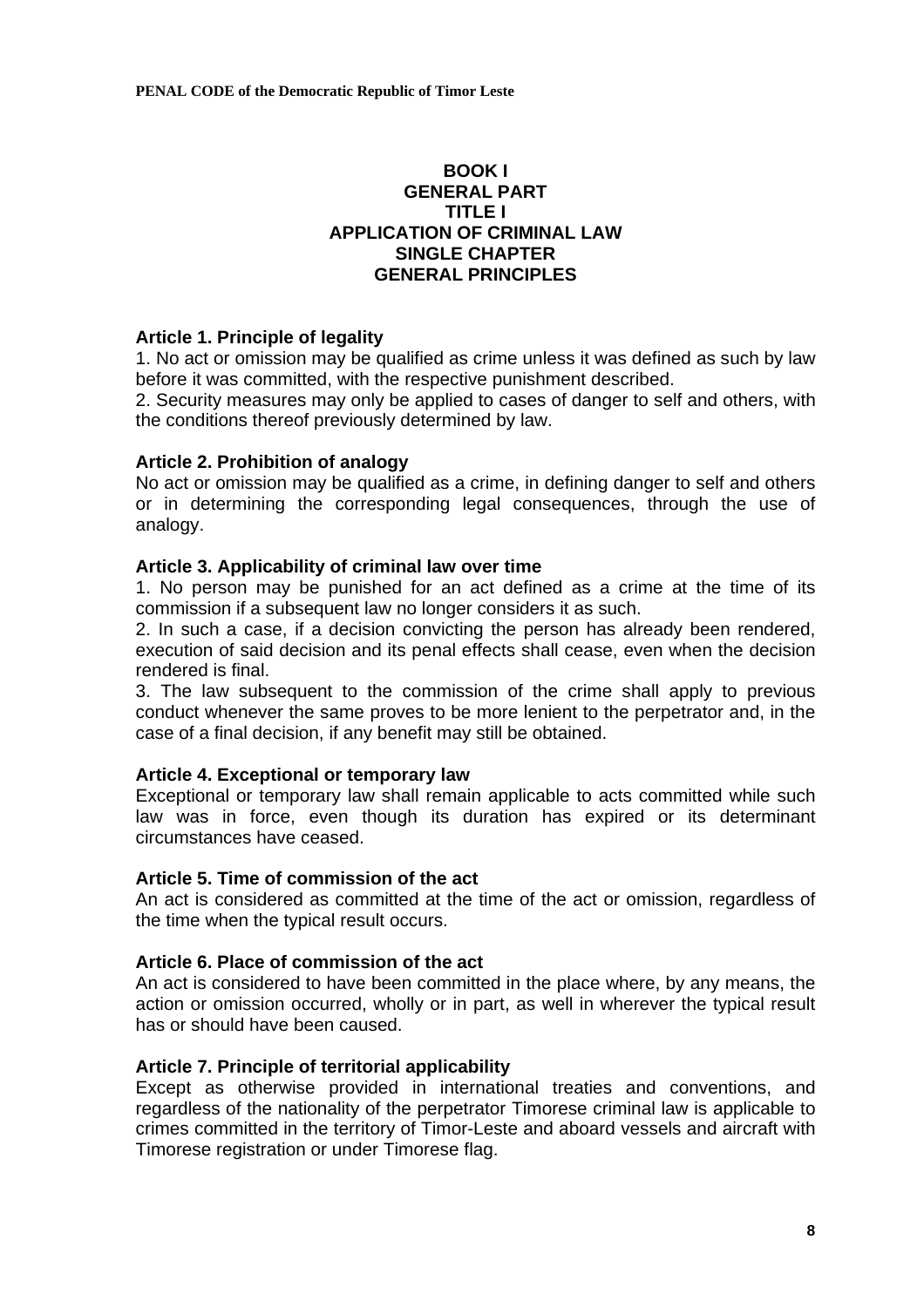# BOOK I
# GENERAL PART
## TITLE I
## APPLICATION OF CRIMINAL LAW
### SINGLE CHAPTER
### GENERAL PRINCIPLES

**Article 1. Principle of legality**

1. No act or omission may be qualified as crime unless it was defined as such by law before it was committed, with the respective punishment described.
2. Security measures may only be applied to cases of danger to self and others, with the conditions thereof previously determined by law.

**Article 2. Prohibition of analogy**

No act or omission may be qualified as a crime, in defining danger to self and others or in determining the corresponding legal consequences, through the use of analogy.

**Article 3. Applicability of criminal law over time**

1. No person may be punished for an act defined as a crime at the time of its commission if a subsequent law no longer considers it as such.
2. In such a case, if a decision convicting the person has already been rendered, execution of said decision and its penal effects shall cease, even when the decision rendered is final.
3. The law subsequent to the commission of the crime shall apply to previous conduct whenever the same proves to be more lenient to the perpetrator and, in the case of a final decision, if any benefit may still be obtained.

**Article 4. Exceptional or temporary law**

Exceptional or temporary law shall remain applicable to acts committed while such law was in force, even though its duration has expired or its determinant circumstances have ceased.

**Article 5. Time of commission of the act**

An act is considered as committed at the time of the act or omission, regardless of the time when the typical result occurs.

**Article 6. Place of commission of the act**

An act is considered to have been committed in the place where, by any means, the action or omission occurred, wholly or in part, as well in wherever the typical result has or should have been caused.

**Article 7. Principle of territorial applicability**

Except as otherwise provided in international treaties and conventions, and regardless of the nationality of the perpetrator Timorese criminal law is applicable to crimes committed in the territory of Timor-Leste and aboard vessels and aircraft with Timorese registration or under Timorese flag.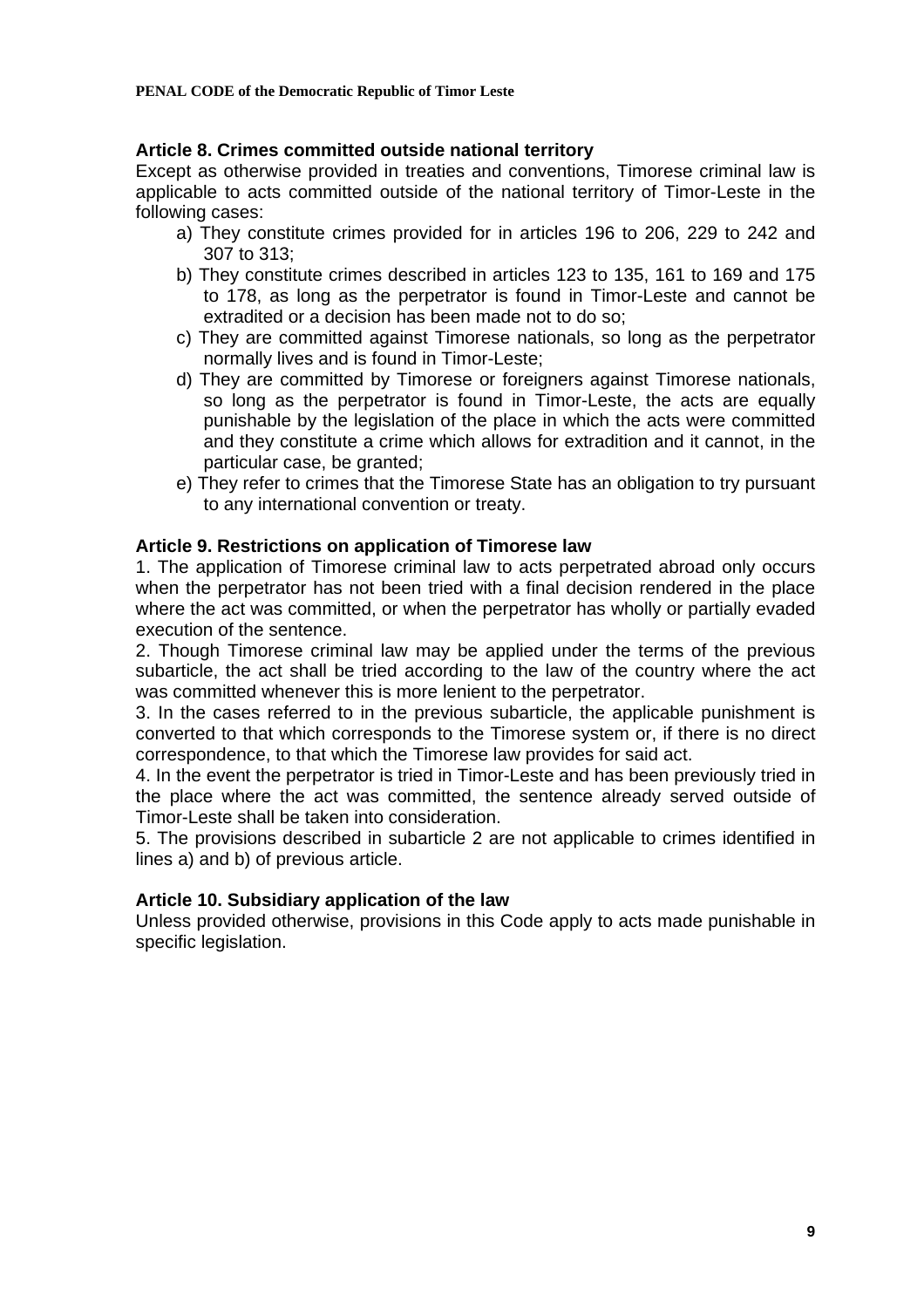### Article 8. Crimes committed outside national territory

Except as otherwise provided in treaties and conventions, Timorese criminal law is applicable to acts committed outside of the national territory of Timor-Leste in the following cases:

a) They constitute crimes provided for in articles 196 to 206, 229 to 242 and 307 to 313;
b) They constitute crimes described in articles 123 to 135, 161 to 169 and 175 to 178, as long as the perpetrator is found in Timor-Leste and cannot be extradited or a decision has been made not to do so;
c) They are committed against Timorese nationals, so long as the perpetrator normally lives and is found in Timor-Leste;
d) They are committed by Timorese or foreigners against Timorese nationals, so long as the perpetrator is found in Timor-Leste, the acts are equally punishable by the legislation of the place in which the acts were committed and they constitute a crime which allows for extradition and it cannot, in the particular case, be granted;
e) They refer to crimes that the Timorese State has an obligation to try pursuant to any international convention or treaty.

### Article 9. Restrictions on application of Timorese law

1. The application of Timorese criminal law to acts perpetrated abroad only occurs when the perpetrator has not been tried with a final decision rendered in the place where the act was committed, or when the perpetrator has wholly or partially evaded execution of the sentence.
2. Though Timorese criminal law may be applied under the terms of the previous subarticle, the act shall be tried according to the law of the country where the act was committed whenever this is more lenient to the perpetrator.
3. In the cases referred to in the previous subarticle, the applicable punishment is converted to that which corresponds to the Timorese system or, if there is no direct correspondence, to that which the Timorese law provides for said act.
4. In the event the perpetrator is tried in Timor-Leste and has been previously tried in the place where the act was committed, the sentence already served outside of Timor-Leste shall be taken into consideration.
5. The provisions described in subarticle 2 are not applicable to crimes identified in lines a) and b) of previous article.

### Article 10. Subsidiary application of the law

Unless provided otherwise, provisions in this Code apply to acts made punishable in specific legislation.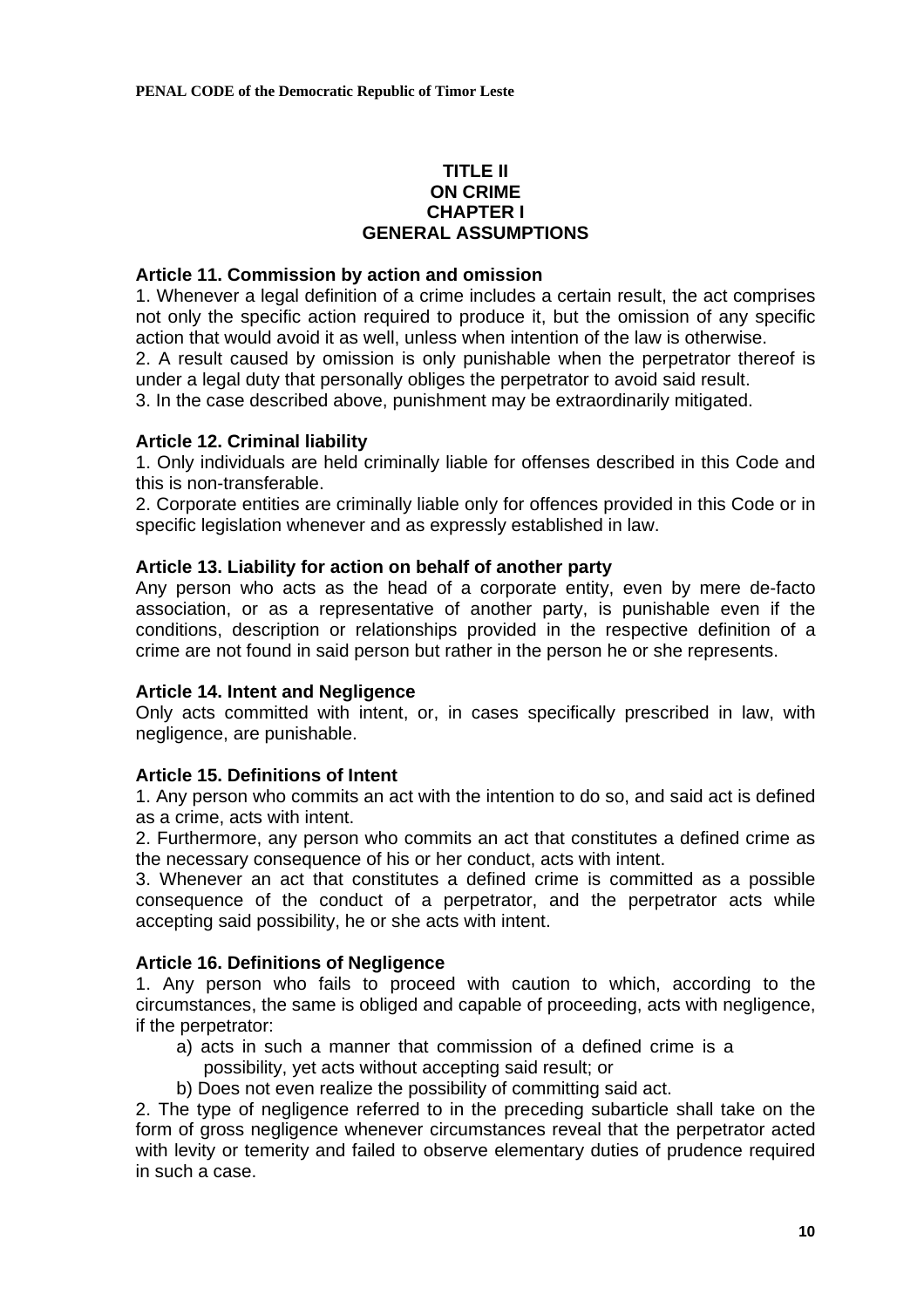# TITLE II
# ON CRIME
## CHAPTER I
## GENERAL ASSUMPTIONS

### Article 11. Commission by action and omission

1. Whenever a legal definition of a crime includes a certain result, the act comprises not only the specific action required to produce it, but the omission of any specific action that would avoid it as well, unless when intention of the law is otherwise.
2. A result caused by omission is only punishable when the perpetrator thereof is under a legal duty that personally obliges the perpetrator to avoid said result.
3. In the case described above, punishment may be extraordinarily mitigated.

### Article 12. Criminal liability

1. Only individuals are held criminally liable for offenses described in this Code and this is non-transferable.
2. Corporate entities are criminally liable only for offences provided in this Code or in specific legislation whenever and as expressly established in law.

### Article 13. Liability for action on behalf of another party

Any person who acts as the head of a corporate entity, even by mere de-facto association, or as a representative of another party, is punishable even if the conditions, description or relationships provided in the respective definition of a crime are not found in said person but rather in the person he or she represents.

### Article 14. Intent and Negligence

Only acts committed with intent, or, in cases specifically prescribed in law, with negligence, are punishable.

### Article 15. Definitions of Intent

1. Any person who commits an act with the intention to do so, and said act is defined as a crime, acts with intent.
2. Furthermore, any person who commits an act that constitutes a defined crime as the necessary consequence of his or her conduct, acts with intent.
3. Whenever an act that constitutes a defined crime is committed as a possible consequence of the conduct of a perpetrator, and the perpetrator acts while accepting said possibility, he or she acts with intent.

### Article 16. Definitions of Negligence

1. Any person who fails to proceed with caution to which, according to the circumstances, the same is obliged and capable of proceeding, acts with negligence, if the perpetrator:
   a) acts in such a manner that commission of a defined crime is a possibility, yet acts without accepting said result; or
   b) Does not even realize the possibility of committing said act.
2. The type of negligence referred to in the preceding subarticle shall take on the form of gross negligence whenever circumstances reveal that the perpetrator acted with levity or temerity and failed to observe elementary duties of prudence required in such a case.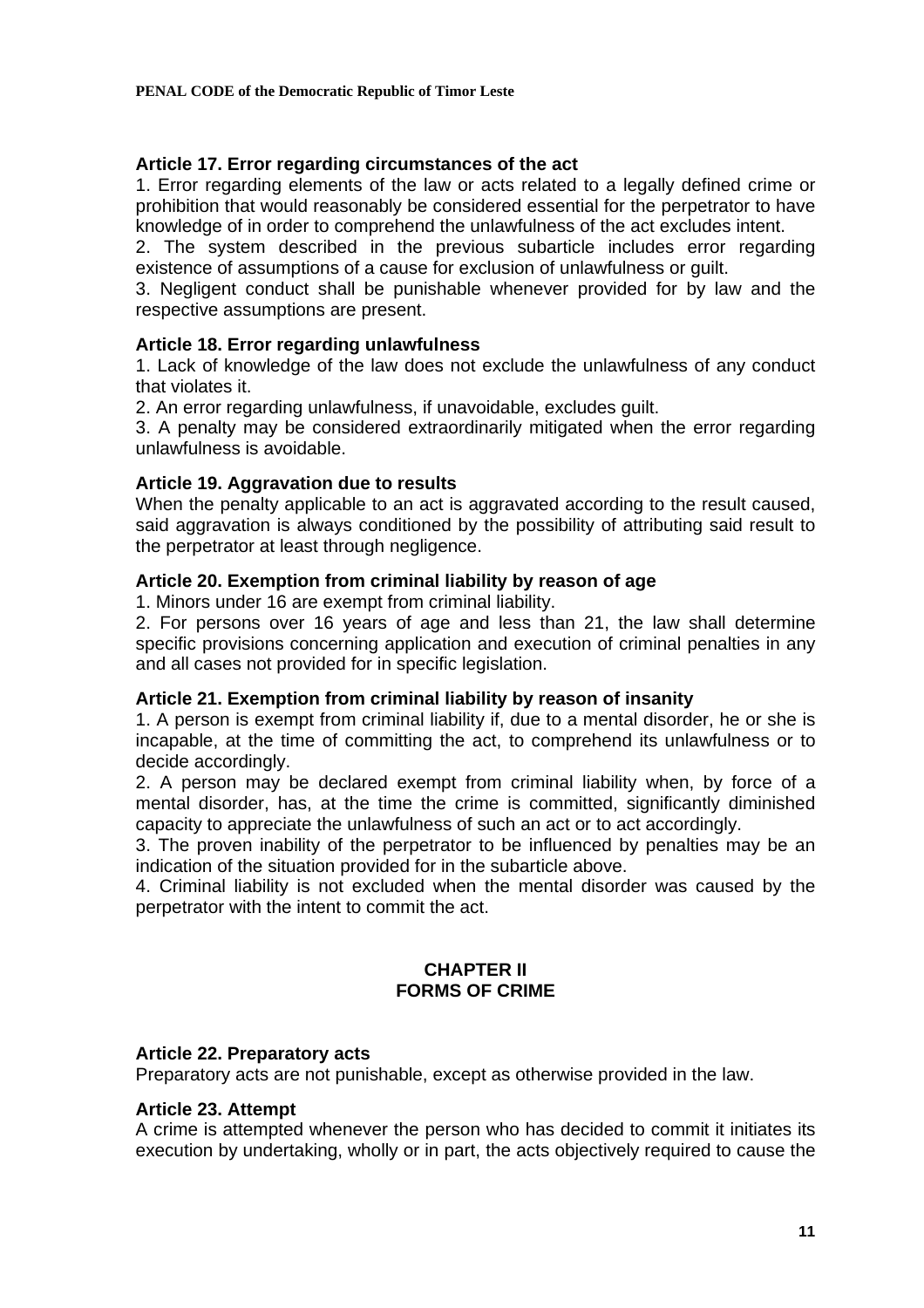### Article 17. Error regarding circumstances of the act

1. Error regarding elements of the law or acts related to a legally defined crime or prohibition that would reasonably be considered essential for the perpetrator to have knowledge of in order to comprehend the unlawfulness of the act excludes intent.
2. The system described in the previous subarticle includes error regarding existence of assumptions of a cause for exclusion of unlawfulness or guilt.
3. Negligent conduct shall be punishable whenever provided for by law and the respective assumptions are present.

### Article 18. Error regarding unlawfulness

1. Lack of knowledge of the law does not exclude the unlawfulness of any conduct that violates it.
2. An error regarding unlawfulness, if unavoidable, excludes guilt.
3. A penalty may be considered extraordinarily mitigated when the error regarding unlawfulness is avoidable.

### Article 19. Aggravation due to results

When the penalty applicable to an act is aggravated according to the result caused, said aggravation is always conditioned by the possibility of attributing said result to the perpetrator at least through negligence.

### Article 20. Exemption from criminal liability by reason of age

1. Minors under 16 are exempt from criminal liability.
2. For persons over 16 years of age and less than 21, the law shall determine specific provisions concerning application and execution of criminal penalties in any and all cases not provided for in specific legislation.

### Article 21. Exemption from criminal liability by reason of insanity

1. A person is exempt from criminal liability if, due to a mental disorder, he or she is incapable, at the time of committing the act, to comprehend its unlawfulness or to decide accordingly.
2. A person may be declared exempt from criminal liability when, by force of a mental disorder, has, at the time the crime is committed, significantly diminished capacity to appreciate the unlawfulness of such an act or to act accordingly.
3. The proven inability of the perpetrator to be influenced by penalties may be an indication of the situation provided for in the subarticle above.
4. Criminal liability is not excluded when the mental disorder was caused by the perpetrator with the intent to commit the act.

## CHAPTER II
## FORMS OF CRIME

### Article 22. Preparatory acts

Preparatory acts are not punishable, except as otherwise provided in the law.

### Article 23. Attempt

A crime is attempted whenever the person who has decided to commit it initiates its execution by undertaking, wholly or in part, the acts objectively required to cause the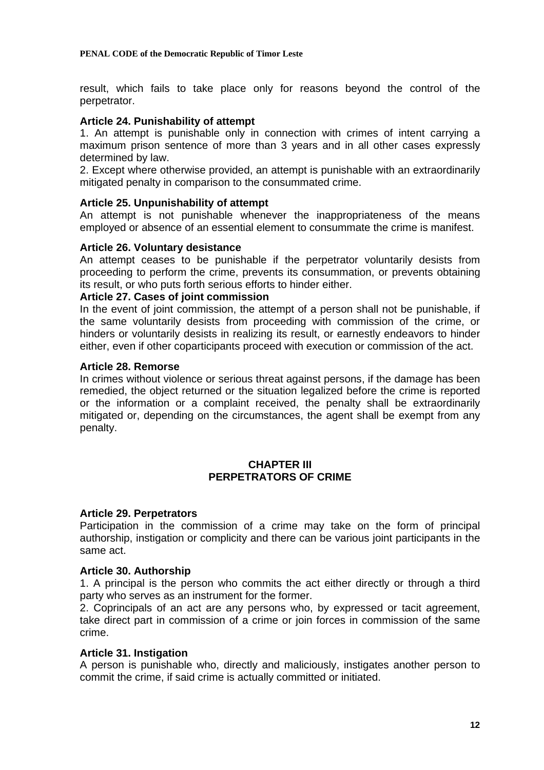result, which fails to take place only for reasons beyond the control of the perpetrator.

### Article 24. Punishability of attempt

1. An attempt is punishable only in connection with crimes of intent carrying a maximum prison sentence of more than 3 years and in all other cases expressly determined by law.
2. Except where otherwise provided, an attempt is punishable with an extraordinarily mitigated penalty in comparison to the consummated crime.

### Article 25. Unpunishability of attempt

An attempt is not punishable whenever the inappropriateness of the means employed or absence of an essential element to consummate the crime is manifest.

### Article 26. Voluntary desistance

An attempt ceases to be punishable if the perpetrator voluntarily desists from proceeding to perform the crime, prevents its consummation, or prevents obtaining its result, or who puts forth serious efforts to hinder either.

### Article 27. Cases of joint commission

In the event of joint commission, the attempt of a person shall not be punishable, if the same voluntarily desists from proceeding with commission of the crime, or hinders or voluntarily desists in realizing its result, or earnestly endeavors to hinder either, even if other coparticipants proceed with execution or commission of the act.

### Article 28. Remorse

In crimes without violence or serious threat against persons, if the damage has been remedied, the object returned or the situation legalized before the crime is reported or the information or a complaint received, the penalty shall be extraordinarily mitigated or, depending on the circumstances, the agent shall be exempt from any penalty.

## CHAPTER III
## PERPETRATORS OF CRIME

### Article 29. Perpetrators

Participation in the commission of a crime may take on the form of principal authorship, instigation or complicity and there can be various joint participants in the same act.

### Article 30. Authorship

1. A principal is the person who commits the act either directly or through a third party who serves as an instrument for the former.
2. Coprincipals of an act are any persons who, by expressed or tacit agreement, take direct part in commission of a crime or join forces in commission of the same crime.

### Article 31. Instigation

A person is punishable who, directly and maliciously, instigates another person to commit the crime, if said crime is actually committed or initiated.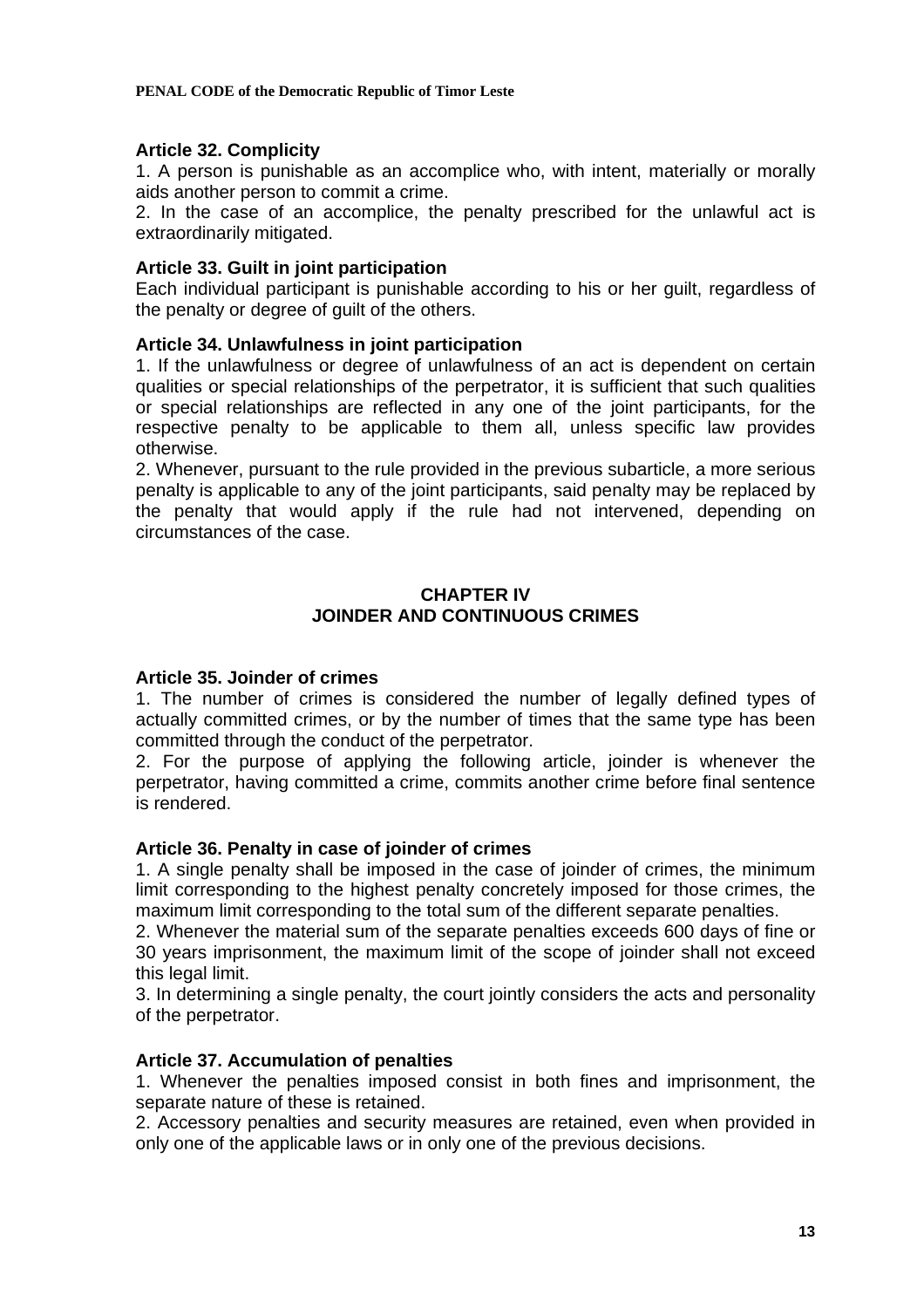### Article 32. Complicity

1. A person is punishable as an accomplice who, with intent, materially or morally aids another person to commit a crime.
2. In the case of an accomplice, the penalty prescribed for the unlawful act is extraordinarily mitigated.

### Article 33. Guilt in joint participation

Each individual participant is punishable according to his or her guilt, regardless of the penalty or degree of guilt of the others.

### Article 34. Unlawfulness in joint participation

1. If the unlawfulness or degree of unlawfulness of an act is dependent on certain qualities or special relationships of the perpetrator, it is sufficient that such qualities or special relationships are reflected in any one of the joint participants, for the respective penalty to be applicable to them all, unless specific law provides otherwise.
2. Whenever, pursuant to the rule provided in the previous subarticle, a more serious penalty is applicable to any of the joint participants, said penalty may be replaced by the penalty that would apply if the rule had not intervened, depending on circumstances of the case.

## CHAPTER IV
## JOINDER AND CONTINUOUS CRIMES

### Article 35. Joinder of crimes

1. The number of crimes is considered the number of legally defined types of actually committed crimes, or by the number of times that the same type has been committed through the conduct of the perpetrator.
2. For the purpose of applying the following article, joinder is whenever the perpetrator, having committed a crime, commits another crime before final sentence is rendered.

### Article 36. Penalty in case of joinder of crimes

1. A single penalty shall be imposed in the case of joinder of crimes, the minimum limit corresponding to the highest penalty concretely imposed for those crimes, the maximum limit corresponding to the total sum of the different separate penalties.
2. Whenever the material sum of the separate penalties exceeds 600 days of fine or 30 years imprisonment, the maximum limit of the scope of joinder shall not exceed this legal limit.
3. In determining a single penalty, the court jointly considers the acts and personality of the perpetrator.

### Article 37. Accumulation of penalties

1. Whenever the penalties imposed consist in both fines and imprisonment, the separate nature of these is retained.
2. Accessory penalties and security measures are retained, even when provided in only one of the applicable laws or in only one of the previous decisions.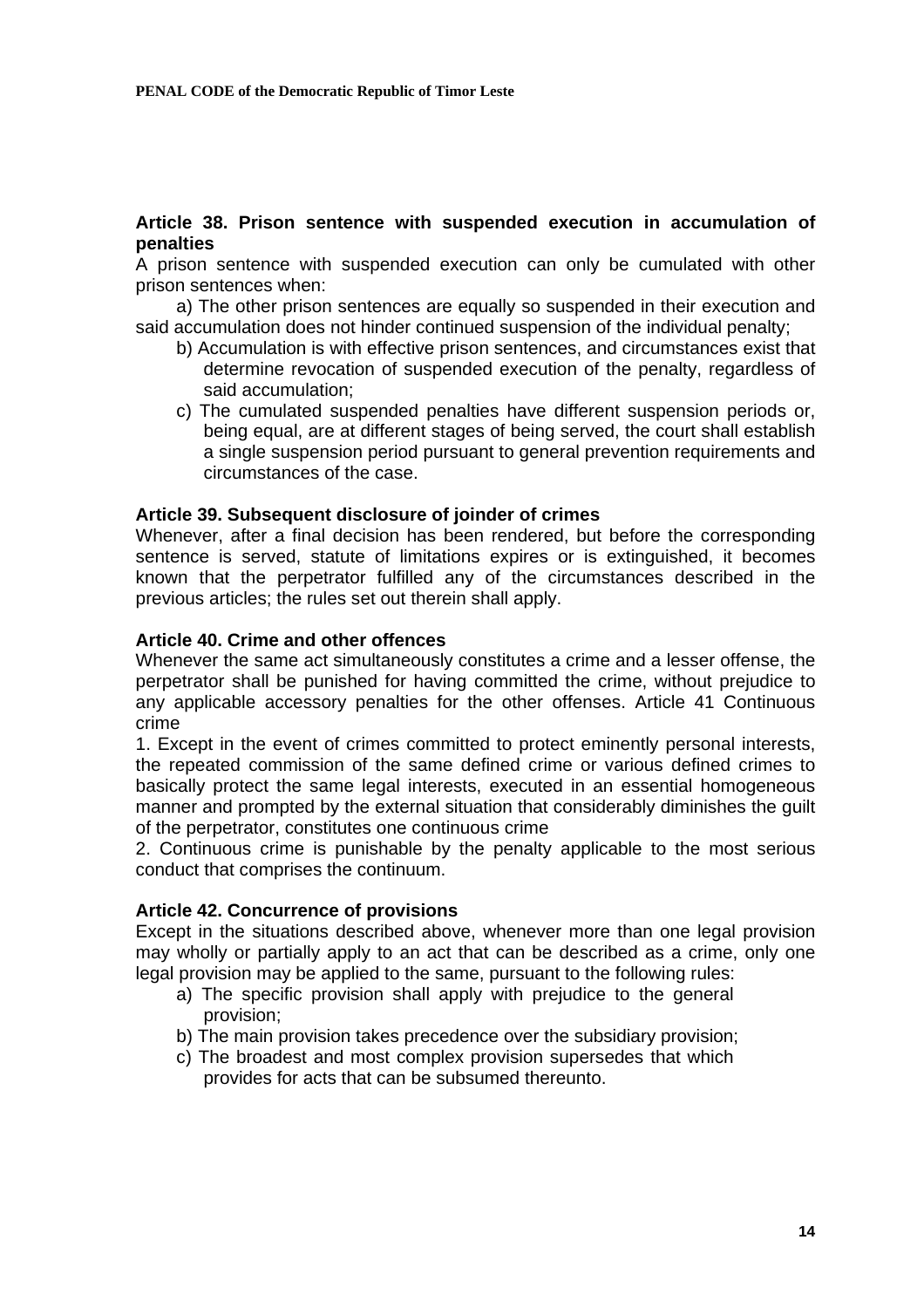**Article 38. Prison sentence with suspended execution in accumulation of penalties**

A prison sentence with suspended execution can only be cumulated with other prison sentences when:

a) The other prison sentences are equally so suspended in their execution and said accumulation does not hinder continued suspension of the individual penalty;

b) Accumulation is with effective prison sentences, and circumstances exist that determine revocation of suspended execution of the penalty, regardless of said accumulation;

c) The cumulated suspended penalties have different suspension periods or, being equal, are at different stages of being served, the court shall establish a single suspension period pursuant to general prevention requirements and circumstances of the case.

**Article 39. Subsequent disclosure of joinder of crimes**

Whenever, after a final decision has been rendered, but before the corresponding sentence is served, statute of limitations expires or is extinguished, it becomes known that the perpetrator fulfilled any of the circumstances described in the previous articles; the rules set out therein shall apply.

**Article 40. Crime and other offences**

Whenever the same act simultaneously constitutes a crime and a lesser offense, the perpetrator shall be punished for having committed the crime, without prejudice to any applicable accessory penalties for the other offenses. Article 41 Continuous crime

1. Except in the event of crimes committed to protect eminently personal interests, the repeated commission of the same defined crime or various defined crimes to basically protect the same legal interests, executed in an essential homogeneous manner and prompted by the external situation that considerably diminishes the guilt of the perpetrator, constitutes one continuous crime

2. Continuous crime is punishable by the penalty applicable to the most serious conduct that comprises the continuum.

**Article 42. Concurrence of provisions**

Except in the situations described above, whenever more than one legal provision may wholly or partially apply to an act that can be described as a crime, only one legal provision may be applied to the same, pursuant to the following rules:

a) The specific provision shall apply with prejudice to the general provision;

b) The main provision takes precedence over the subsidiary provision;

c) The broadest and most complex provision supersedes that which provides for acts that can be subsumed thereunto.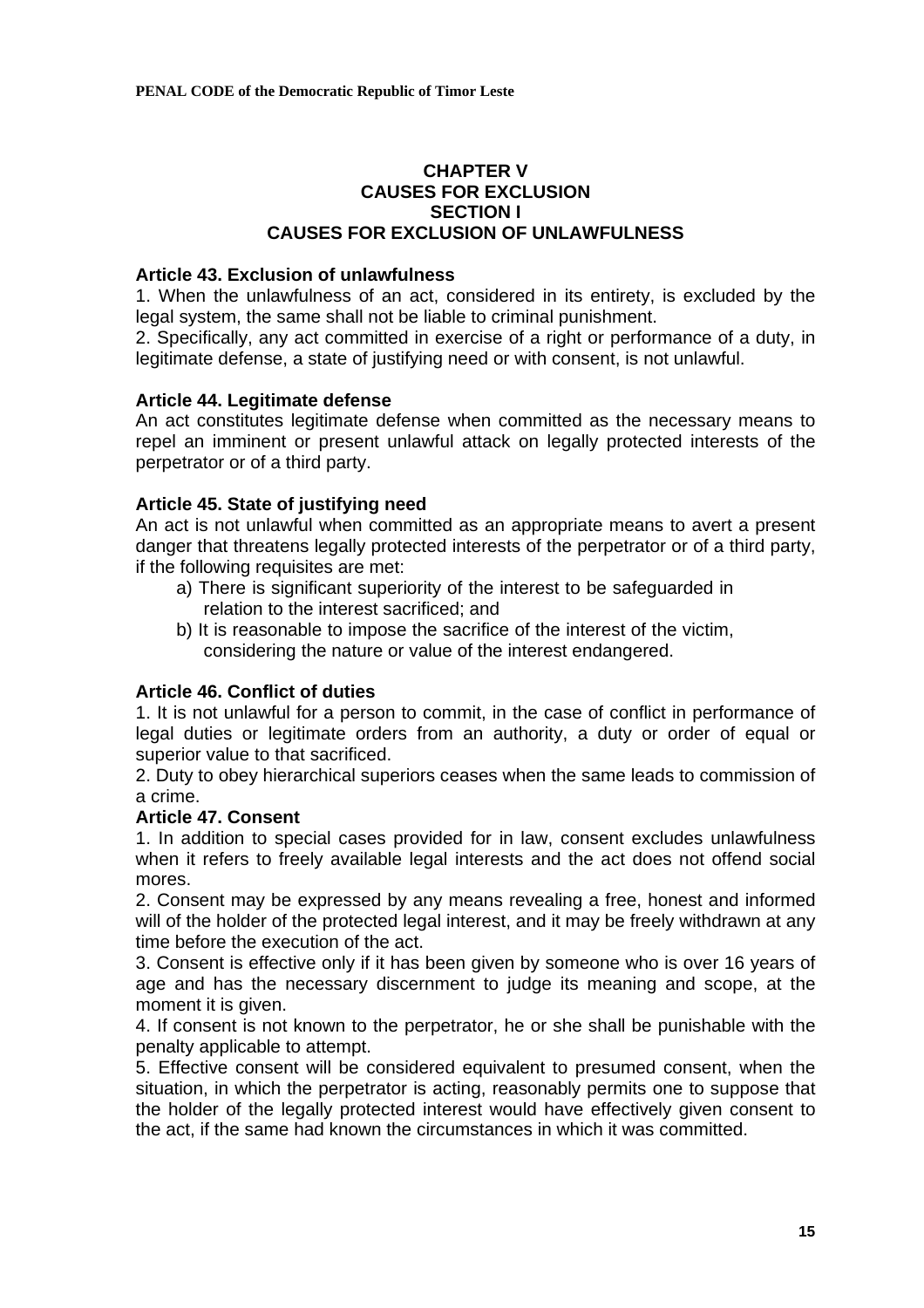## CHAPTER V
## CAUSES FOR EXCLUSION
### SECTION I
### CAUSES FOR EXCLUSION OF UNLAWFULNESS

**Article 43. Exclusion of unlawfulness**

1. When the unlawfulness of an act, considered in its entirety, is excluded by the legal system, the same shall not be liable to criminal punishment.
2. Specifically, any act committed in exercise of a right or performance of a duty, in legitimate defense, a state of justifying need or with consent, is not unlawful.

**Article 44. Legitimate defense**

An act constitutes legitimate defense when committed as the necessary means to repel an imminent or present unlawful attack on legally protected interests of the perpetrator or of a third party.

**Article 45. State of justifying need**

An act is not unlawful when committed as an appropriate means to avert a present danger that threatens legally protected interests of the perpetrator or of a third party, if the following requisites are met:

a) There is significant superiority of the interest to be safeguarded in relation to the interest sacrificed; and
b) It is reasonable to impose the sacrifice of the interest of the victim, considering the nature or value of the interest endangered.

**Article 46. Conflict of duties**

1. It is not unlawful for a person to commit, in the case of conflict in performance of legal duties or legitimate orders from an authority, a duty or order of equal or superior value to that sacrificed.
2. Duty to obey hierarchical superiors ceases when the same leads to commission of a crime.

**Article 47. Consent**

1. In addition to special cases provided for in law, consent excludes unlawfulness when it refers to freely available legal interests and the act does not offend social mores.
2. Consent may be expressed by any means revealing a free, honest and informed will of the holder of the protected legal interest, and it may be freely withdrawn at any time before the execution of the act.
3. Consent is effective only if it has been given by someone who is over 16 years of age and has the necessary discernment to judge its meaning and scope, at the moment it is given.
4. If consent is not known to the perpetrator, he or she shall be punishable with the penalty applicable to attempt.
5. Effective consent will be considered equivalent to presumed consent, when the situation, in which the perpetrator is acting, reasonably permits one to suppose that the holder of the legally protected interest would have effectively given consent to the act, if the same had known the circumstances in which it was committed.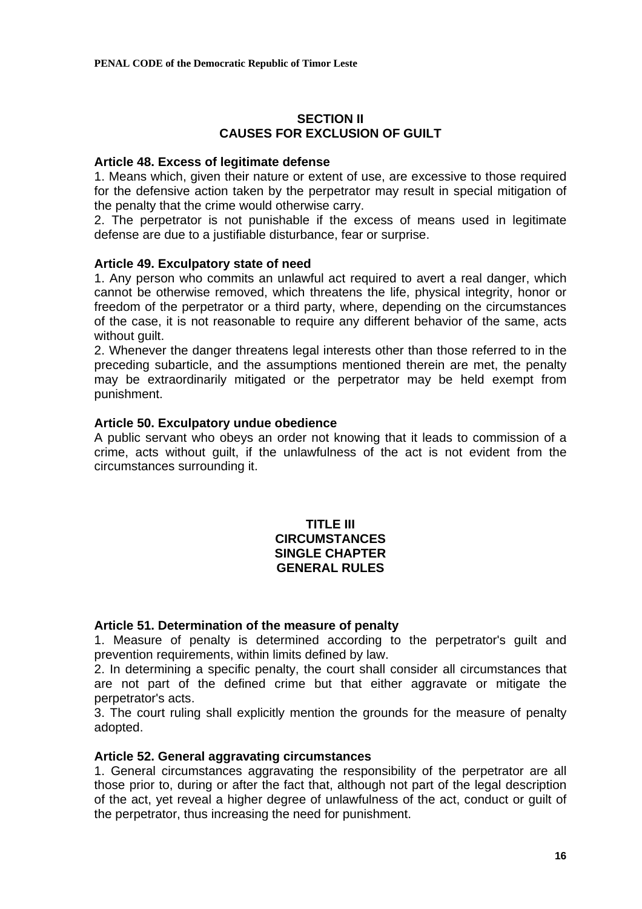## SECTION II
## CAUSES FOR EXCLUSION OF GUILT

**Article 48. Excess of legitimate defense**

1. Means which, given their nature or extent of use, are excessive to those required for the defensive action taken by the perpetrator may result in special mitigation of the penalty that the crime would otherwise carry.
2. The perpetrator is not punishable if the excess of means used in legitimate defense are due to a justifiable disturbance, fear or surprise.

**Article 49. Exculpatory state of need**

1. Any person who commits an unlawful act required to avert a real danger, which cannot be otherwise removed, which threatens the life, physical integrity, honor or freedom of the perpetrator or a third party, where, depending on the circumstances of the case, it is not reasonable to require any different behavior of the same, acts without guilt.
2. Whenever the danger threatens legal interests other than those referred to in the preceding subarticle, and the assumptions mentioned therein are met, the penalty may be extraordinarily mitigated or the perpetrator may be held exempt from punishment.

**Article 50. Exculpatory undue obedience**

A public servant who obeys an order not knowing that it leads to commission of a crime, acts without guilt, if the unlawfulness of the act is not evident from the circumstances surrounding it.

# TITLE III
# CIRCUMSTANCES
## SINGLE CHAPTER
## GENERAL RULES

**Article 51. Determination of the measure of penalty**

1. Measure of penalty is determined according to the perpetrator's guilt and prevention requirements, within limits defined by law.
2. In determining a specific penalty, the court shall consider all circumstances that are not part of the defined crime but that either aggravate or mitigate the perpetrator's acts.
3. The court ruling shall explicitly mention the grounds for the measure of penalty adopted.

**Article 52. General aggravating circumstances**

1. General circumstances aggravating the responsibility of the perpetrator are all those prior to, during or after the fact that, although not part of the legal description of the act, yet reveal a higher degree of unlawfulness of the act, conduct or guilt of the perpetrator, thus increasing the need for punishment.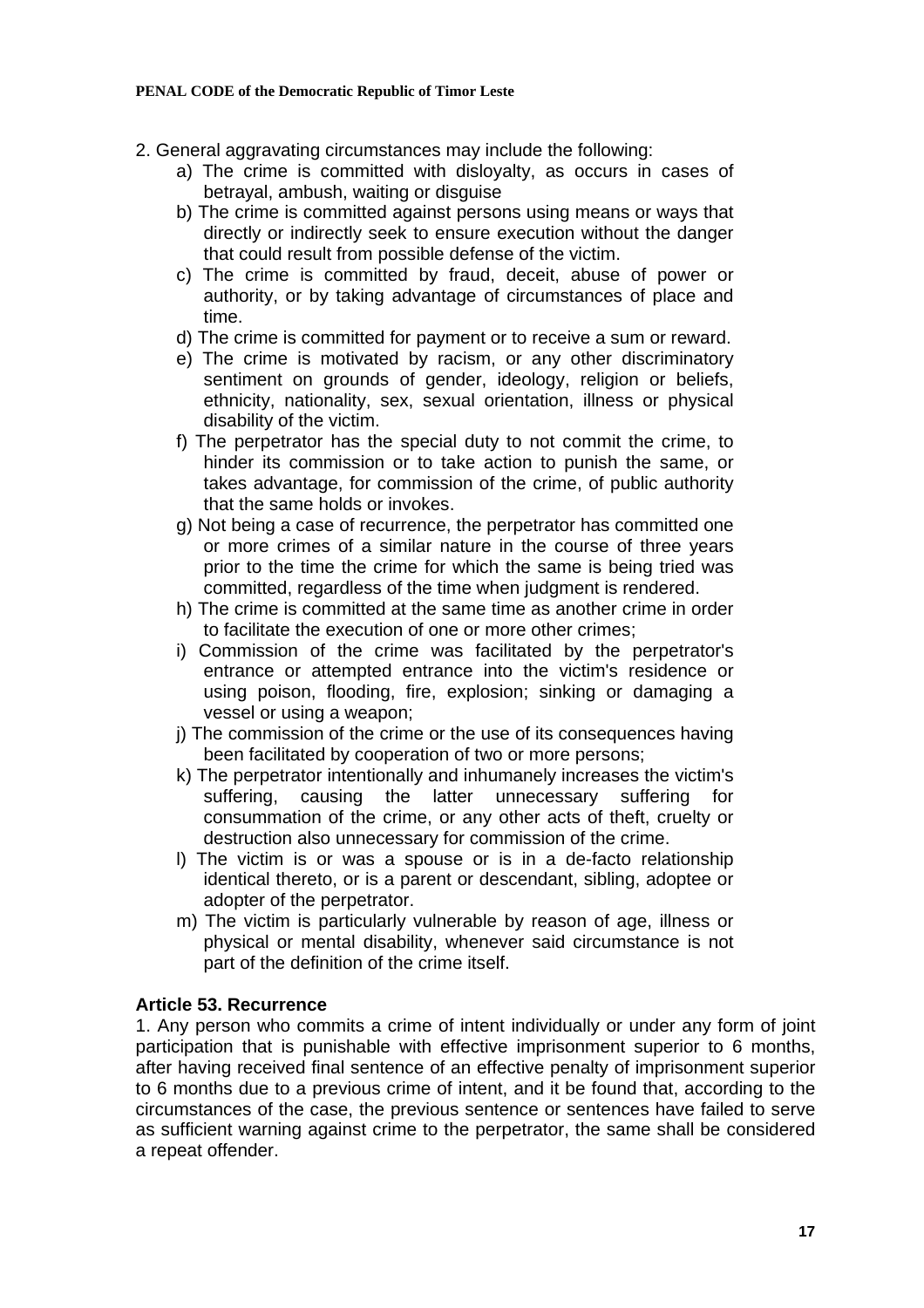2. General aggravating circumstances may include the following:

a) The crime is committed with disloyalty, as occurs in cases of betrayal, ambush, waiting or disguise
b) The crime is committed against persons using means or ways that directly or indirectly seek to ensure execution without the danger that could result from possible defense of the victim.
c) The crime is committed by fraud, deceit, abuse of power or authority, or by taking advantage of circumstances of place and time.
d) The crime is committed for payment or to receive a sum or reward.
e) The crime is motivated by racism, or any other discriminatory sentiment on grounds of gender, ideology, religion or beliefs, ethnicity, nationality, sex, sexual orientation, illness or physical disability of the victim.
f) The perpetrator has the special duty to not commit the crime, to hinder its commission or to take action to punish the same, or takes advantage, for commission of the crime, of public authority that the same holds or invokes.
g) Not being a case of recurrence, the perpetrator has committed one or more crimes of a similar nature in the course of three years prior to the time the crime for which the same is being tried was committed, regardless of the time when judgment is rendered.
h) The crime is committed at the same time as another crime in order to facilitate the execution of one or more other crimes;
i) Commission of the crime was facilitated by the perpetrator's entrance or attempted entrance into the victim's residence or using poison, flooding, fire, explosion; sinking or damaging a vessel or using a weapon;
j) The commission of the crime or the use of its consequences having been facilitated by cooperation of two or more persons;
k) The perpetrator intentionally and inhumanely increases the victim's suffering, causing the latter unnecessary suffering for consummation of the crime, or any other acts of theft, cruelty or destruction also unnecessary for commission of the crime.
l) The victim is or was a spouse or is in a de-facto relationship identical thereto, or is a parent or descendant, sibling, adoptee or adopter of the perpetrator.
m) The victim is particularly vulnerable by reason of age, illness or physical or mental disability, whenever said circumstance is not part of the definition of the crime itself.

### Article 53. Recurrence

1. Any person who commits a crime of intent individually or under any form of joint participation that is punishable with effective imprisonment superior to 6 months, after having received final sentence of an effective penalty of imprisonment superior to 6 months due to a previous crime of intent, and it be found that, according to the circumstances of the case, the previous sentence or sentences have failed to serve as sufficient warning against crime to the perpetrator, the same shall be considered a repeat offender.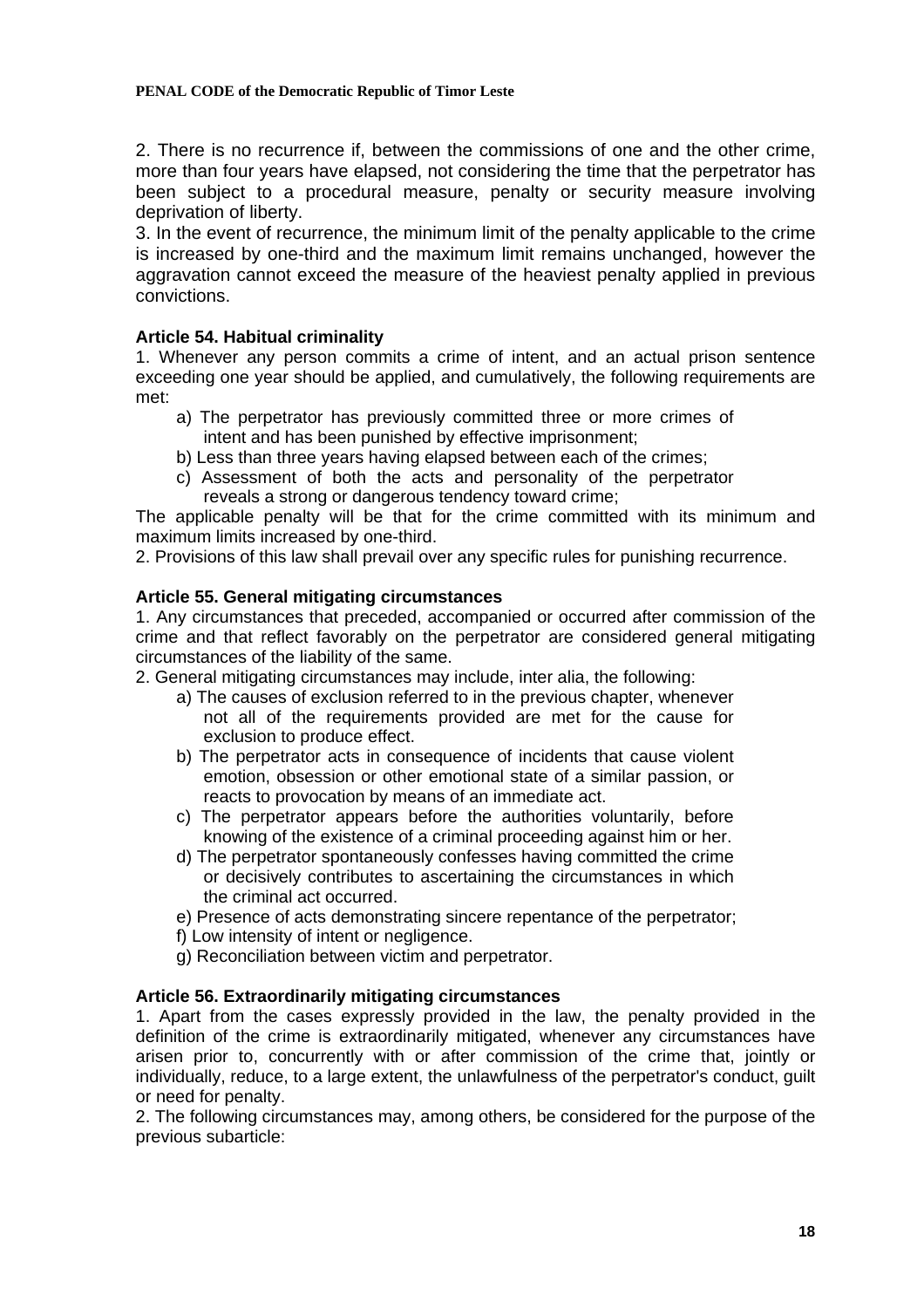2. There is no recurrence if, between the commissions of one and the other crime, more than four years have elapsed, not considering the time that the perpetrator has been subject to a procedural measure, penalty or security measure involving deprivation of liberty.

3. In the event of recurrence, the minimum limit of the penalty applicable to the crime is increased by one-third and the maximum limit remains unchanged, however the aggravation cannot exceed the measure of the heaviest penalty applied in previous convictions.

**Article 54. Habitual criminality**

1. Whenever any person commits a crime of intent, and an actual prison sentence exceeding one year should be applied, and cumulatively, the following requirements are met:

a) The perpetrator has previously committed three or more crimes of intent and has been punished by effective imprisonment;
b) Less than three years having elapsed between each of the crimes;
c) Assessment of both the acts and personality of the perpetrator reveals a strong or dangerous tendency toward crime;

The applicable penalty will be that for the crime committed with its minimum and maximum limits increased by one-third.

2. Provisions of this law shall prevail over any specific rules for punishing recurrence.

**Article 55. General mitigating circumstances**

1. Any circumstances that preceded, accompanied or occurred after commission of the crime and that reflect favorably on the perpetrator are considered general mitigating circumstances of the liability of the same.

2. General mitigating circumstances may include, inter alia, the following:

a) The causes of exclusion referred to in the previous chapter, whenever not all of the requirements provided are met for the cause for exclusion to produce effect.
b) The perpetrator acts in consequence of incidents that cause violent emotion, obsession or other emotional state of a similar passion, or reacts to provocation by means of an immediate act.
c) The perpetrator appears before the authorities voluntarily, before knowing of the existence of a criminal proceeding against him or her.
d) The perpetrator spontaneously confesses having committed the crime or decisively contributes to ascertaining the circumstances in which the criminal act occurred.
e) Presence of acts demonstrating sincere repentance of the perpetrator;
f) Low intensity of intent or negligence.
g) Reconciliation between victim and perpetrator.

**Article 56. Extraordinarily mitigating circumstances**

1. Apart from the cases expressly provided in the law, the penalty provided in the definition of the crime is extraordinarily mitigated, whenever any circumstances have arisen prior to, concurrently with or after commission of the crime that, jointly or individually, reduce, to a large extent, the unlawfulness of the perpetrator's conduct, guilt or need for penalty.

2. The following circumstances may, among others, be considered for the purpose of the previous subarticle: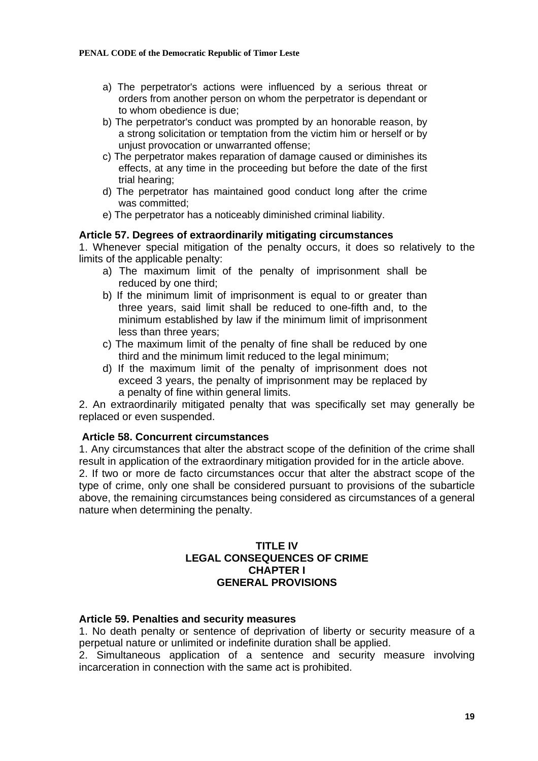a) The perpetrator's actions were influenced by a serious threat or orders from another person on whom the perpetrator is dependant or to whom obedience is due;
b) The perpetrator's conduct was prompted by an honorable reason, by a strong solicitation or temptation from the victim him or herself or by unjust provocation or unwarranted offense;
c) The perpetrator makes reparation of damage caused or diminishes its effects, at any time in the proceeding but before the date of the first trial hearing;
d) The perpetrator has maintained good conduct long after the crime was committed;
e) The perpetrator has a noticeably diminished criminal liability.

### Article 57. Degrees of extraordinarily mitigating circumstances

1. Whenever special mitigation of the penalty occurs, it does so relatively to the limits of the applicable penalty:
   a) The maximum limit of the penalty of imprisonment shall be reduced by one third;
   b) If the minimum limit of imprisonment is equal to or greater than three years, said limit shall be reduced to one-fifth and, to the minimum established by law if the minimum limit of imprisonment less than three years;
   c) The maximum limit of the penalty of fine shall be reduced by one third and the minimum limit reduced to the legal minimum;
   d) If the maximum limit of the penalty of imprisonment does not exceed 3 years, the penalty of imprisonment may be replaced by a penalty of fine within general limits.

2. An extraordinarily mitigated penalty that was specifically set may generally be replaced or even suspended.

### Article 58. Concurrent circumstances

1. Any circumstances that alter the abstract scope of the definition of the crime shall result in application of the extraordinary mitigation provided for in the article above.
2. If two or more de facto circumstances occur that alter the abstract scope of the type of crime, only one shall be considered pursuant to provisions of the subarticle above, the remaining circumstances being considered as circumstances of a general nature when determining the penalty.

## TITLE IV
## LEGAL CONSEQUENCES OF CRIME
## CHAPTER I
## GENERAL PROVISIONS

### Article 59. Penalties and security measures

1. No death penalty or sentence of deprivation of liberty or security measure of a perpetual nature or unlimited or indefinite duration shall be applied.
2. Simultaneous application of a sentence and security measure involving incarceration in connection with the same act is prohibited.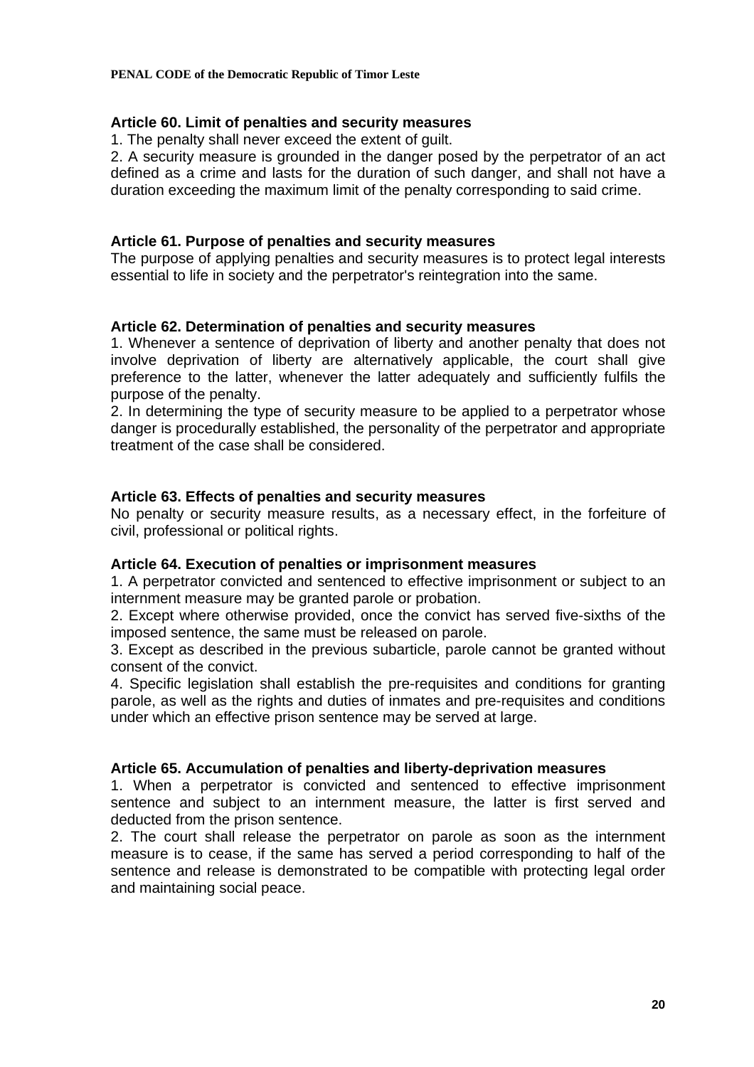**Article 60. Limit of penalties and security measures**

1. The penalty shall never exceed the extent of guilt.
2. A security measure is grounded in the danger posed by the perpetrator of an act defined as a crime and lasts for the duration of such danger, and shall not have a duration exceeding the maximum limit of the penalty corresponding to said crime.

**Article 61. Purpose of penalties and security measures**

The purpose of applying penalties and security measures is to protect legal interests essential to life in society and the perpetrator's reintegration into the same.

**Article 62. Determination of penalties and security measures**

1. Whenever a sentence of deprivation of liberty and another penalty that does not involve deprivation of liberty are alternatively applicable, the court shall give preference to the latter, whenever the latter adequately and sufficiently fulfils the purpose of the penalty.
2. In determining the type of security measure to be applied to a perpetrator whose danger is procedurally established, the personality of the perpetrator and appropriate treatment of the case shall be considered.

**Article 63. Effects of penalties and security measures**

No penalty or security measure results, as a necessary effect, in the forfeiture of civil, professional or political rights.

**Article 64. Execution of penalties or imprisonment measures**

1. A perpetrator convicted and sentenced to effective imprisonment or subject to an internment measure may be granted parole or probation.
2. Except where otherwise provided, once the convict has served five-sixths of the imposed sentence, the same must be released on parole.
3. Except as described in the previous subarticle, parole cannot be granted without consent of the convict.
4. Specific legislation shall establish the pre-requisites and conditions for granting parole, as well as the rights and duties of inmates and pre-requisites and conditions under which an effective prison sentence may be served at large.

**Article 65. Accumulation of penalties and liberty-deprivation measures**

1. When a perpetrator is convicted and sentenced to effective imprisonment sentence and subject to an internment measure, the latter is first served and deducted from the prison sentence.
2. The court shall release the perpetrator on parole as soon as the internment measure is to cease, if the same has served a period corresponding to half of the sentence and release is demonstrated to be compatible with protecting legal order and maintaining social peace.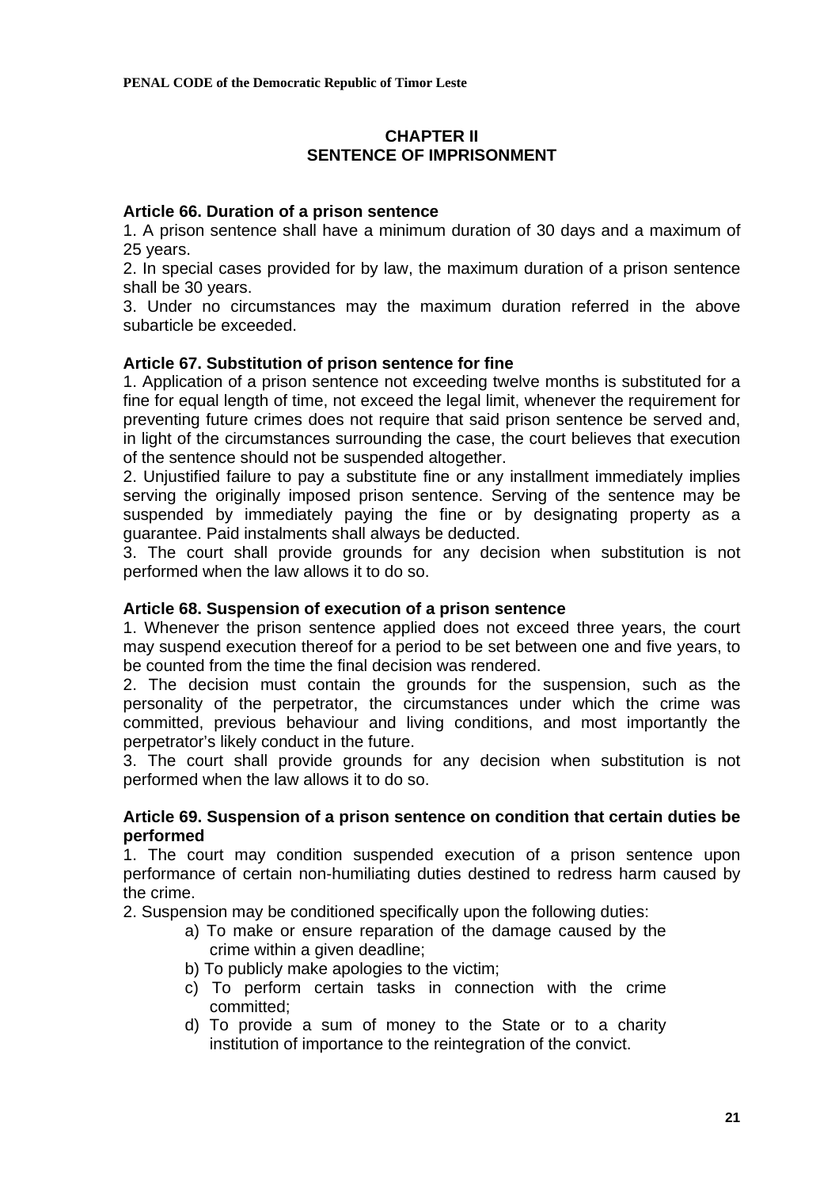## CHAPTER II
## SENTENCE OF IMPRISONMENT

**Article 66. Duration of a prison sentence**

1. A prison sentence shall have a minimum duration of 30 days and a maximum of 25 years.
2. In special cases provided for by law, the maximum duration of a prison sentence shall be 30 years.
3. Under no circumstances may the maximum duration referred in the above subarticle be exceeded.

**Article 67. Substitution of prison sentence for fine**

1. Application of a prison sentence not exceeding twelve months is substituted for a fine for equal length of time, not exceed the legal limit, whenever the requirement for preventing future crimes does not require that said prison sentence be served and, in light of the circumstances surrounding the case, the court believes that execution of the sentence should not be suspended altogether.
2. Unjustified failure to pay a substitute fine or any installment immediately implies serving the originally imposed prison sentence. Serving of the sentence may be suspended by immediately paying the fine or by designating property as a guarantee. Paid instalments shall always be deducted.
3. The court shall provide grounds for any decision when substitution is not performed when the law allows it to do so.

**Article 68. Suspension of execution of a prison sentence**

1. Whenever the prison sentence applied does not exceed three years, the court may suspend execution thereof for a period to be set between one and five years, to be counted from the time the final decision was rendered.
2. The decision must contain the grounds for the suspension, such as the personality of the perpetrator, the circumstances under which the crime was committed, previous behaviour and living conditions, and most importantly the perpetrator's likely conduct in the future.
3. The court shall provide grounds for any decision when substitution is not performed when the law allows it to do so.

**Article 69. Suspension of a prison sentence on condition that certain duties be performed**

1. The court may condition suspended execution of a prison sentence upon performance of certain non-humiliating duties destined to redress harm caused by the crime.
2. Suspension may be conditioned specifically upon the following duties:
   a) To make or ensure reparation of the damage caused by the crime within a given deadline;
   b) To publicly make apologies to the victim;
   c) To perform certain tasks in connection with the crime committed;
   d) To provide a sum of money to the State or to a charity institution of importance to the reintegration of the convict.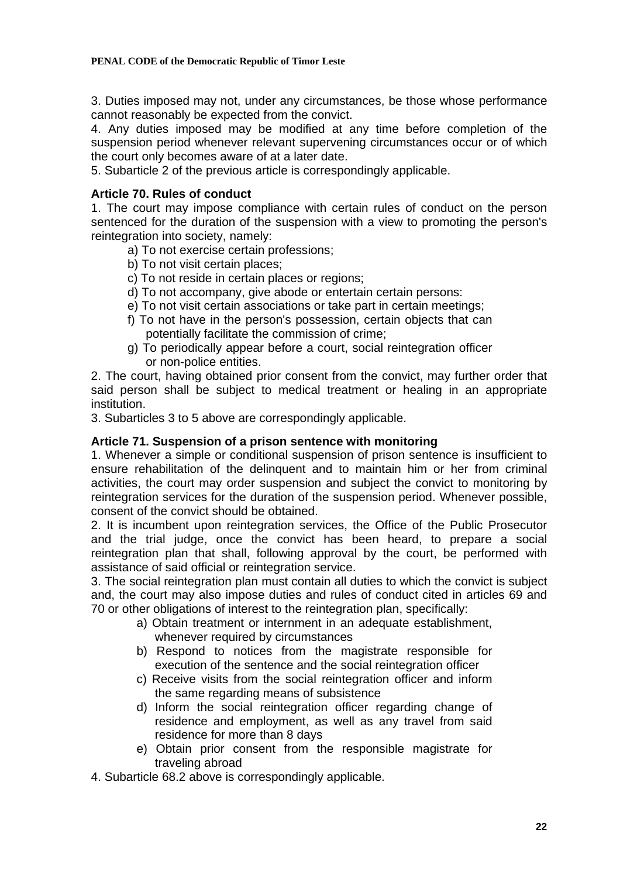3. Duties imposed may not, under any circumstances, be those whose performance cannot reasonably be expected from the convict.

4. Any duties imposed may be modified at any time before completion of the suspension period whenever relevant supervening circumstances occur or of which the court only becomes aware of at a later date.

5. Subarticle 2 of the previous article is correspondingly applicable.

### Article 70. Rules of conduct

1. The court may impose compliance with certain rules of conduct on the person sentenced for the duration of the suspension with a view to promoting the person's reintegration into society, namely:
   - a) To not exercise certain professions;
   - b) To not visit certain places;
   - c) To not reside in certain places or regions;
   - d) To not accompany, give abode or entertain certain persons:
   - e) To not visit certain associations or take part in certain meetings;
   - f) To not have in the person's possession, certain objects that can potentially facilitate the commission of crime;
   - g) To periodically appear before a court, social reintegration officer or non-police entities.

2. The court, having obtained prior consent from the convict, may further order that said person shall be subject to medical treatment or healing in an appropriate institution.

3. Subarticles 3 to 5 above are correspondingly applicable.

### Article 71. Suspension of a prison sentence with monitoring

1. Whenever a simple or conditional suspension of prison sentence is insufficient to ensure rehabilitation of the delinquent and to maintain him or her from criminal activities, the court may order suspension and subject the convict to monitoring by reintegration services for the duration of the suspension period. Whenever possible, consent of the convict should be obtained.

2. It is incumbent upon reintegration services, the Office of the Public Prosecutor and the trial judge, once the convict has been heard, to prepare a social reintegration plan that shall, following approval by the court, be performed with assistance of said official or reintegration service.

3. The social reintegration plan must contain all duties to which the convict is subject and, the court may also impose duties and rules of conduct cited in articles 69 and 70 or other obligations of interest to the reintegration plan, specifically:
   - a) Obtain treatment or internment in an adequate establishment, whenever required by circumstances
   - b) Respond to notices from the magistrate responsible for execution of the sentence and the social reintegration officer
   - c) Receive visits from the social reintegration officer and inform the same regarding means of subsistence
   - d) Inform the social reintegration officer regarding change of residence and employment, as well as any travel from said residence for more than 8 days
   - e) Obtain prior consent from the responsible magistrate for traveling abroad

4. Subarticle 68.2 above is correspondingly applicable.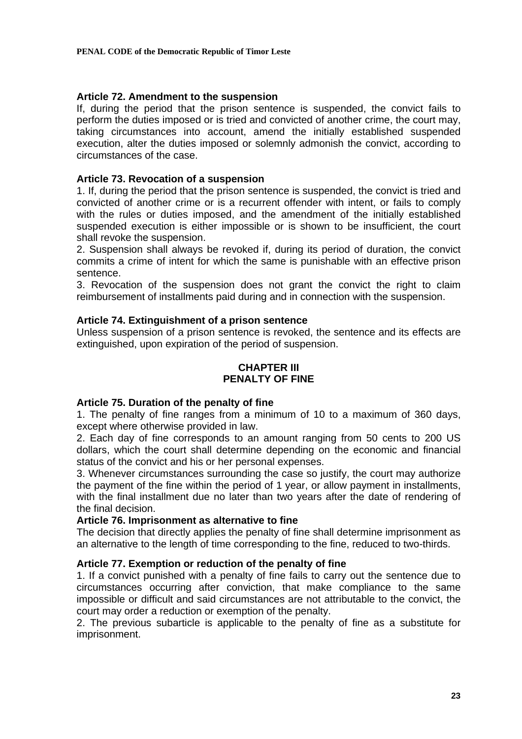### Article 72. Amendment to the suspension

If, during the period that the prison sentence is suspended, the convict fails to perform the duties imposed or is tried and convicted of another crime, the court may, taking circumstances into account, amend the initially established suspended execution, alter the duties imposed or solemnly admonish the convict, according to circumstances of the case.

### Article 73. Revocation of a suspension

1. If, during the period that the prison sentence is suspended, the convict is tried and convicted of another crime or is a recurrent offender with intent, or fails to comply with the rules or duties imposed, and the amendment of the initially established suspended execution is either impossible or is shown to be insufficient, the court shall revoke the suspension.
2. Suspension shall always be revoked if, during its period of duration, the convict commits a crime of intent for which the same is punishable with an effective prison sentence.
3. Revocation of the suspension does not grant the convict the right to claim reimbursement of installments paid during and in connection with the suspension.

### Article 74. Extinguishment of a prison sentence

Unless suspension of a prison sentence is revoked, the sentence and its effects are extinguished, upon expiration of the period of suspension.

## CHAPTER III
## PENALTY OF FINE

### Article 75. Duration of the penalty of fine

1. The penalty of fine ranges from a minimum of 10 to a maximum of 360 days, except where otherwise provided in law.
2. Each day of fine corresponds to an amount ranging from 50 cents to 200 US dollars, which the court shall determine depending on the economic and financial status of the convict and his or her personal expenses.
3. Whenever circumstances surrounding the case so justify, the court may authorize the payment of the fine within the period of 1 year, or allow payment in installments, with the final installment due no later than two years after the date of rendering of the final decision.

### Article 76. Imprisonment as alternative to fine

The decision that directly applies the penalty of fine shall determine imprisonment as an alternative to the length of time corresponding to the fine, reduced to two-thirds.

### Article 77. Exemption or reduction of the penalty of fine

1. If a convict punished with a penalty of fine fails to carry out the sentence due to circumstances occurring after conviction, that make compliance to the same impossible or difficult and said circumstances are not attributable to the convict, the court may order a reduction or exemption of the penalty.
2. The previous subarticle is applicable to the penalty of fine as a substitute for imprisonment.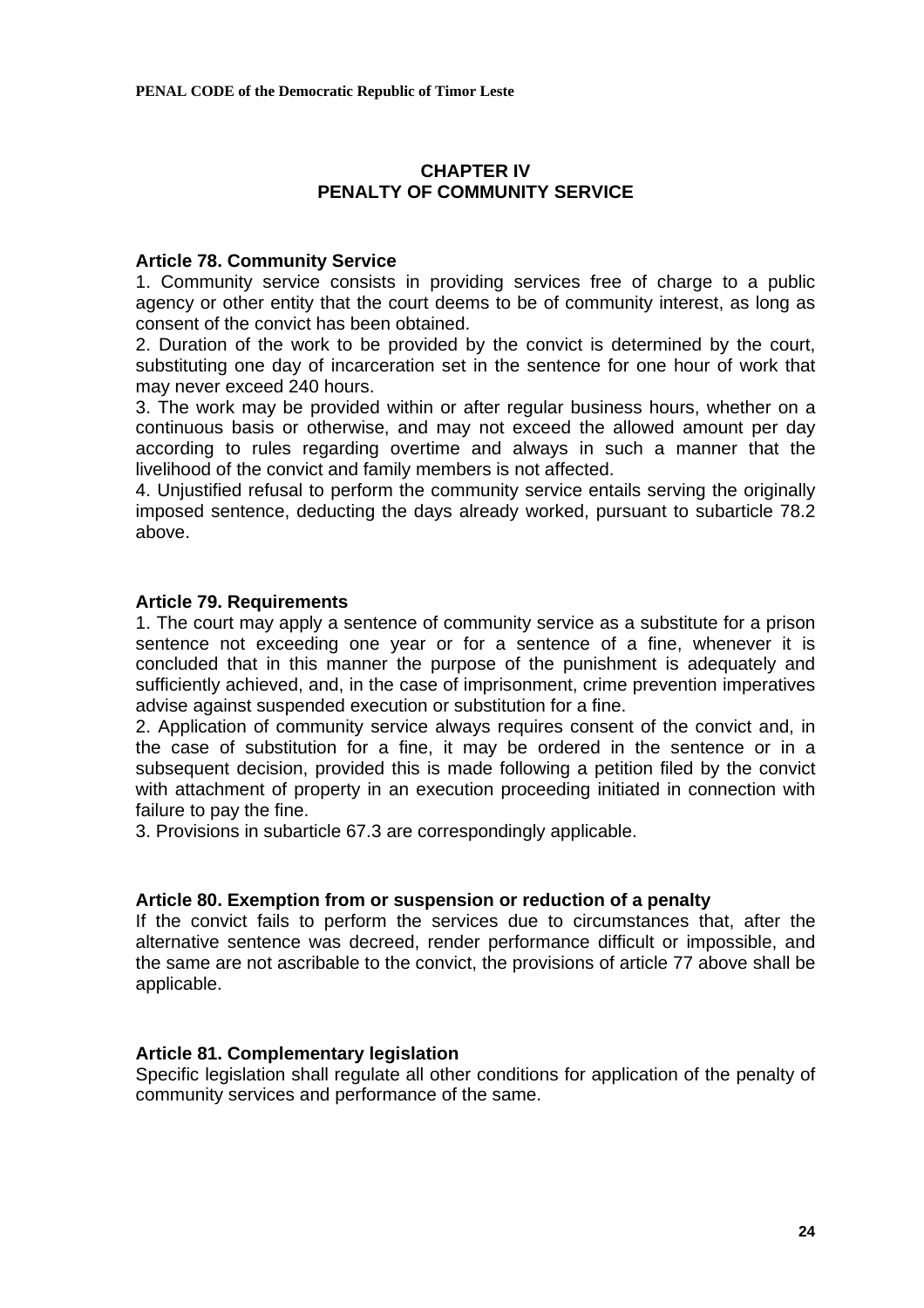## CHAPTER IV
## PENALTY OF COMMUNITY SERVICE

### Article 78. Community Service

1. Community service consists in providing services free of charge to a public agency or other entity that the court deems to be of community interest, as long as consent of the convict has been obtained.
2. Duration of the work to be provided by the convict is determined by the court, substituting one day of incarceration set in the sentence for one hour of work that may never exceed 240 hours.
3. The work may be provided within or after regular business hours, whether on a continuous basis or otherwise, and may not exceed the allowed amount per day according to rules regarding overtime and always in such a manner that the livelihood of the convict and family members is not affected.
4. Unjustified refusal to perform the community service entails serving the originally imposed sentence, deducting the days already worked, pursuant to subarticle 78.2 above.

### Article 79. Requirements

1. The court may apply a sentence of community service as a substitute for a prison sentence not exceeding one year or for a sentence of a fine, whenever it is concluded that in this manner the purpose of the punishment is adequately and sufficiently achieved, and, in the case of imprisonment, crime prevention imperatives advise against suspended execution or substitution for a fine.
2. Application of community service always requires consent of the convict and, in the case of substitution for a fine, it may be ordered in the sentence or in a subsequent decision, provided this is made following a petition filed by the convict with attachment of property in an execution proceeding initiated in connection with failure to pay the fine.
3. Provisions in subarticle 67.3 are correspondingly applicable.

### Article 80. Exemption from or suspension or reduction of a penalty

If the convict fails to perform the services due to circumstances that, after the alternative sentence was decreed, render performance difficult or impossible, and the same are not ascribable to the convict, the provisions of article 77 above shall be applicable.

### Article 81. Complementary legislation

Specific legislation shall regulate all other conditions for application of the penalty of community services and performance of the same.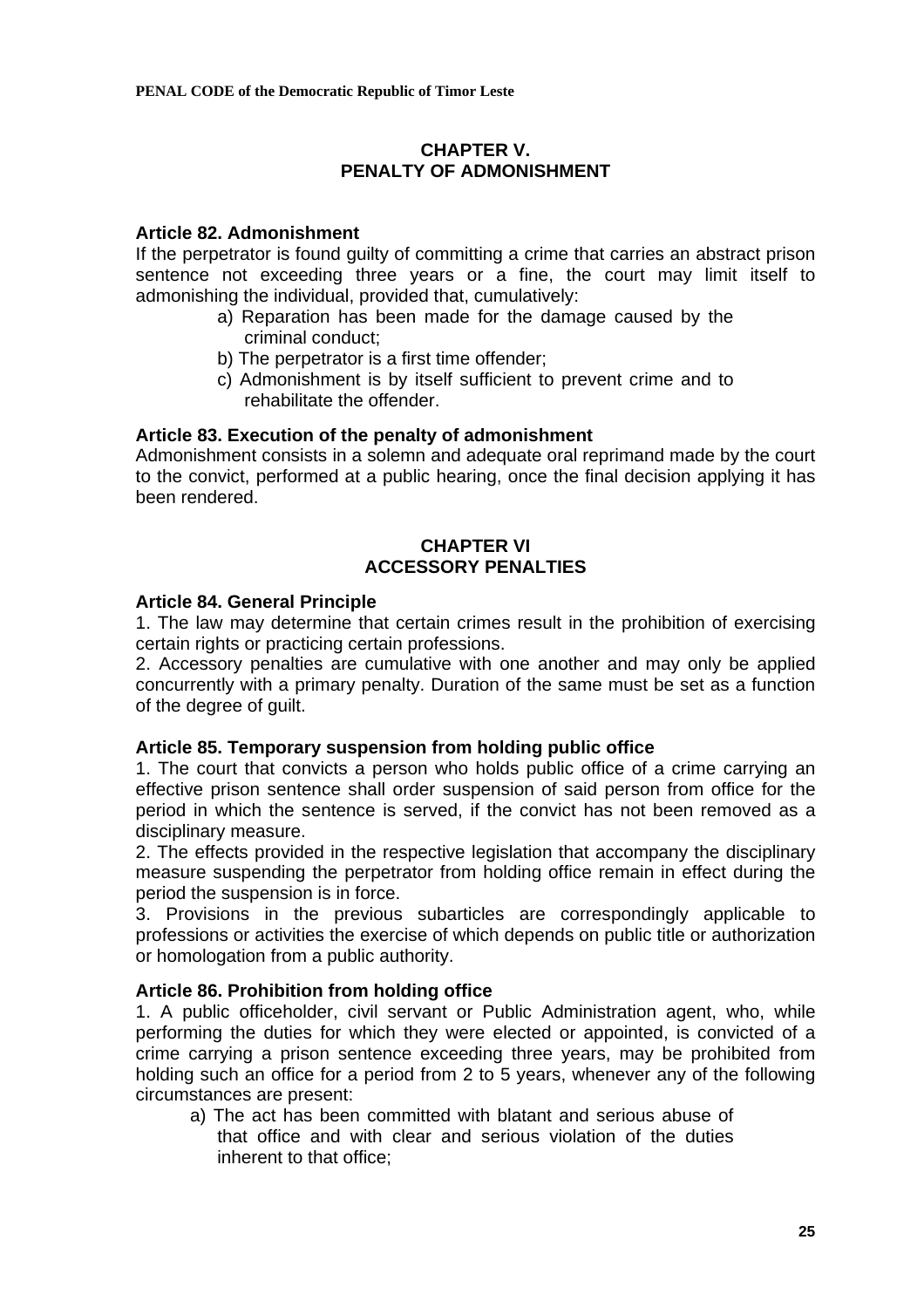## CHAPTER V.
## PENALTY OF ADMONISHMENT

**Article 82. Admonishment**

If the perpetrator is found guilty of committing a crime that carries an abstract prison sentence not exceeding three years or a fine, the court may limit itself to admonishing the individual, provided that, cumulatively:

a) Reparation has been made for the damage caused by the criminal conduct;

b) The perpetrator is a first time offender;

c) Admonishment is by itself sufficient to prevent crime and to rehabilitate the offender.

**Article 83. Execution of the penalty of admonishment**

Admonishment consists in a solemn and adequate oral reprimand made by the court to the convict, performed at a public hearing, once the final decision applying it has been rendered.

## CHAPTER VI
## ACCESSORY PENALTIES

**Article 84. General Principle**

1. The law may determine that certain crimes result in the prohibition of exercising certain rights or practicing certain professions.

2. Accessory penalties are cumulative with one another and may only be applied concurrently with a primary penalty. Duration of the same must be set as a function of the degree of guilt.

**Article 85. Temporary suspension from holding public office**

1. The court that convicts a person who holds public office of a crime carrying an effective prison sentence shall order suspension of said person from office for the period in which the sentence is served, if the convict has not been removed as a disciplinary measure.

2. The effects provided in the respective legislation that accompany the disciplinary measure suspending the perpetrator from holding office remain in effect during the period the suspension is in force.

3. Provisions in the previous subarticles are correspondingly applicable to professions or activities the exercise of which depends on public title or authorization or homologation from a public authority.

**Article 86. Prohibition from holding office**

1. A public officeholder, civil servant or Public Administration agent, who, while performing the duties for which they were elected or appointed, is convicted of a crime carrying a prison sentence exceeding three years, may be prohibited from holding such an office for a period from 2 to 5 years, whenever any of the following circumstances are present:

a) The act has been committed with blatant and serious abuse of that office and with clear and serious violation of the duties inherent to that office;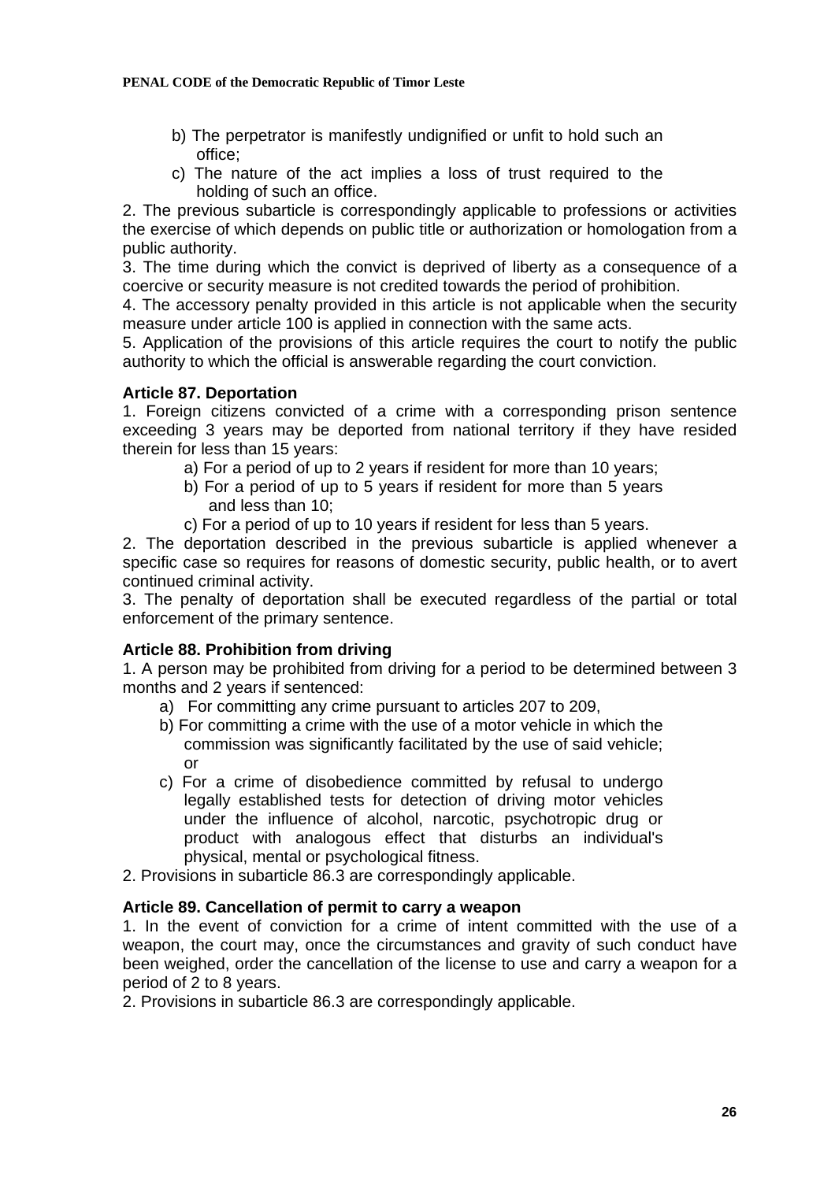b) The perpetrator is manifestly undignified or unfit to hold such an office;

c) The nature of the act implies a loss of trust required to the holding of such an office.

2. The previous subarticle is correspondingly applicable to professions or activities the exercise of which depends on public title or authorization or homologation from a public authority.
3. The time during which the convict is deprived of liberty as a consequence of a coercive or security measure is not credited towards the period of prohibition.
4. The accessory penalty provided in this article is not applicable when the security measure under article 100 is applied in connection with the same acts.
5. Application of the provisions of this article requires the court to notify the public authority to which the official is answerable regarding the court conviction.

**Article 87. Deportation**

1. Foreign citizens convicted of a crime with a corresponding prison sentence exceeding 3 years may be deported from national territory if they have resided therein for less than 15 years:
   a) For a period of up to 2 years if resident for more than 10 years;
   b) For a period of up to 5 years if resident for more than 5 years and less than 10;
   c) For a period of up to 10 years if resident for less than 5 years.
2. The deportation described in the previous subarticle is applied whenever a specific case so requires for reasons of domestic security, public health, or to avert continued criminal activity.
3. The penalty of deportation shall be executed regardless of the partial or total enforcement of the primary sentence.

**Article 88. Prohibition from driving**

1. A person may be prohibited from driving for a period to be determined between 3 months and 2 years if sentenced:
   a) For committing any crime pursuant to articles 207 to 209,
   b) For committing a crime with the use of a motor vehicle in which the commission was significantly facilitated by the use of said vehicle; or
   c) For a crime of disobedience committed by refusal to undergo legally established tests for detection of driving motor vehicles under the influence of alcohol, narcotic, psychotropic drug or product with analogous effect that disturbs an individual's physical, mental or psychological fitness.
2. Provisions in subarticle 86.3 are correspondingly applicable.

**Article 89. Cancellation of permit to carry a weapon**

1. In the event of conviction for a crime of intent committed with the use of a weapon, the court may, once the circumstances and gravity of such conduct have been weighed, order the cancellation of the license to use and carry a weapon for a period of 2 to 8 years.
2. Provisions in subarticle 86.3 are correspondingly applicable.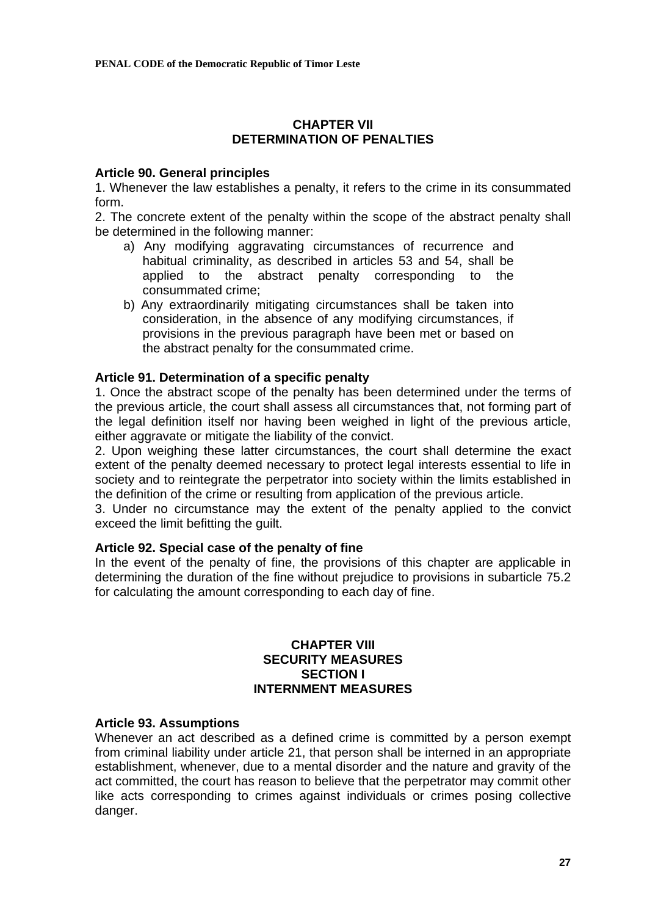## CHAPTER VII
## DETERMINATION OF PENALTIES

**Article 90. General principles**

1. Whenever the law establishes a penalty, it refers to the crime in its consummated form.
2. The concrete extent of the penalty within the scope of the abstract penalty shall be determined in the following manner:
   a) Any modifying aggravating circumstances of recurrence and habitual criminality, as described in articles 53 and 54, shall be applied to the abstract penalty corresponding to the consummated crime;
   b) Any extraordinarily mitigating circumstances shall be taken into consideration, in the absence of any modifying circumstances, if provisions in the previous paragraph have been met or based on the abstract penalty for the consummated crime.

**Article 91. Determination of a specific penalty**

1. Once the abstract scope of the penalty has been determined under the terms of the previous article, the court shall assess all circumstances that, not forming part of the legal definition itself nor having been weighed in light of the previous article, either aggravate or mitigate the liability of the convict.
2. Upon weighing these latter circumstances, the court shall determine the exact extent of the penalty deemed necessary to protect legal interests essential to life in society and to reintegrate the perpetrator into society within the limits established in the definition of the crime or resulting from application of the previous article.
3. Under no circumstance may the extent of the penalty applied to the convict exceed the limit befitting the guilt.

**Article 92. Special case of the penalty of fine**

In the event of the penalty of fine, the provisions of this chapter are applicable in determining the duration of the fine without prejudice to provisions in subarticle 75.2 for calculating the amount corresponding to each day of fine.

## CHAPTER VIII
## SECURITY MEASURES
### SECTION I
### INTERNMENT MEASURES

**Article 93. Assumptions**

Whenever an act described as a defined crime is committed by a person exempt from criminal liability under article 21, that person shall be interned in an appropriate establishment, whenever, due to a mental disorder and the nature and gravity of the act committed, the court has reason to believe that the perpetrator may commit other like acts corresponding to crimes against individuals or crimes posing collective danger.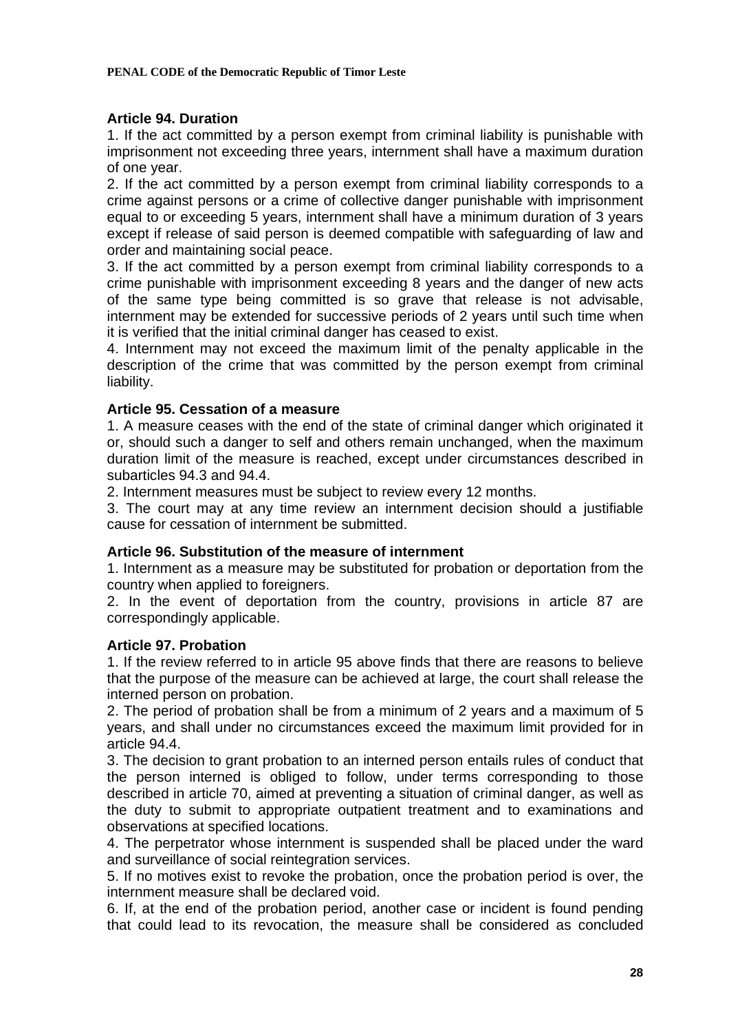### Article 94. Duration

1. If the act committed by a person exempt from criminal liability is punishable with imprisonment not exceeding three years, internment shall have a maximum duration of one year.
2. If the act committed by a person exempt from criminal liability corresponds to a crime against persons or a crime of collective danger punishable with imprisonment equal to or exceeding 5 years, internment shall have a minimum duration of 3 years except if release of said person is deemed compatible with safeguarding of law and order and maintaining social peace.
3. If the act committed by a person exempt from criminal liability corresponds to a crime punishable with imprisonment exceeding 8 years and the danger of new acts of the same type being committed is so grave that release is not advisable, internment may be extended for successive periods of 2 years until such time when it is verified that the initial criminal danger has ceased to exist.
4. Internment may not exceed the maximum limit of the penalty applicable in the description of the crime that was committed by the person exempt from criminal liability.

### Article 95. Cessation of a measure

1. A measure ceases with the end of the state of criminal danger which originated it or, should such a danger to self and others remain unchanged, when the maximum duration limit of the measure is reached, except under circumstances described in subarticles 94.3 and 94.4.
2. Internment measures must be subject to review every 12 months.
3. The court may at any time review an internment decision should a justifiable cause for cessation of internment be submitted.

### Article 96. Substitution of the measure of internment

1. Internment as a measure may be substituted for probation or deportation from the country when applied to foreigners.
2. In the event of deportation from the country, provisions in article 87 are correspondingly applicable.

### Article 97. Probation

1. If the review referred to in article 95 above finds that there are reasons to believe that the purpose of the measure can be achieved at large, the court shall release the interned person on probation.
2. The period of probation shall be from a minimum of 2 years and a maximum of 5 years, and shall under no circumstances exceed the maximum limit provided for in article 94.4.
3. The decision to grant probation to an interned person entails rules of conduct that the person interned is obliged to follow, under terms corresponding to those described in article 70, aimed at preventing a situation of criminal danger, as well as the duty to submit to appropriate outpatient treatment and to examinations and observations at specified locations.
4. The perpetrator whose internment is suspended shall be placed under the ward and surveillance of social reintegration services.
5. If no motives exist to revoke the probation, once the probation period is over, the internment measure shall be declared void.
6. If, at the end of the probation period, another case or incident is found pending that could lead to its revocation, the measure shall be considered as concluded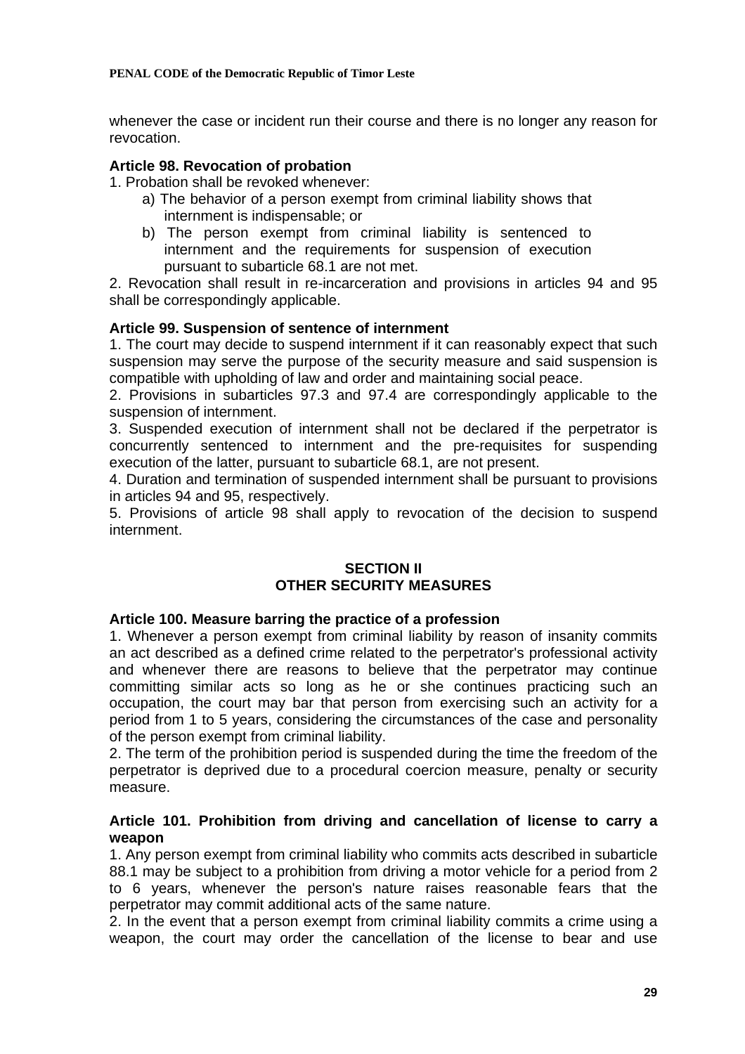whenever the case or incident run their course and there is no longer any reason for revocation.

**Article 98. Revocation of probation**

1. Probation shall be revoked whenever:
   a) The behavior of a person exempt from criminal liability shows that internment is indispensable; or
   b) The person exempt from criminal liability is sentenced to internment and the requirements for suspension of execution pursuant to subarticle 68.1 are not met.

2. Revocation shall result in re-incarceration and provisions in articles 94 and 95 shall be correspondingly applicable.

**Article 99. Suspension of sentence of internment**

1. The court may decide to suspend internment if it can reasonably expect that such suspension may serve the purpose of the security measure and said suspension is compatible with upholding of law and order and maintaining social peace.
2. Provisions in subarticles 97.3 and 97.4 are correspondingly applicable to the suspension of internment.
3. Suspended execution of internment shall not be declared if the perpetrator is concurrently sentenced to internment and the pre-requisites for suspending execution of the latter, pursuant to subarticle 68.1, are not present.
4. Duration and termination of suspended internment shall be pursuant to provisions in articles 94 and 95, respectively.
5. Provisions of article 98 shall apply to revocation of the decision to suspend internment.

## SECTION II
## OTHER SECURITY MEASURES

**Article 100. Measure barring the practice of a profession**

1. Whenever a person exempt from criminal liability by reason of insanity commits an act described as a defined crime related to the perpetrator's professional activity and whenever there are reasons to believe that the perpetrator may continue committing similar acts so long as he or she continues practicing such an occupation, the court may bar that person from exercising such an activity for a period from 1 to 5 years, considering the circumstances of the case and personality of the person exempt from criminal liability.
2. The term of the prohibition period is suspended during the time the freedom of the perpetrator is deprived due to a procedural coercion measure, penalty or security measure.

**Article 101. Prohibition from driving and cancellation of license to carry a weapon**

1. Any person exempt from criminal liability who commits acts described in subarticle 88.1 may be subject to a prohibition from driving a motor vehicle for a period from 2 to 6 years, whenever the person's nature raises reasonable fears that the perpetrator may commit additional acts of the same nature.
2. In the event that a person exempt from criminal liability commits a crime using a weapon, the court may order the cancellation of the license to bear and use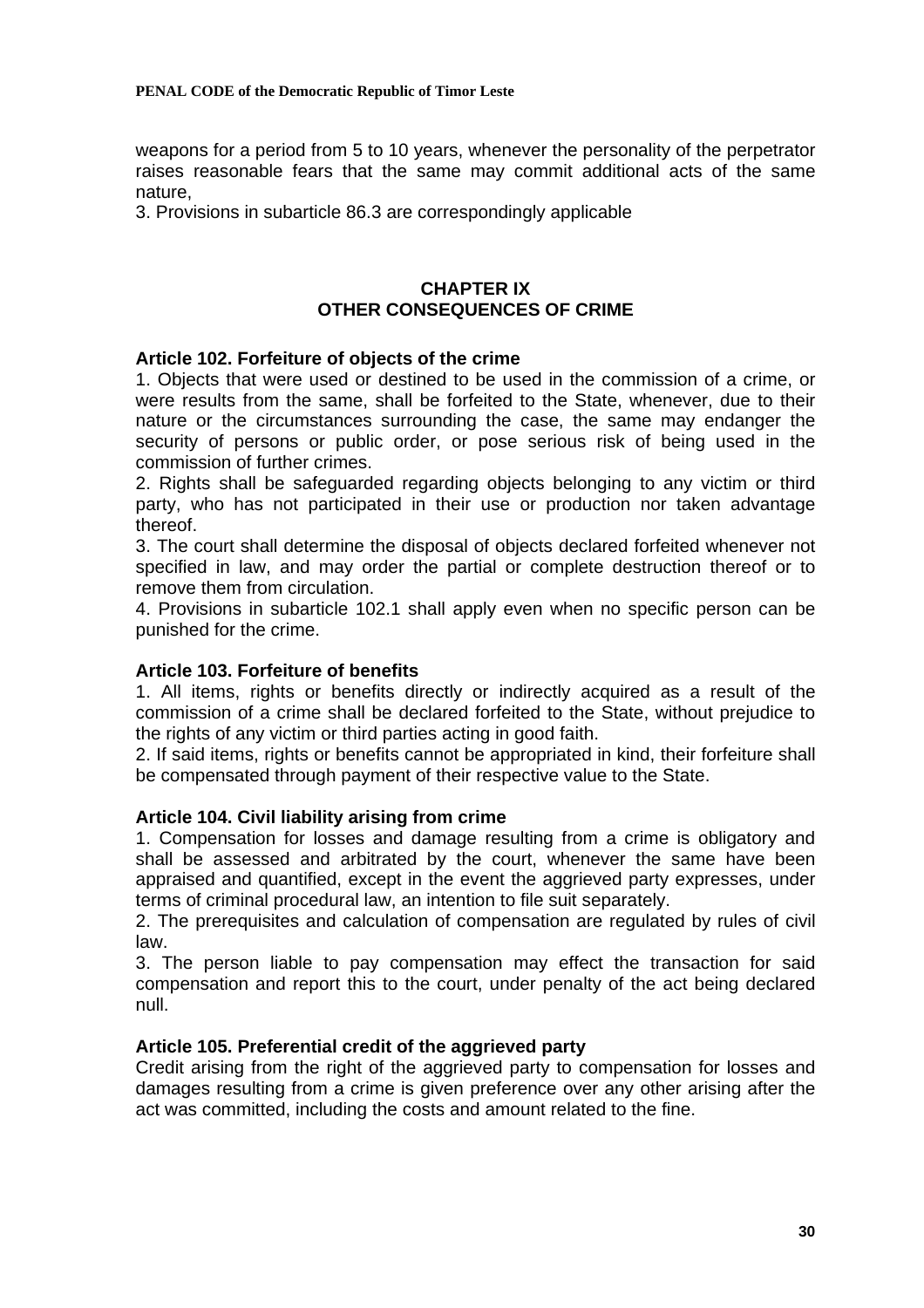weapons for a period from 5 to 10 years, whenever the personality of the perpetrator raises reasonable fears that the same may commit additional acts of the same nature,

3. Provisions in subarticle 86.3 are correspondingly applicable

## CHAPTER IX
## OTHER CONSEQUENCES OF CRIME

### Article 102. Forfeiture of objects of the crime

1. Objects that were used or destined to be used in the commission of a crime, or were results from the same, shall be forfeited to the State, whenever, due to their nature or the circumstances surrounding the case, the same may endanger the security of persons or public order, or pose serious risk of being used in the commission of further crimes.
2. Rights shall be safeguarded regarding objects belonging to any victim or third party, who has not participated in their use or production nor taken advantage thereof.
3. The court shall determine the disposal of objects declared forfeited whenever not specified in law, and may order the partial or complete destruction thereof or to remove them from circulation.
4. Provisions in subarticle 102.1 shall apply even when no specific person can be punished for the crime.

### Article 103. Forfeiture of benefits

1. All items, rights or benefits directly or indirectly acquired as a result of the commission of a crime shall be declared forfeited to the State, without prejudice to the rights of any victim or third parties acting in good faith.
2. If said items, rights or benefits cannot be appropriated in kind, their forfeiture shall be compensated through payment of their respective value to the State.

### Article 104. Civil liability arising from crime

1. Compensation for losses and damage resulting from a crime is obligatory and shall be assessed and arbitrated by the court, whenever the same have been appraised and quantified, except in the event the aggrieved party expresses, under terms of criminal procedural law, an intention to file suit separately.
2. The prerequisites and calculation of compensation are regulated by rules of civil law.
3. The person liable to pay compensation may effect the transaction for said compensation and report this to the court, under penalty of the act being declared null.

### Article 105. Preferential credit of the aggrieved party

Credit arising from the right of the aggrieved party to compensation for losses and damages resulting from a crime is given preference over any other arising after the act was committed, including the costs and amount related to the fine.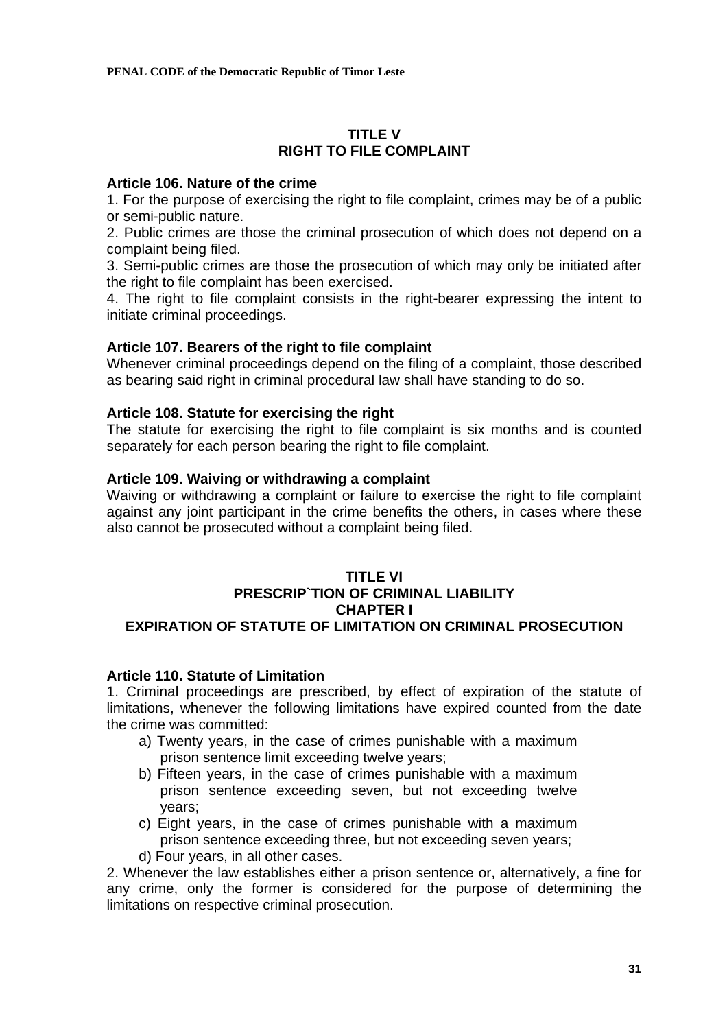## TITLE V
## RIGHT TO FILE COMPLAINT

**Article 106. Nature of the crime**

1. For the purpose of exercising the right to file complaint, crimes may be of a public or semi-public nature.
2. Public crimes are those the criminal prosecution of which does not depend on a complaint being filed.
3. Semi-public crimes are those the prosecution of which may only be initiated after the right to file complaint has been exercised.
4. The right to file complaint consists in the right-bearer expressing the intent to initiate criminal proceedings.

**Article 107. Bearers of the right to file complaint**

Whenever criminal proceedings depend on the filing of a complaint, those described as bearing said right in criminal procedural law shall have standing to do so.

**Article 108. Statute for exercising the right**

The statute for exercising the right to file complaint is six months and is counted separately for each person bearing the right to file complaint.

**Article 109. Waiving or withdrawing a complaint**

Waiving or withdrawing a complaint or failure to exercise the right to file complaint against any joint participant in the crime benefits the others, in cases where these also cannot be prosecuted without a complaint being filed.

## TITLE VI
## PRESCRIP`TION OF CRIMINAL LIABILITY
### CHAPTER I
### EXPIRATION OF STATUTE OF LIMITATION ON CRIMINAL PROSECUTION

**Article 110. Statute of Limitation**

1. Criminal proceedings are prescribed, by effect of expiration of the statute of limitations, whenever the following limitations have expired counted from the date the crime was committed:
   a) Twenty years, in the case of crimes punishable with a maximum prison sentence limit exceeding twelve years;
   b) Fifteen years, in the case of crimes punishable with a maximum prison sentence exceeding seven, but not exceeding twelve years;
   c) Eight years, in the case of crimes punishable with a maximum prison sentence exceeding three, but not exceeding seven years;
   d) Four years, in all other cases.
2. Whenever the law establishes either a prison sentence or, alternatively, a fine for any crime, only the former is considered for the purpose of determining the limitations on respective criminal prosecution.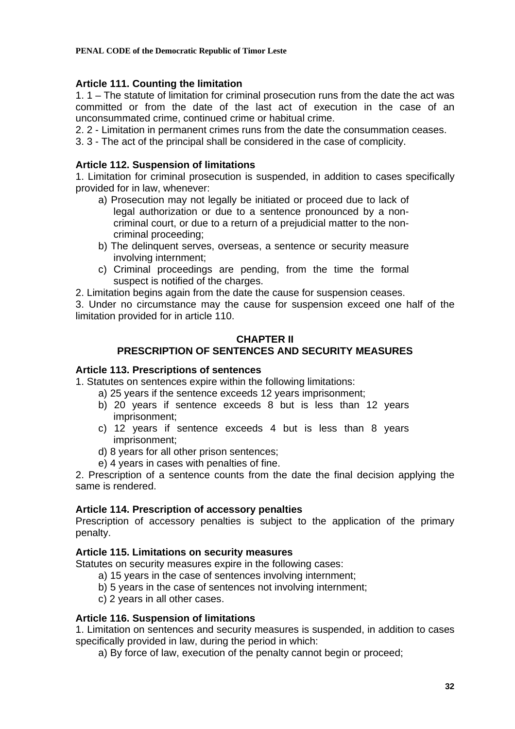### Article 111. Counting the limitation

1. 1 – The statute of limitation for criminal prosecution runs from the date the act was committed or from the date of the last act of execution in the case of an unconsummated crime, continued crime or habitual crime.
2. 2 - Limitation in permanent crimes runs from the date the consummation ceases.
3. 3 - The act of the principal shall be considered in the case of complicity.

### Article 112. Suspension of limitations

1. Limitation for criminal prosecution is suspended, in addition to cases specifically provided for in law, whenever:
    - a) Prosecution may not legally be initiated or proceed due to lack of legal authorization or due to a sentence pronounced by a non-criminal court, or due to a return of a prejudicial matter to the non-criminal proceeding;
    - b) The delinquent serves, overseas, a sentence or security measure involving internment;
    - c) Criminal proceedings are pending, from the time the formal suspect is notified of the charges.
2. Limitation begins again from the date the cause for suspension ceases.
3. Under no circumstance may the cause for suspension exceed one half of the limitation provided for in article 110.

## CHAPTER II
## PRESCRIPTION OF SENTENCES AND SECURITY MEASURES

### Article 113. Prescriptions of sentences

1. Statutes on sentences expire within the following limitations:
    - a) 25 years if the sentence exceeds 12 years imprisonment;
    - b) 20 years if sentence exceeds 8 but is less than 12 years imprisonment;
    - c) 12 years if sentence exceeds 4 but is less than 8 years imprisonment;
    - d) 8 years for all other prison sentences;
    - e) 4 years in cases with penalties of fine.
2. Prescription of a sentence counts from the date the final decision applying the same is rendered.

### Article 114. Prescription of accessory penalties

Prescription of accessory penalties is subject to the application of the primary penalty.

### Article 115. Limitations on security measures

Statutes on security measures expire in the following cases:

- a) 15 years in the case of sentences involving internment;
- b) 5 years in the case of sentences not involving internment;
- c) 2 years in all other cases.

### Article 116. Suspension of limitations

1. Limitation on sentences and security measures is suspended, in addition to cases specifically provided in law, during the period in which:
    - a) By force of law, execution of the penalty cannot begin or proceed;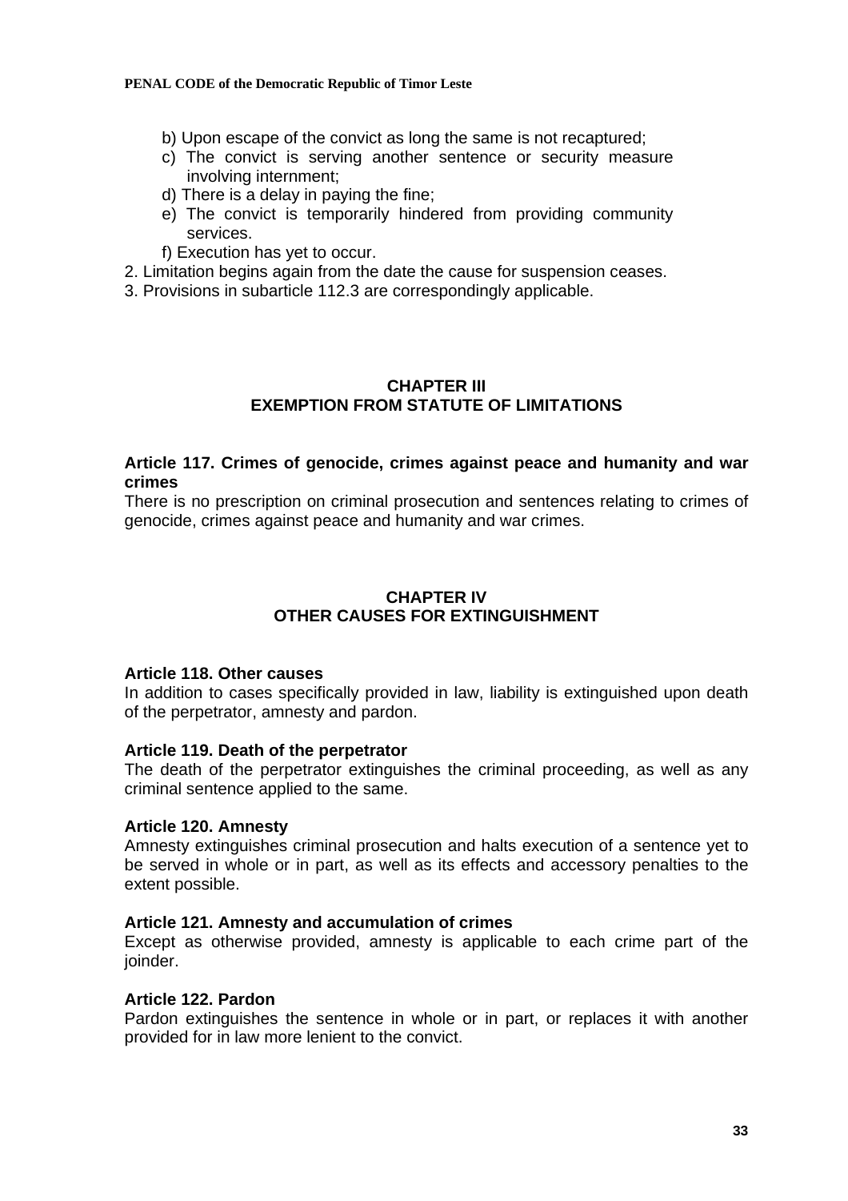b) Upon escape of the convict as long the same is not recaptured;
c) The convict is serving another sentence or security measure involving internment;
d) There is a delay in paying the fine;
e) The convict is temporarily hindered from providing community services.
f) Execution has yet to occur.

2. Limitation begins again from the date the cause for suspension ceases.
3. Provisions in subarticle 112.3 are correspondingly applicable.

## CHAPTER III
## EXEMPTION FROM STATUTE OF LIMITATIONS

### Article 117. Crimes of genocide, crimes against peace and humanity and war crimes

There is no prescription on criminal prosecution and sentences relating to crimes of genocide, crimes against peace and humanity and war crimes.

## CHAPTER IV
## OTHER CAUSES FOR EXTINGUISHMENT

### Article 118. Other causes

In addition to cases specifically provided in law, liability is extinguished upon death of the perpetrator, amnesty and pardon.

### Article 119. Death of the perpetrator

The death of the perpetrator extinguishes the criminal proceeding, as well as any criminal sentence applied to the same.

### Article 120. Amnesty

Amnesty extinguishes criminal prosecution and halts execution of a sentence yet to be served in whole or in part, as well as its effects and accessory penalties to the extent possible.

### Article 121. Amnesty and accumulation of crimes

Except as otherwise provided, amnesty is applicable to each crime part of the joinder.

### Article 122. Pardon

Pardon extinguishes the sentence in whole or in part, or replaces it with another provided for in law more lenient to the convict.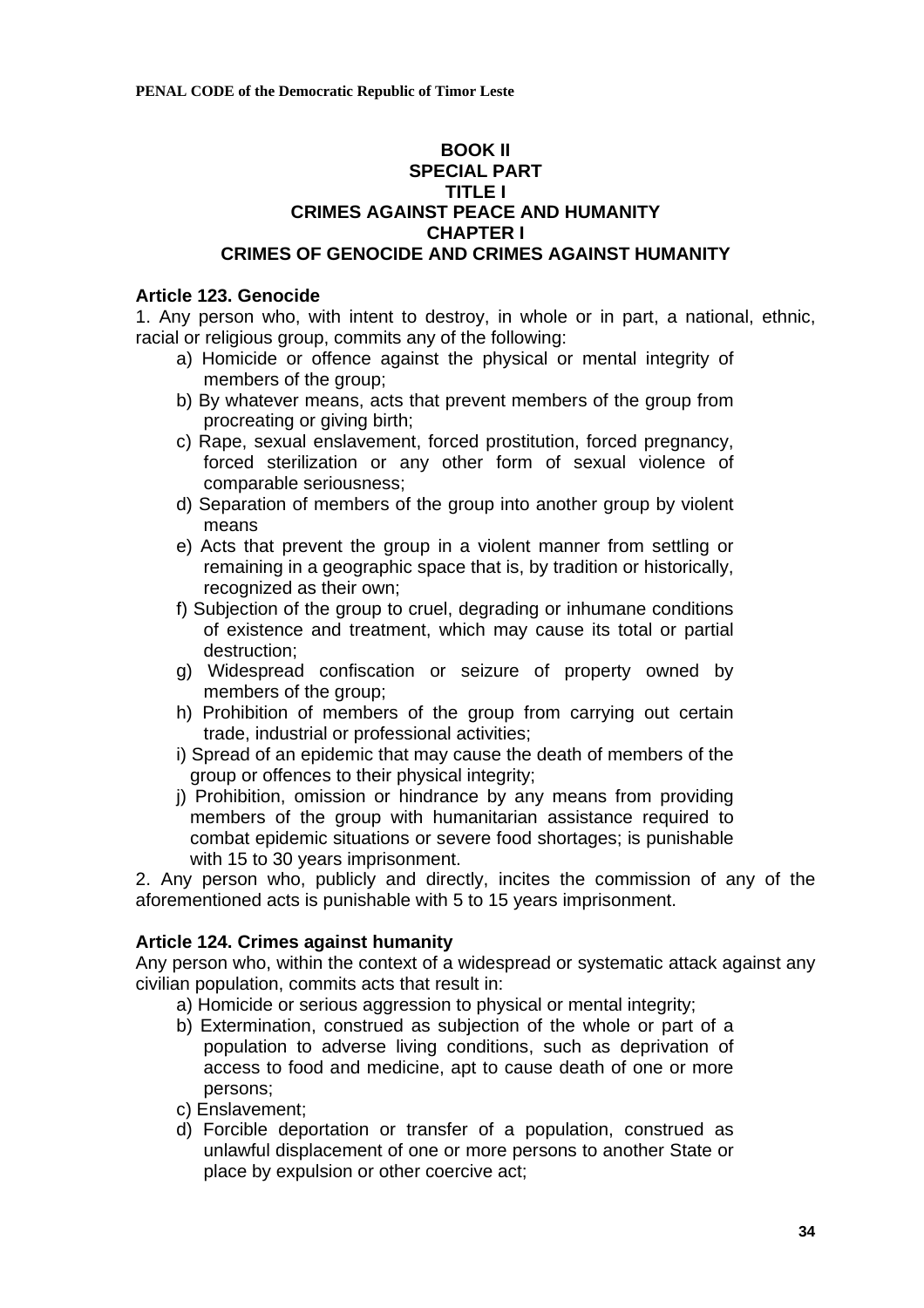# BOOK II
# SPECIAL PART
## TITLE I
## CRIMES AGAINST PEACE AND HUMANITY
### CHAPTER I
### CRIMES OF GENOCIDE AND CRIMES AGAINST HUMANITY

**Article 123. Genocide**

1. Any person who, with intent to destroy, in whole or in part, a national, ethnic, racial or religious group, commits any of the following:

a) Homicide or offence against the physical or mental integrity of members of the group;

b) By whatever means, acts that prevent members of the group from procreating or giving birth;

c) Rape, sexual enslavement, forced prostitution, forced pregnancy, forced sterilization or any other form of sexual violence of comparable seriousness;

d) Separation of members of the group into another group by violent means

e) Acts that prevent the group in a violent manner from settling or remaining in a geographic space that is, by tradition or historically, recognized as their own;

f) Subjection of the group to cruel, degrading or inhumane conditions of existence and treatment, which may cause its total or partial destruction;

g) Widespread confiscation or seizure of property owned by members of the group;

h) Prohibition of members of the group from carrying out certain trade, industrial or professional activities;

i) Spread of an epidemic that may cause the death of members of the group or offences to their physical integrity;

j) Prohibition, omission or hindrance by any means from providing members of the group with humanitarian assistance required to combat epidemic situations or severe food shortages; is punishable with 15 to 30 years imprisonment.

2. Any person who, publicly and directly, incites the commission of any of the aforementioned acts is punishable with 5 to 15 years imprisonment.

**Article 124. Crimes against humanity**

Any person who, within the context of a widespread or systematic attack against any civilian population, commits acts that result in:

a) Homicide or serious aggression to physical or mental integrity;

b) Extermination, construed as subjection of the whole or part of a population to adverse living conditions, such as deprivation of access to food and medicine, apt to cause death of one or more persons;

c) Enslavement;

d) Forcible deportation or transfer of a population, construed as unlawful displacement of one or more persons to another State or place by expulsion or other coercive act;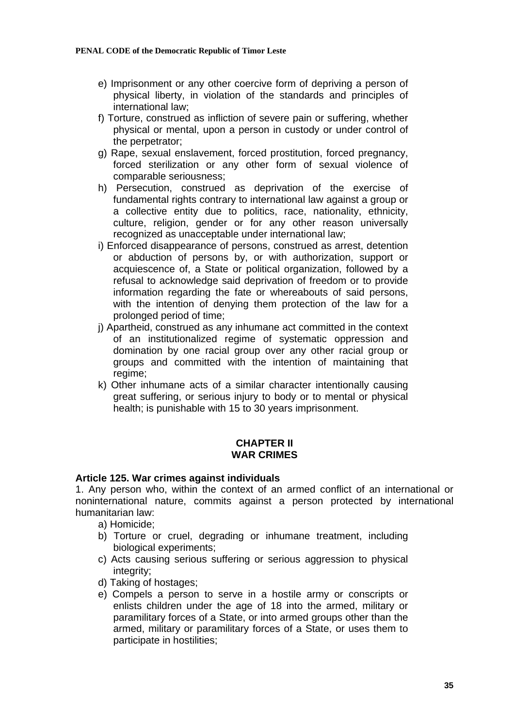e) Imprisonment or any other coercive form of depriving a person of physical liberty, in violation of the standards and principles of international law;

f) Torture, construed as infliction of severe pain or suffering, whether physical or mental, upon a person in custody or under control of the perpetrator;

g) Rape, sexual enslavement, forced prostitution, forced pregnancy, forced sterilization or any other form of sexual violence of comparable seriousness;

h) Persecution, construed as deprivation of the exercise of fundamental rights contrary to international law against a group or a collective entity due to politics, race, nationality, ethnicity, culture, religion, gender or for any other reason universally recognized as unacceptable under international law;

i) Enforced disappearance of persons, construed as arrest, detention or abduction of persons by, or with authorization, support or acquiescence of, a State or political organization, followed by a refusal to acknowledge said deprivation of freedom or to provide information regarding the fate or whereabouts of said persons, with the intention of denying them protection of the law for a prolonged period of time;

j) Apartheid, construed as any inhumane act committed in the context of an institutionalized regime of systematic oppression and domination by one racial group over any other racial group or groups and committed with the intention of maintaining that regime;

k) Other inhumane acts of a similar character intentionally causing great suffering, or serious injury to body or to mental or physical health; is punishable with 15 to 30 years imprisonment.

## CHAPTER II
## WAR CRIMES

### Article 125. War crimes against individuals

1. Any person who, within the context of an armed conflict of an international or noninternational nature, commits against a person protected by international humanitarian law:

a) Homicide;

b) Torture or cruel, degrading or inhumane treatment, including biological experiments;

c) Acts causing serious suffering or serious aggression to physical integrity;

d) Taking of hostages;

e) Compels a person to serve in a hostile army or conscripts or enlists children under the age of 18 into the armed, military or paramilitary forces of a State, or into armed groups other than the armed, military or paramilitary forces of a State, or uses them to participate in hostilities;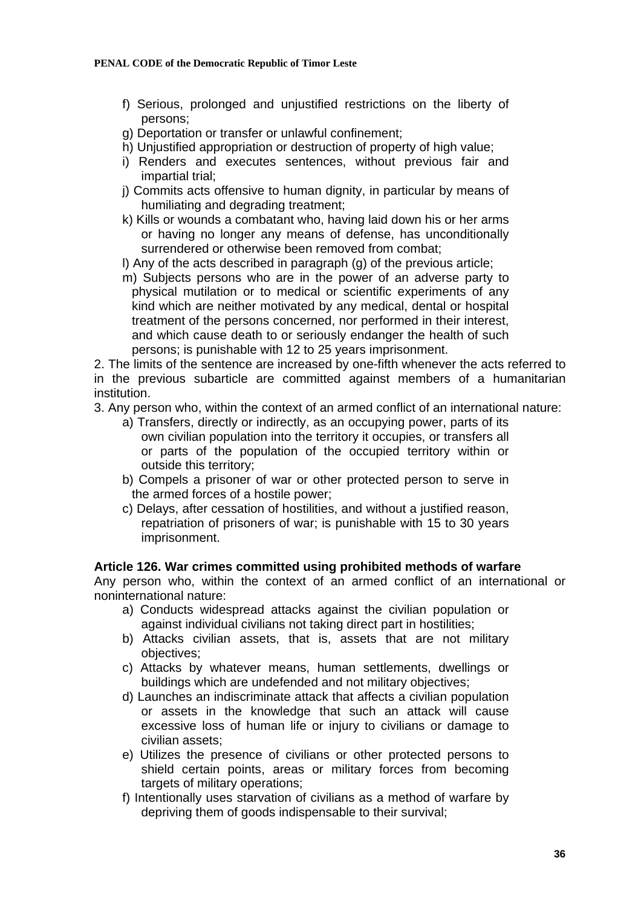f) Serious, prolonged and unjustified restrictions on the liberty of persons;
g) Deportation or transfer or unlawful confinement;
h) Unjustified appropriation or destruction of property of high value;
i) Renders and executes sentences, without previous fair and impartial trial;
j) Commits acts offensive to human dignity, in particular by means of humiliating and degrading treatment;
k) Kills or wounds a combatant who, having laid down his or her arms or having no longer any means of defense, has unconditionally surrendered or otherwise been removed from combat;
l) Any of the acts described in paragraph (g) of the previous article;
m) Subjects persons who are in the power of an adverse party to physical mutilation or to medical or scientific experiments of any kind which are neither motivated by any medical, dental or hospital treatment of the persons concerned, nor performed in their interest, and which cause death to or seriously endanger the health of such persons; is punishable with 12 to 25 years imprisonment.

2. The limits of the sentence are increased by one-fifth whenever the acts referred to in the previous subarticle are committed against members of a humanitarian institution.

3. Any person who, within the context of an armed conflict of an international nature:

a) Transfers, directly or indirectly, as an occupying power, parts of its own civilian population into the territory it occupies, or transfers all or parts of the population of the occupied territory within or outside this territory;
b) Compels a prisoner of war or other protected person to serve in the armed forces of a hostile power;
c) Delays, after cessation of hostilities, and without a justified reason, repatriation of prisoners of war; is punishable with 15 to 30 years imprisonment.

### Article 126. War crimes committed using prohibited methods of warfare

Any person who, within the context of an armed conflict of an international or noninternational nature:

a) Conducts widespread attacks against the civilian population or against individual civilians not taking direct part in hostilities;
b) Attacks civilian assets, that is, assets that are not military objectives;
c) Attacks by whatever means, human settlements, dwellings or buildings which are undefended and not military objectives;
d) Launches an indiscriminate attack that affects a civilian population or assets in the knowledge that such an attack will cause excessive loss of human life or injury to civilians or damage to civilian assets;
e) Utilizes the presence of civilians or other protected persons to shield certain points, areas or military forces from becoming targets of military operations;
f) Intentionally uses starvation of civilians as a method of warfare by depriving them of goods indispensable to their survival;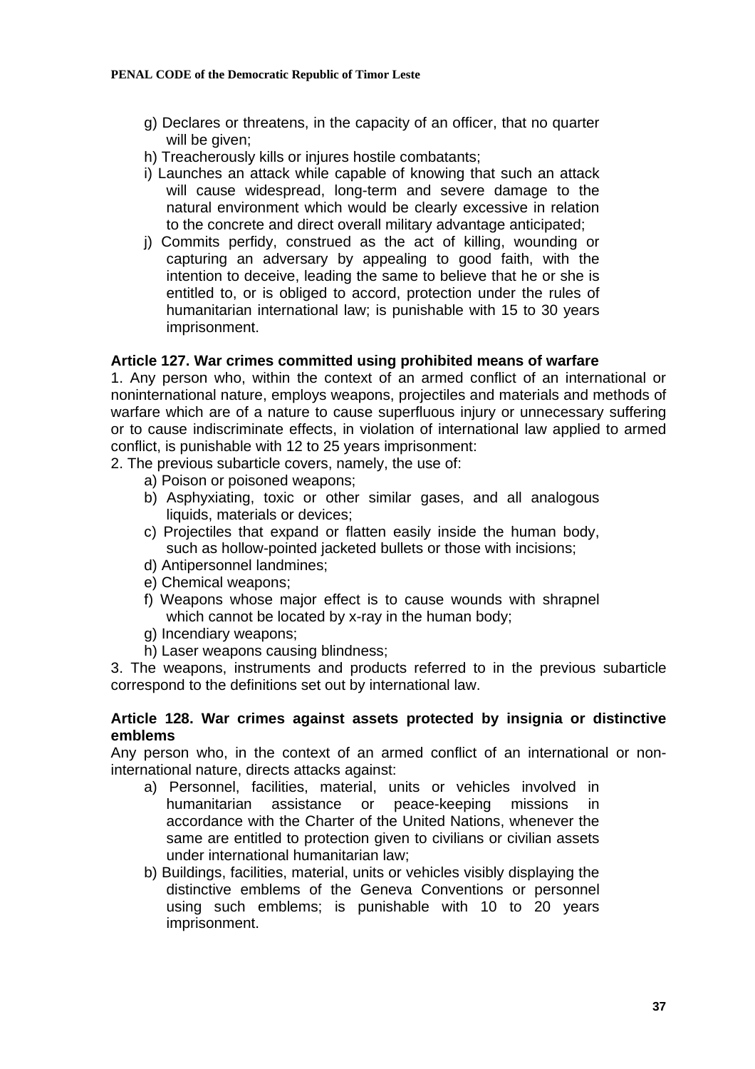g) Declares or threatens, in the capacity of an officer, that no quarter will be given;

h) Treacherously kills or injures hostile combatants;

i) Launches an attack while capable of knowing that such an attack will cause widespread, long-term and severe damage to the natural environment which would be clearly excessive in relation to the concrete and direct overall military advantage anticipated;

j) Commits perfidy, construed as the act of killing, wounding or capturing an adversary by appealing to good faith, with the intention to deceive, leading the same to believe that he or she is entitled to, or is obliged to accord, protection under the rules of humanitarian international law; is punishable with 15 to 30 years imprisonment.

**Article 127. War crimes committed using prohibited means of warfare**

1. Any person who, within the context of an armed conflict of an international or noninternational nature, employs weapons, projectiles and materials and methods of warfare which are of a nature to cause superfluous injury or unnecessary suffering or to cause indiscriminate effects, in violation of international law applied to armed conflict, is punishable with 12 to 25 years imprisonment:

2. The previous subarticle covers, namely, the use of:

a) Poison or poisoned weapons;

b) Asphyxiating, toxic or other similar gases, and all analogous liquids, materials or devices;

c) Projectiles that expand or flatten easily inside the human body, such as hollow-pointed jacketed bullets or those with incisions;

d) Antipersonnel landmines;

e) Chemical weapons;

f) Weapons whose major effect is to cause wounds with shrapnel which cannot be located by x-ray in the human body;

g) Incendiary weapons;

h) Laser weapons causing blindness;

3. The weapons, instruments and products referred to in the previous subarticle correspond to the definitions set out by international law.

**Article 128. War crimes against assets protected by insignia or distinctive emblems**

Any person who, in the context of an armed conflict of an international or non-international nature, directs attacks against:

a) Personnel, facilities, material, units or vehicles involved in humanitarian assistance or peace-keeping missions in accordance with the Charter of the United Nations, whenever the same are entitled to protection given to civilians or civilian assets under international humanitarian law;

b) Buildings, facilities, material, units or vehicles visibly displaying the distinctive emblems of the Geneva Conventions or personnel using such emblems; is punishable with 10 to 20 years imprisonment.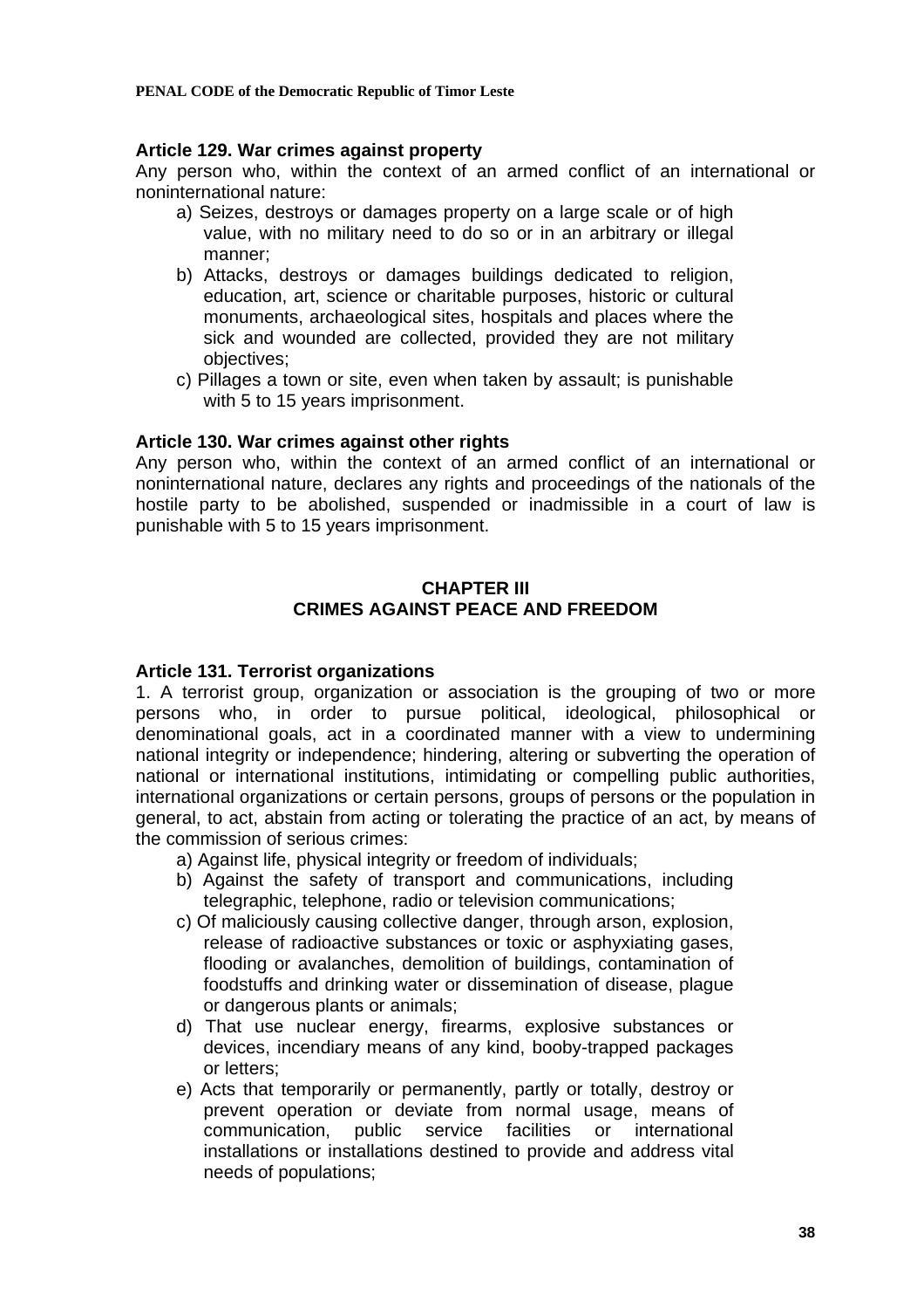**Article 129. War crimes against property**

Any person who, within the context of an armed conflict of an international or noninternational nature:

a) Seizes, destroys or damages property on a large scale or of high value, with no military need to do so or in an arbitrary or illegal manner;
b) Attacks, destroys or damages buildings dedicated to religion, education, art, science or charitable purposes, historic or cultural monuments, archaeological sites, hospitals and places where the sick and wounded are collected, provided they are not military objectives;
c) Pillages a town or site, even when taken by assault; is punishable with 5 to 15 years imprisonment.

**Article 130. War crimes against other rights**

Any person who, within the context of an armed conflict of an international or noninternational nature, declares any rights and proceedings of the nationals of the hostile party to be abolished, suspended or inadmissible in a court of law is punishable with 5 to 15 years imprisonment.

## CHAPTER III
## CRIMES AGAINST PEACE AND FREEDOM

**Article 131. Terrorist organizations**

1. A terrorist group, organization or association is the grouping of two or more persons who, in order to pursue political, ideological, philosophical or denominational goals, act in a coordinated manner with a view to undermining national integrity or independence; hindering, altering or subverting the operation of national or international institutions, intimidating or compelling public authorities, international organizations or certain persons, groups of persons or the population in general, to act, abstain from acting or tolerating the practice of an act, by means of the commission of serious crimes:

a) Against life, physical integrity or freedom of individuals;
b) Against the safety of transport and communications, including telegraphic, telephone, radio or television communications;
c) Of maliciously causing collective danger, through arson, explosion, release of radioactive substances or toxic or asphyxiating gases, flooding or avalanches, demolition of buildings, contamination of foodstuffs and drinking water or dissemination of disease, plague or dangerous plants or animals;
d) That use nuclear energy, firearms, explosive substances or devices, incendiary means of any kind, booby-trapped packages or letters;
e) Acts that temporarily or permanently, partly or totally, destroy or prevent operation or deviate from normal usage, means of communication, public service facilities or international installations or installations destined to provide and address vital needs of populations;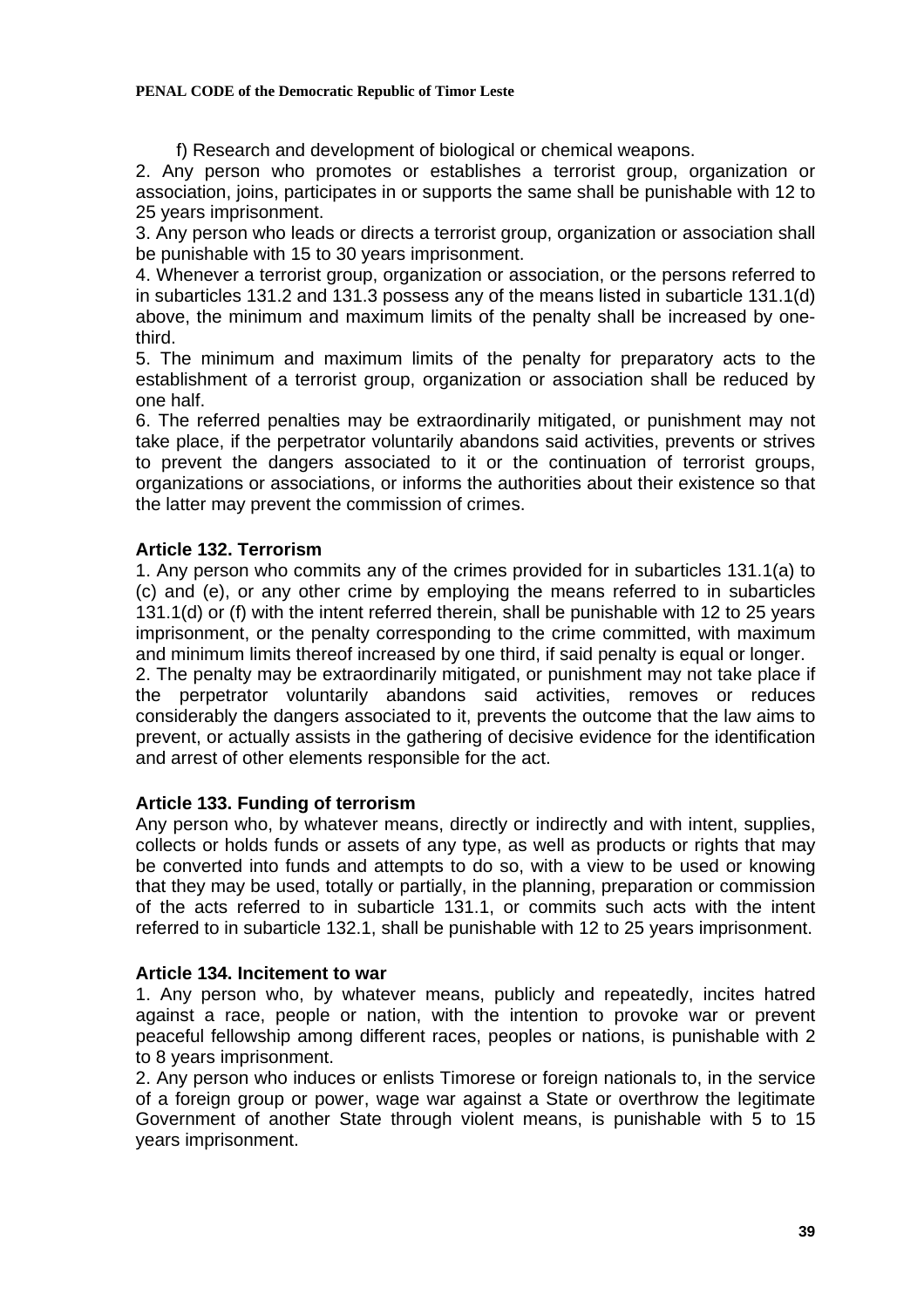f) Research and development of biological or chemical weapons.

2. Any person who promotes or establishes a terrorist group, organization or association, joins, participates in or supports the same shall be punishable with 12 to 25 years imprisonment.

3. Any person who leads or directs a terrorist group, organization or association shall be punishable with 15 to 30 years imprisonment.

4. Whenever a terrorist group, organization or association, or the persons referred to in subarticles 131.2 and 131.3 possess any of the means listed in subarticle 131.1(d) above, the minimum and maximum limits of the penalty shall be increased by one-third.

5. The minimum and maximum limits of the penalty for preparatory acts to the establishment of a terrorist group, organization or association shall be reduced by one half.

6. The referred penalties may be extraordinarily mitigated, or punishment may not take place, if the perpetrator voluntarily abandons said activities, prevents or strives to prevent the dangers associated to it or the continuation of terrorist groups, organizations or associations, or informs the authorities about their existence so that the latter may prevent the commission of crimes.

### Article 132. Terrorism

1. Any person who commits any of the crimes provided for in subarticles 131.1(a) to (c) and (e), or any other crime by employing the means referred to in subarticles 131.1(d) or (f) with the intent referred therein, shall be punishable with 12 to 25 years imprisonment, or the penalty corresponding to the crime committed, with maximum and minimum limits thereof increased by one third, if said penalty is equal or longer.

2. The penalty may be extraordinarily mitigated, or punishment may not take place if the perpetrator voluntarily abandons said activities, removes or reduces considerably the dangers associated to it, prevents the outcome that the law aims to prevent, or actually assists in the gathering of decisive evidence for the identification and arrest of other elements responsible for the act.

### Article 133. Funding of terrorism

Any person who, by whatever means, directly or indirectly and with intent, supplies, collects or holds funds or assets of any type, as well as products or rights that may be converted into funds and attempts to do so, with a view to be used or knowing that they may be used, totally or partially, in the planning, preparation or commission of the acts referred to in subarticle 131.1, or commits such acts with the intent referred to in subarticle 132.1, shall be punishable with 12 to 25 years imprisonment.

### Article 134. Incitement to war

1. Any person who, by whatever means, publicly and repeatedly, incites hatred against a race, people or nation, with the intention to provoke war or prevent peaceful fellowship among different races, peoples or nations, is punishable with 2 to 8 years imprisonment.

2. Any person who induces or enlists Timorese or foreign nationals to, in the service of a foreign group or power, wage war against a State or overthrow the legitimate Government of another State through violent means, is punishable with 5 to 15 years imprisonment.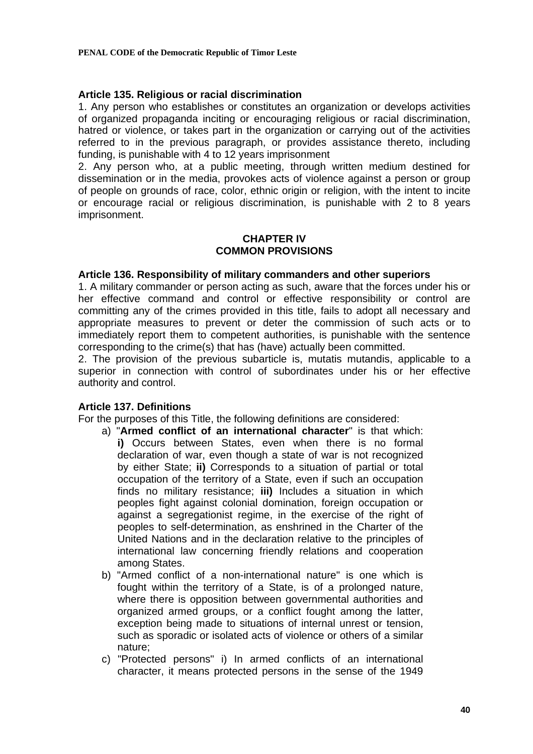**Article 135. Religious or racial discrimination**

1. Any person who establishes or constitutes an organization or develops activities of organized propaganda inciting or encouraging religious or racial discrimination, hatred or violence, or takes part in the organization or carrying out of the activities referred to in the previous paragraph, or provides assistance thereto, including funding, is punishable with 4 to 12 years imprisonment

2. Any person who, at a public meeting, through written medium destined for dissemination or in the media, provokes acts of violence against a person or group of people on grounds of race, color, ethnic origin or religion, with the intent to incite or encourage racial or religious discrimination, is punishable with 2 to 8 years imprisonment.

## CHAPTER IV
## COMMON PROVISIONS

**Article 136. Responsibility of military commanders and other superiors**

1. A military commander or person acting as such, aware that the forces under his or her effective command and control or effective responsibility or control are committing any of the crimes provided in this title, fails to adopt all necessary and appropriate measures to prevent or deter the commission of such acts or to immediately report them to competent authorities, is punishable with the sentence corresponding to the crime(s) that has (have) actually been committed.

2. The provision of the previous subarticle is, mutatis mutandis, applicable to a superior in connection with control of subordinates under his or her effective authority and control.

**Article 137. Definitions**

For the purposes of this Title, the following definitions are considered:

a) "**Armed conflict of an international character**" is that which: **i)** Occurs between States, even when there is no formal declaration of war, even though a state of war is not recognized by either State; **ii)** Corresponds to a situation of partial or total occupation of the territory of a State, even if such an occupation finds no military resistance; **iii)** Includes a situation in which peoples fight against colonial domination, foreign occupation or against a segregationist regime, in the exercise of the right of peoples to self-determination, as enshrined in the Charter of the United Nations and in the declaration relative to the principles of international law concerning friendly relations and cooperation among States.

b) "Armed conflict of a non-international nature" is one which is fought within the territory of a State, is of a prolonged nature, where there is opposition between governmental authorities and organized armed groups, or a conflict fought among the latter, exception being made to situations of internal unrest or tension, such as sporadic or isolated acts of violence or others of a similar nature;

c) "Protected persons" i) In armed conflicts of an international character, it means protected persons in the sense of the 1949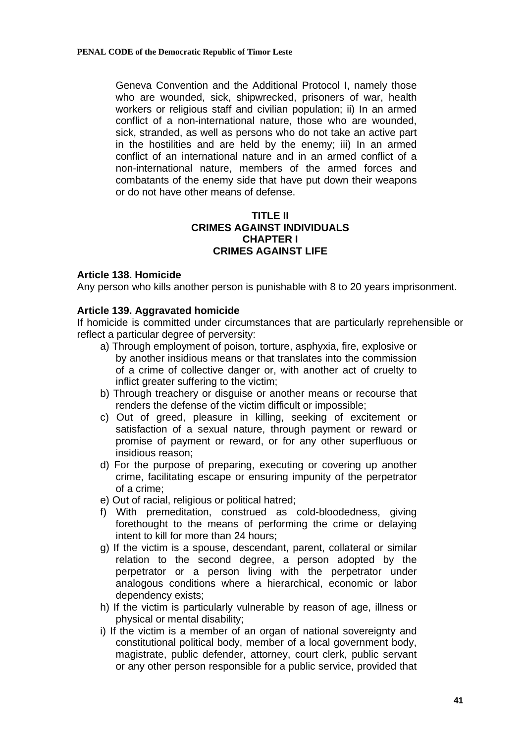Geneva Convention and the Additional Protocol I, namely those who are wounded, sick, shipwrecked, prisoners of war, health workers or religious staff and civilian population; ii) In an armed conflict of a non-international nature, those who are wounded, sick, stranded, as well as persons who do not take an active part in the hostilities and are held by the enemy; iii) In an armed conflict of an international nature and in an armed conflict of a non-international nature, members of the armed forces and combatants of the enemy side that have put down their weapons or do not have other means of defense.

## TITLE II
## CRIMES AGAINST INDIVIDUALS
## CHAPTER I
## CRIMES AGAINST LIFE

**Article 138. Homicide**

Any person who kills another person is punishable with 8 to 20 years imprisonment.

**Article 139. Aggravated homicide**

If homicide is committed under circumstances that are particularly reprehensible or reflect a particular degree of perversity:

a) Through employment of poison, torture, asphyxia, fire, explosive or by another insidious means or that translates into the commission of a crime of collective danger or, with another act of cruelty to inflict greater suffering to the victim;

b) Through treachery or disguise or another means or recourse that renders the defense of the victim difficult or impossible;

c) Out of greed, pleasure in killing, seeking of excitement or satisfaction of a sexual nature, through payment or reward or promise of payment or reward, or for any other superfluous or insidious reason;

d) For the purpose of preparing, executing or covering up another crime, facilitating escape or ensuring impunity of the perpetrator of a crime;

e) Out of racial, religious or political hatred;

f) With premeditation, construed as cold-bloodedness, giving forethought to the means of performing the crime or delaying intent to kill for more than 24 hours;

g) If the victim is a spouse, descendant, parent, collateral or similar relation to the second degree, a person adopted by the perpetrator or a person living with the perpetrator under analogous conditions where a hierarchical, economic or labor dependency exists;

h) If the victim is particularly vulnerable by reason of age, illness or physical or mental disability;

i) If the victim is a member of an organ of national sovereignty and constitutional political body, member of a local government body, magistrate, public defender, attorney, court clerk, public servant or any other person responsible for a public service, provided that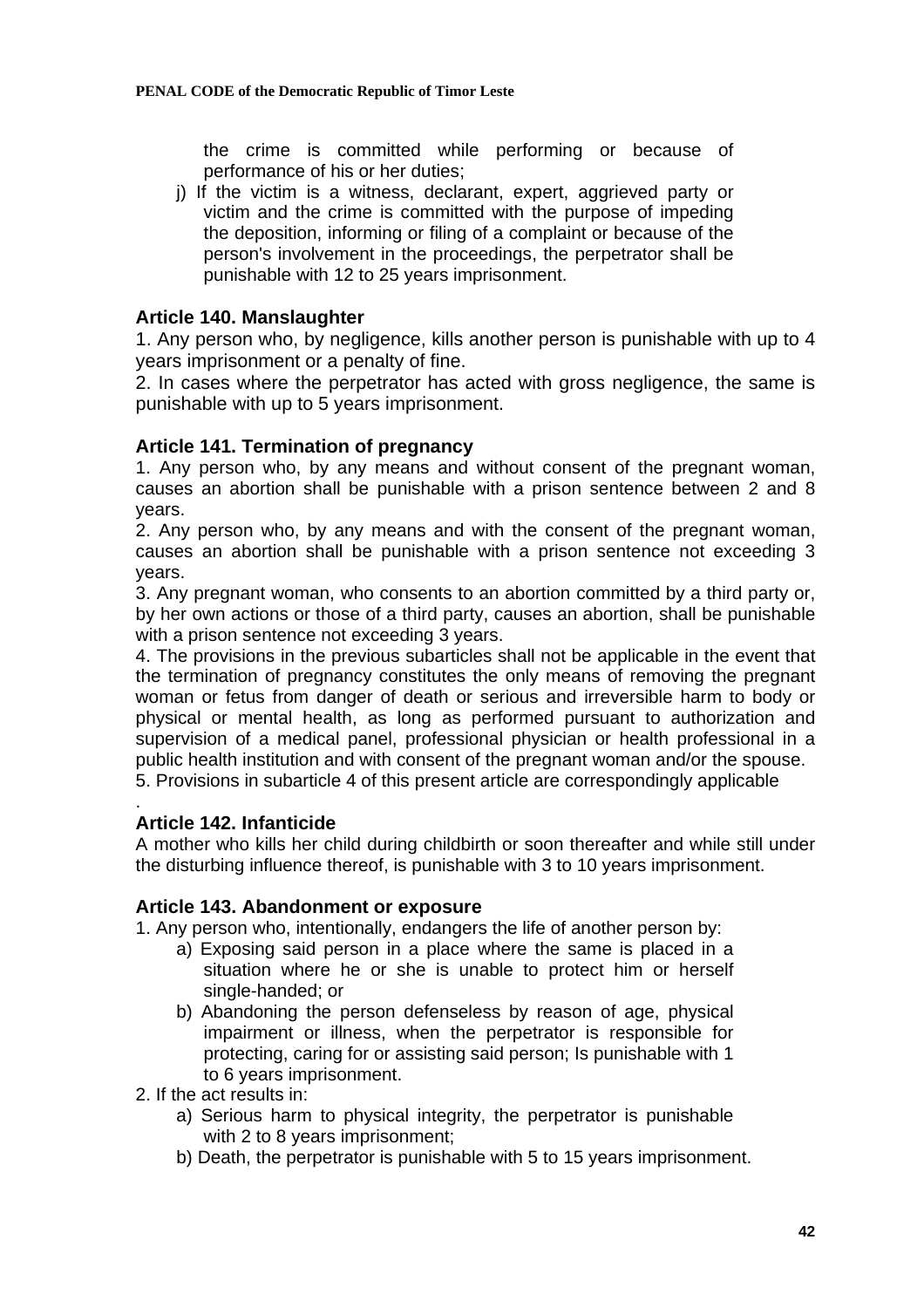the crime is committed while performing or because of performance of his or her duties;

j) If the victim is a witness, declarant, expert, aggrieved party or victim and the crime is committed with the purpose of impeding the deposition, informing or filing of a complaint or because of the person's involvement in the proceedings, the perpetrator shall be punishable with 12 to 25 years imprisonment.

**Article 140. Manslaughter**

1. Any person who, by negligence, kills another person is punishable with up to 4 years imprisonment or a penalty of fine.

2. In cases where the perpetrator has acted with gross negligence, the same is punishable with up to 5 years imprisonment.

**Article 141. Termination of pregnancy**

1. Any person who, by any means and without consent of the pregnant woman, causes an abortion shall be punishable with a prison sentence between 2 and 8 years.

2. Any person who, by any means and with the consent of the pregnant woman, causes an abortion shall be punishable with a prison sentence not exceeding 3 years.

3. Any pregnant woman, who consents to an abortion committed by a third party or, by her own actions or those of a third party, causes an abortion, shall be punishable with a prison sentence not exceeding 3 years.

4. The provisions in the previous subarticles shall not be applicable in the event that the termination of pregnancy constitutes the only means of removing the pregnant woman or fetus from danger of death or serious and irreversible harm to body or physical or mental health, as long as performed pursuant to authorization and supervision of a medical panel, professional physician or health professional in a public health institution and with consent of the pregnant woman and/or the spouse.

5. Provisions in subarticle 4 of this present article are correspondingly applicable

.

**Article 142. Infanticide**

A mother who kills her child during childbirth or soon thereafter and while still under the disturbing influence thereof, is punishable with 3 to 10 years imprisonment.

**Article 143. Abandonment or exposure**

1. Any person who, intentionally, endangers the life of another person by:

    a) Exposing said person in a place where the same is placed in a situation where he or she is unable to protect him or herself single-handed; or

    b) Abandoning the person defenseless by reason of age, physical impairment or illness, when the perpetrator is responsible for protecting, caring for or assisting said person; Is punishable with 1 to 6 years imprisonment.

2. If the act results in:

    a) Serious harm to physical integrity, the perpetrator is punishable with 2 to 8 years imprisonment;

    b) Death, the perpetrator is punishable with 5 to 15 years imprisonment.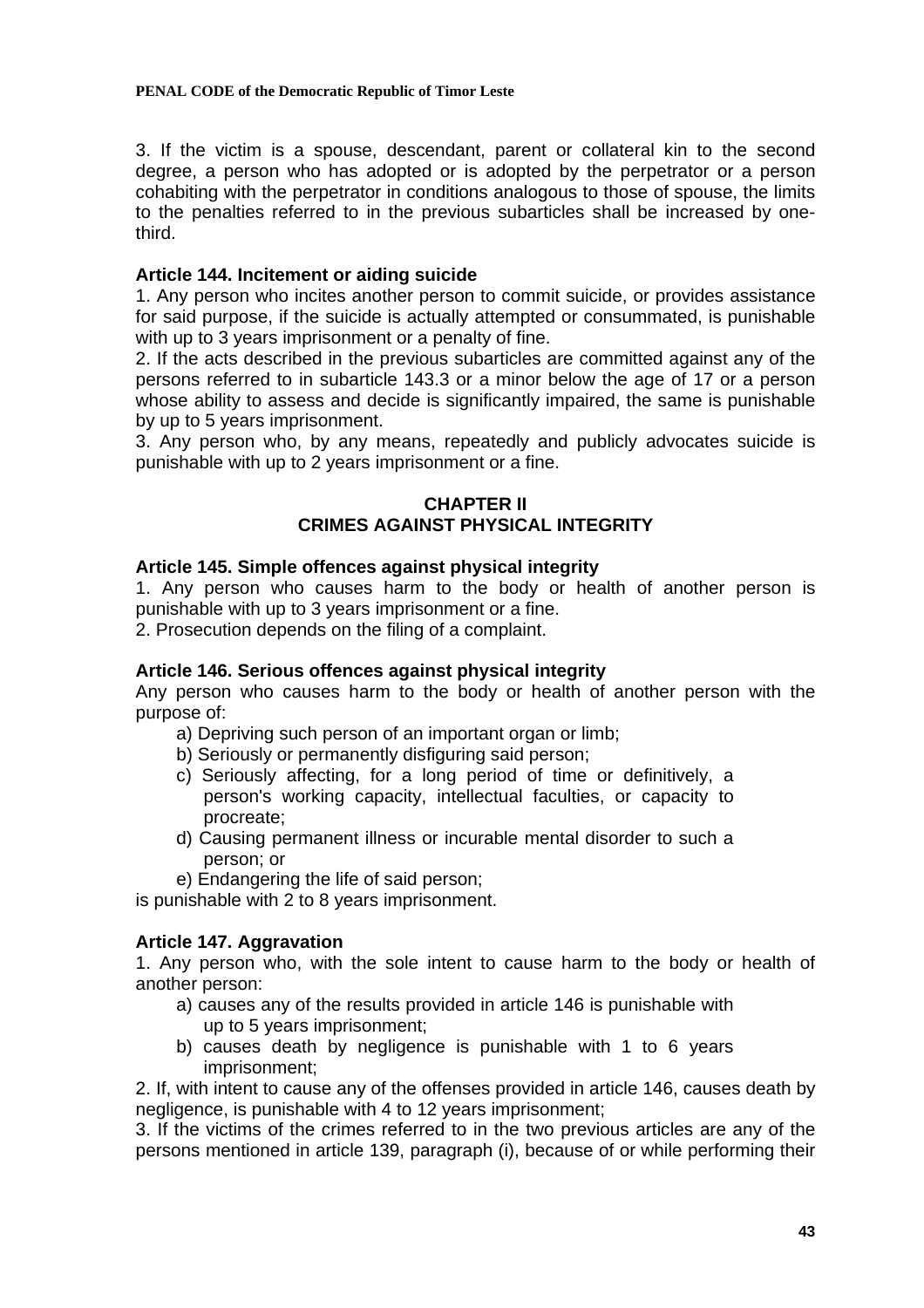3. If the victim is a spouse, descendant, parent or collateral kin to the second degree, a person who has adopted or is adopted by the perpetrator or a person cohabiting with the perpetrator in conditions analogous to those of spouse, the limits to the penalties referred to in the previous subarticles shall be increased by one-third.

### Article 144. Incitement or aiding suicide

1. Any person who incites another person to commit suicide, or provides assistance for said purpose, if the suicide is actually attempted or consummated, is punishable with up to 3 years imprisonment or a penalty of fine.
2. If the acts described in the previous subarticles are committed against any of the persons referred to in subarticle 143.3 or a minor below the age of 17 or a person whose ability to assess and decide is significantly impaired, the same is punishable by up to 5 years imprisonment.
3. Any person who, by any means, repeatedly and publicly advocates suicide is punishable with up to 2 years imprisonment or a fine.

## CHAPTER II
## CRIMES AGAINST PHYSICAL INTEGRITY

### Article 145. Simple offences against physical integrity

1. Any person who causes harm to the body or health of another person is punishable with up to 3 years imprisonment or a fine.
2. Prosecution depends on the filing of a complaint.

### Article 146. Serious offences against physical integrity

Any person who causes harm to the body or health of another person with the purpose of:

a) Depriving such person of an important organ or limb;
b) Seriously or permanently disfiguring said person;
c) Seriously affecting, for a long period of time or definitively, a person's working capacity, intellectual faculties, or capacity to procreate;
d) Causing permanent illness or incurable mental disorder to such a person; or
e) Endangering the life of said person;

is punishable with 2 to 8 years imprisonment.

### Article 147. Aggravation

1. Any person who, with the sole intent to cause harm to the body or health of another person:
   a) causes any of the results provided in article 146 is punishable with up to 5 years imprisonment;
   b) causes death by negligence is punishable with 1 to 6 years imprisonment;
2. If, with intent to cause any of the offenses provided in article 146, causes death by negligence, is punishable with 4 to 12 years imprisonment;
3. If the victims of the crimes referred to in the two previous articles are any of the persons mentioned in article 139, paragraph (i), because of or while performing their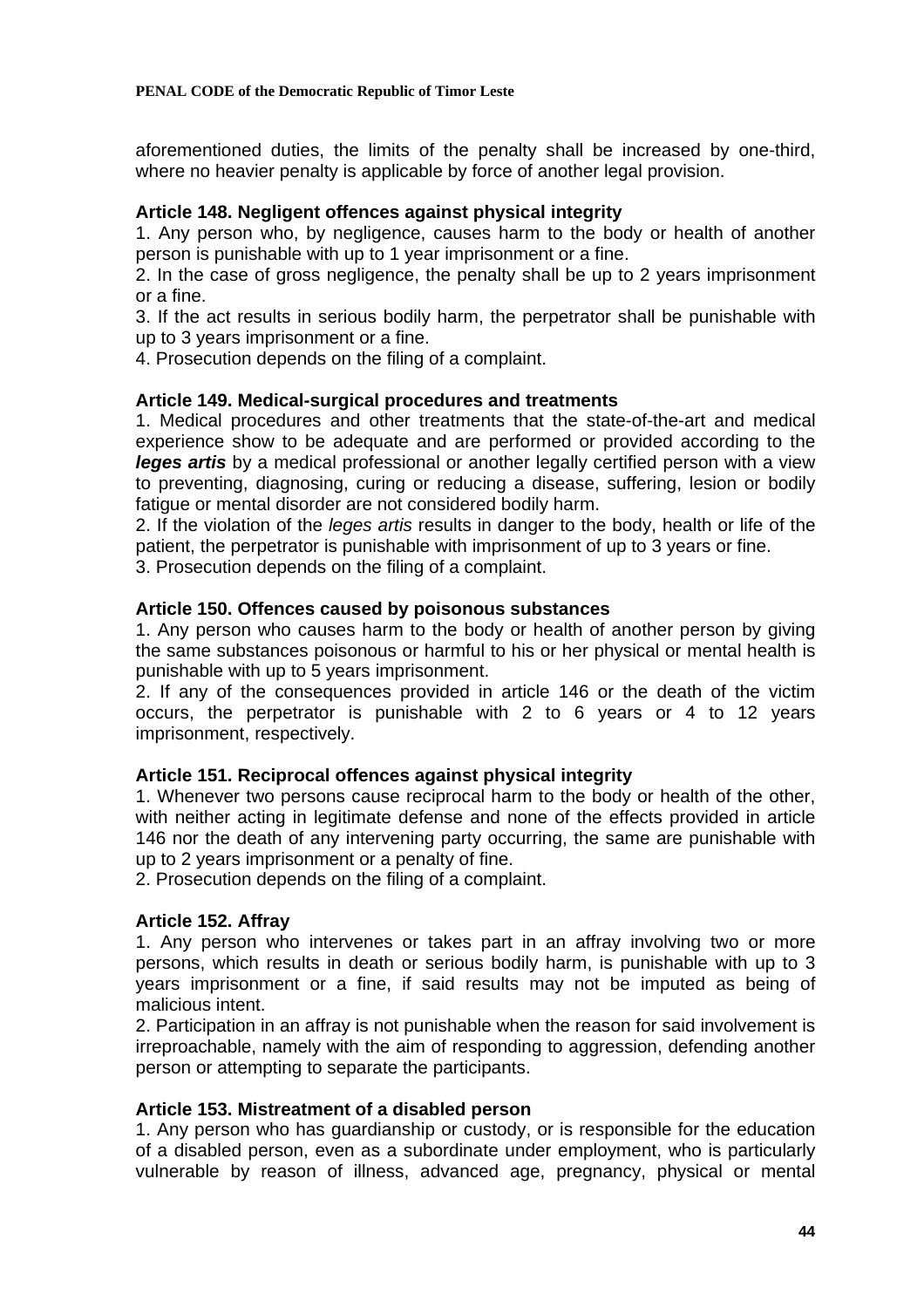aforementioned duties, the limits of the penalty shall be increased by one-third, where no heavier penalty is applicable by force of another legal provision.

**Article 148. Negligent offences against physical integrity**

1. Any person who, by negligence, causes harm to the body or health of another person is punishable with up to 1 year imprisonment or a fine.
2. In the case of gross negligence, the penalty shall be up to 2 years imprisonment or a fine.
3. If the act results in serious bodily harm, the perpetrator shall be punishable with up to 3 years imprisonment or a fine.
4. Prosecution depends on the filing of a complaint.

**Article 149. Medical-surgical procedures and treatments**

1. Medical procedures and other treatments that the state-of-the-art and medical experience show to be adequate and are performed or provided according to the ***leges artis*** by a medical professional or another legally certified person with a view to preventing, diagnosing, curing or reducing a disease, suffering, lesion or bodily fatigue or mental disorder are not considered bodily harm.
2. If the violation of the *leges artis* results in danger to the body, health or life of the patient, the perpetrator is punishable with imprisonment of up to 3 years or fine.
3. Prosecution depends on the filing of a complaint.

**Article 150. Offences caused by poisonous substances**

1. Any person who causes harm to the body or health of another person by giving the same substances poisonous or harmful to his or her physical or mental health is punishable with up to 5 years imprisonment.
2. If any of the consequences provided in article 146 or the death of the victim occurs, the perpetrator is punishable with 2 to 6 years or 4 to 12 years imprisonment, respectively.

**Article 151. Reciprocal offences against physical integrity**

1. Whenever two persons cause reciprocal harm to the body or health of the other, with neither acting in legitimate defense and none of the effects provided in article 146 nor the death of any intervening party occurring, the same are punishable with up to 2 years imprisonment or a penalty of fine.
2. Prosecution depends on the filing of a complaint.

**Article 152. Affray**

1. Any person who intervenes or takes part in an affray involving two or more persons, which results in death or serious bodily harm, is punishable with up to 3 years imprisonment or a fine, if said results may not be imputed as being of malicious intent.
2. Participation in an affray is not punishable when the reason for said involvement is irreproachable, namely with the aim of responding to aggression, defending another person or attempting to separate the participants.

**Article 153. Mistreatment of a disabled person**

1. Any person who has guardianship or custody, or is responsible for the education of a disabled person, even as a subordinate under employment, who is particularly vulnerable by reason of illness, advanced age, pregnancy, physical or mental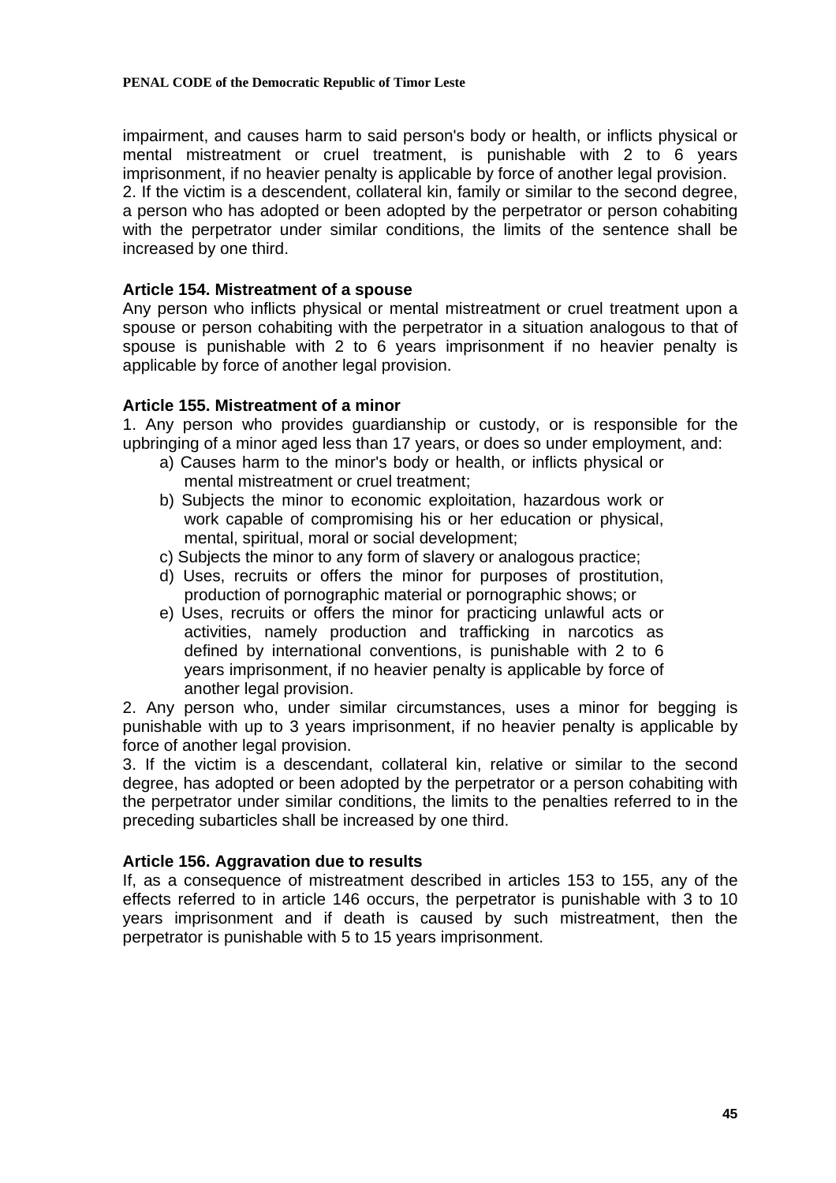impairment, and causes harm to said person's body or health, or inflicts physical or mental mistreatment or cruel treatment, is punishable with 2 to 6 years imprisonment, if no heavier penalty is applicable by force of another legal provision.
2. If the victim is a descendent, collateral kin, family or similar to the second degree, a person who has adopted or been adopted by the perpetrator or person cohabiting with the perpetrator under similar conditions, the limits of the sentence shall be increased by one third.

**Article 154. Mistreatment of a spouse**
Any person who inflicts physical or mental mistreatment or cruel treatment upon a spouse or person cohabiting with the perpetrator in a situation analogous to that of spouse is punishable with 2 to 6 years imprisonment if no heavier penalty is applicable by force of another legal provision.

**Article 155. Mistreatment of a minor**
1. Any person who provides guardianship or custody, or is responsible for the upbringing of a minor aged less than 17 years, or does so under employment, and:

a) Causes harm to the minor's body or health, or inflicts physical or mental mistreatment or cruel treatment;
b) Subjects the minor to economic exploitation, hazardous work or work capable of compromising his or her education or physical, mental, spiritual, moral or social development;
c) Subjects the minor to any form of slavery or analogous practice;
d) Uses, recruits or offers the minor for purposes of prostitution, production of pornographic material or pornographic shows; or
e) Uses, recruits or offers the minor for practicing unlawful acts or activities, namely production and trafficking in narcotics as defined by international conventions, is punishable with 2 to 6 years imprisonment, if no heavier penalty is applicable by force of another legal provision.

2. Any person who, under similar circumstances, uses a minor for begging is punishable with up to 3 years imprisonment, if no heavier penalty is applicable by force of another legal provision.
3. If the victim is a descendant, collateral kin, relative or similar to the second degree, has adopted or been adopted by the perpetrator or a person cohabiting with the perpetrator under similar conditions, the limits to the penalties referred to in the preceding subarticles shall be increased by one third.

**Article 156. Aggravation due to results**
If, as a consequence of mistreatment described in articles 153 to 155, any of the effects referred to in article 146 occurs, the perpetrator is punishable with 3 to 10 years imprisonment and if death is caused by such mistreatment, then the perpetrator is punishable with 5 to 15 years imprisonment.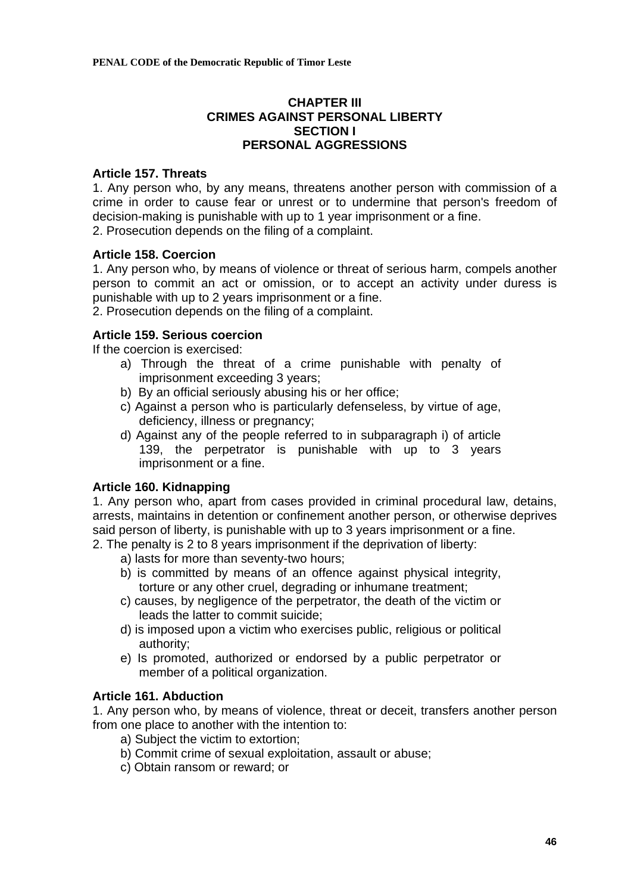## CHAPTER III
## CRIMES AGAINST PERSONAL LIBERTY
## SECTION I
## PERSONAL AGGRESSIONS

**Article 157. Threats**

1. Any person who, by any means, threatens another person with commission of a crime in order to cause fear or unrest or to undermine that person's freedom of decision-making is punishable with up to 1 year imprisonment or a fine.
2. Prosecution depends on the filing of a complaint.

**Article 158. Coercion**

1. Any person who, by means of violence or threat of serious harm, compels another person to commit an act or omission, or to accept an activity under duress is punishable with up to 2 years imprisonment or a fine.
2. Prosecution depends on the filing of a complaint.

**Article 159. Serious coercion**

If the coercion is exercised:

a) Through the threat of a crime punishable with penalty of imprisonment exceeding 3 years;
b) By an official seriously abusing his or her office;
c) Against a person who is particularly defenseless, by virtue of age, deficiency, illness or pregnancy;
d) Against any of the people referred to in subparagraph i) of article 139, the perpetrator is punishable with up to 3 years imprisonment or a fine.

**Article 160. Kidnapping**

1. Any person who, apart from cases provided in criminal procedural law, detains, arrests, maintains in detention or confinement another person, or otherwise deprives said person of liberty, is punishable with up to 3 years imprisonment or a fine.
2. The penalty is 2 to 8 years imprisonment if the deprivation of liberty:
   a) lasts for more than seventy-two hours;
   b) is committed by means of an offence against physical integrity, torture or any other cruel, degrading or inhumane treatment;
   c) causes, by negligence of the perpetrator, the death of the victim or leads the latter to commit suicide;
   d) is imposed upon a victim who exercises public, religious or political authority;
   e) Is promoted, authorized or endorsed by a public perpetrator or member of a political organization.

**Article 161. Abduction**

1. Any person who, by means of violence, threat or deceit, transfers another person from one place to another with the intention to:
   a) Subject the victim to extortion;
   b) Commit crime of sexual exploitation, assault or abuse;
   c) Obtain ransom or reward; or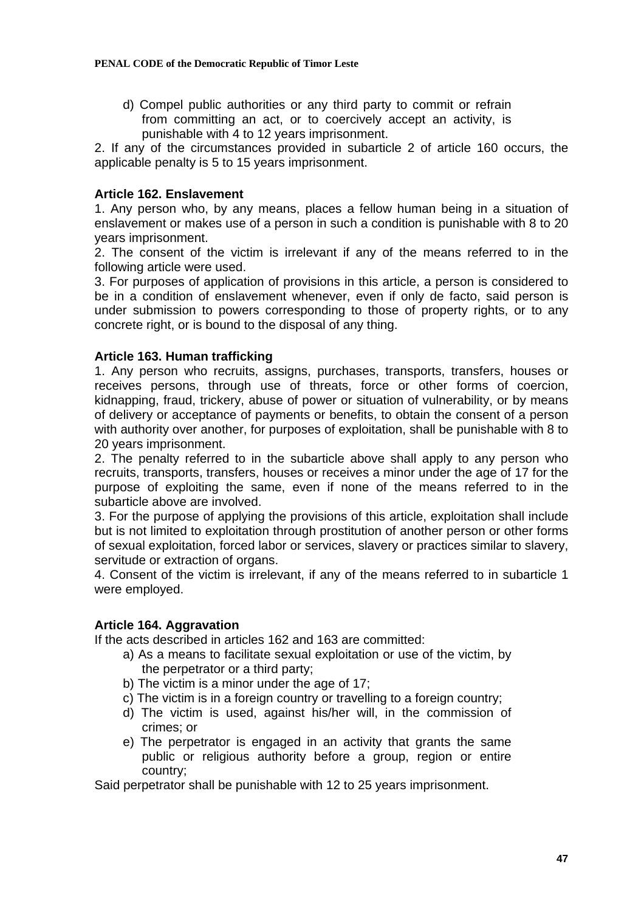d) Compel public authorities or any third party to commit or refrain from committing an act, or to coercively accept an activity, is punishable with 4 to 12 years imprisonment.

2. If any of the circumstances provided in subarticle 2 of article 160 occurs, the applicable penalty is 5 to 15 years imprisonment.

### Article 162. Enslavement

1. Any person who, by any means, places a fellow human being in a situation of enslavement or makes use of a person in such a condition is punishable with 8 to 20 years imprisonment.

2. The consent of the victim is irrelevant if any of the means referred to in the following article were used.

3. For purposes of application of provisions in this article, a person is considered to be in a condition of enslavement whenever, even if only de facto, said person is under submission to powers corresponding to those of property rights, or to any concrete right, or is bound to the disposal of any thing.

### Article 163. Human trafficking

1. Any person who recruits, assigns, purchases, transports, transfers, houses or receives persons, through use of threats, force or other forms of coercion, kidnapping, fraud, trickery, abuse of power or situation of vulnerability, or by means of delivery or acceptance of payments or benefits, to obtain the consent of a person with authority over another, for purposes of exploitation, shall be punishable with 8 to 20 years imprisonment.

2. The penalty referred to in the subarticle above shall apply to any person who recruits, transports, transfers, houses or receives a minor under the age of 17 for the purpose of exploiting the same, even if none of the means referred to in the subarticle above are involved.

3. For the purpose of applying the provisions of this article, exploitation shall include but is not limited to exploitation through prostitution of another person or other forms of sexual exploitation, forced labor or services, slavery or practices similar to slavery, servitude or extraction of organs.

4. Consent of the victim is irrelevant, if any of the means referred to in subarticle 1 were employed.

### Article 164. Aggravation

If the acts described in articles 162 and 163 are committed:

a) As a means to facilitate sexual exploitation or use of the victim, by the perpetrator or a third party;
b) The victim is a minor under the age of 17;
c) The victim is in a foreign country or travelling to a foreign country;
d) The victim is used, against his/her will, in the commission of crimes; or
e) The perpetrator is engaged in an activity that grants the same public or religious authority before a group, region or entire country;

Said perpetrator shall be punishable with 12 to 25 years imprisonment.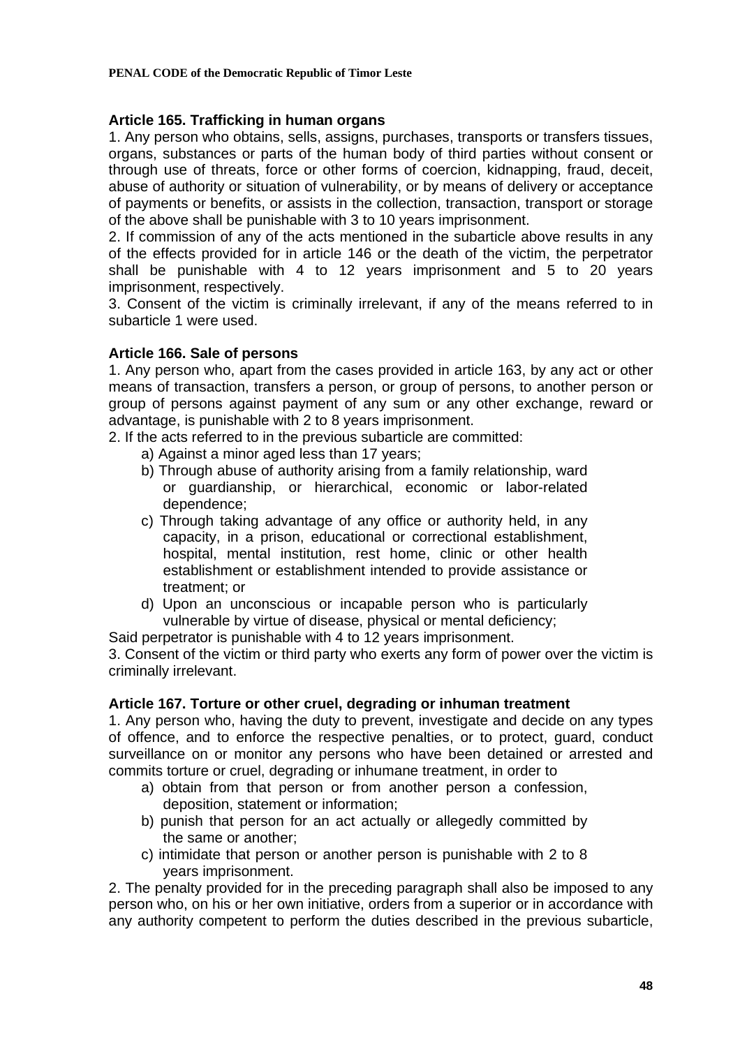### Article 165. Trafficking in human organs

1. Any person who obtains, sells, assigns, purchases, transports or transfers tissues, organs, substances or parts of the human body of third parties without consent or through use of threats, force or other forms of coercion, kidnapping, fraud, deceit, abuse of authority or situation of vulnerability, or by means of delivery or acceptance of payments or benefits, or assists in the collection, transaction, transport or storage of the above shall be punishable with 3 to 10 years imprisonment.
2. If commission of any of the acts mentioned in the subarticle above results in any of the effects provided for in article 146 or the death of the victim, the perpetrator shall be punishable with 4 to 12 years imprisonment and 5 to 20 years imprisonment, respectively.
3. Consent of the victim is criminally irrelevant, if any of the means referred to in subarticle 1 were used.

### Article 166. Sale of persons

1. Any person who, apart from the cases provided in article 163, by any act or other means of transaction, transfers a person, or group of persons, to another person or group of persons against payment of any sum or any other exchange, reward or advantage, is punishable with 2 to 8 years imprisonment.
2. If the acts referred to in the previous subarticle are committed:
   a) Against a minor aged less than 17 years;
   b) Through abuse of authority arising from a family relationship, ward or guardianship, or hierarchical, economic or labor-related dependence;
   c) Through taking advantage of any office or authority held, in any capacity, in a prison, educational or correctional establishment, hospital, mental institution, rest home, clinic or other health establishment or establishment intended to provide assistance or treatment; or
   d) Upon an unconscious or incapable person who is particularly vulnerable by virtue of disease, physical or mental deficiency;

Said perpetrator is punishable with 4 to 12 years imprisonment.

3. Consent of the victim or third party who exerts any form of power over the victim is criminally irrelevant.

### Article 167. Torture or other cruel, degrading or inhuman treatment

1. Any person who, having the duty to prevent, investigate and decide on any types of offence, and to enforce the respective penalties, or to protect, guard, conduct surveillance on or monitor any persons who have been detained or arrested and commits torture or cruel, degrading or inhumane treatment, in order to
   a) obtain from that person or from another person a confession, deposition, statement or information;
   b) punish that person for an act actually or allegedly committed by the same or another;
   c) intimidate that person or another person is punishable with 2 to 8 years imprisonment.
2. The penalty provided for in the preceding paragraph shall also be imposed to any person who, on his or her own initiative, orders from a superior or in accordance with any authority competent to perform the duties described in the previous subarticle,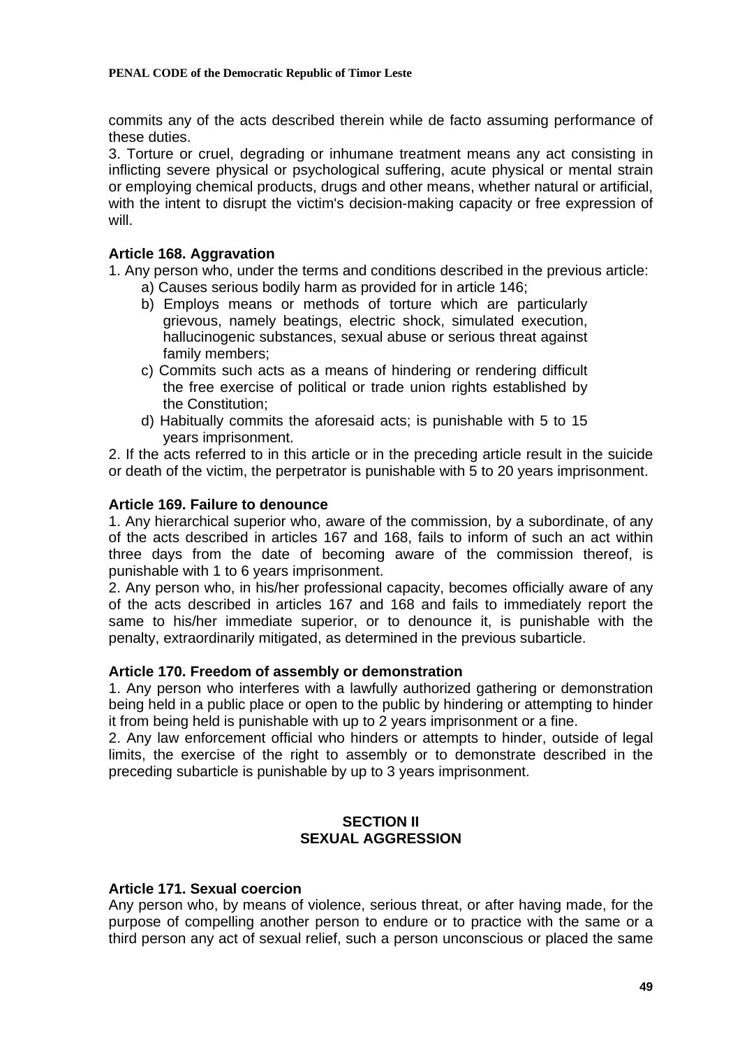commits any of the acts described therein while de facto assuming performance of these duties.

3. Torture or cruel, degrading or inhumane treatment means any act consisting in inflicting severe physical or psychological suffering, acute physical or mental strain or employing chemical products, drugs and other means, whether natural or artificial, with the intent to disrupt the victim's decision-making capacity or free expression of will.

### Article 168. Aggravation

1. Any person who, under the terms and conditions described in the previous article:
   a) Causes serious bodily harm as provided for in article 146;
   b) Employs means or methods of torture which are particularly grievous, namely beatings, electric shock, simulated execution, hallucinogenic substances, sexual abuse or serious threat against family members;
   c) Commits such acts as a means of hindering or rendering difficult the free exercise of political or trade union rights established by the Constitution;
   d) Habitually commits the aforesaid acts; is punishable with 5 to 15 years imprisonment.

2. If the acts referred to in this article or in the preceding article result in the suicide or death of the victim, the perpetrator is punishable with 5 to 20 years imprisonment.

### Article 169. Failure to denounce

1. Any hierarchical superior who, aware of the commission, by a subordinate, of any of the acts described in articles 167 and 168, fails to inform of such an act within three days from the date of becoming aware of the commission thereof, is punishable with 1 to 6 years imprisonment.

2. Any person who, in his/her professional capacity, becomes officially aware of any of the acts described in articles 167 and 168 and fails to immediately report the same to his/her immediate superior, or to denounce it, is punishable with the penalty, extraordinarily mitigated, as determined in the previous subarticle.

### Article 170. Freedom of assembly or demonstration

1. Any person who interferes with a lawfully authorized gathering or demonstration being held in a public place or open to the public by hindering or attempting to hinder it from being held is punishable with up to 2 years imprisonment or a fine.

2. Any law enforcement official who hinders or attempts to hinder, outside of legal limits, the exercise of the right to assembly or to demonstrate described in the preceding subarticle is punishable by up to 3 years imprisonment.

## SECTION II
## SEXUAL AGGRESSION

### Article 171. Sexual coercion

Any person who, by means of violence, serious threat, or after having made, for the purpose of compelling another person to endure or to practice with the same or a third person any act of sexual relief, such a person unconscious or placed the same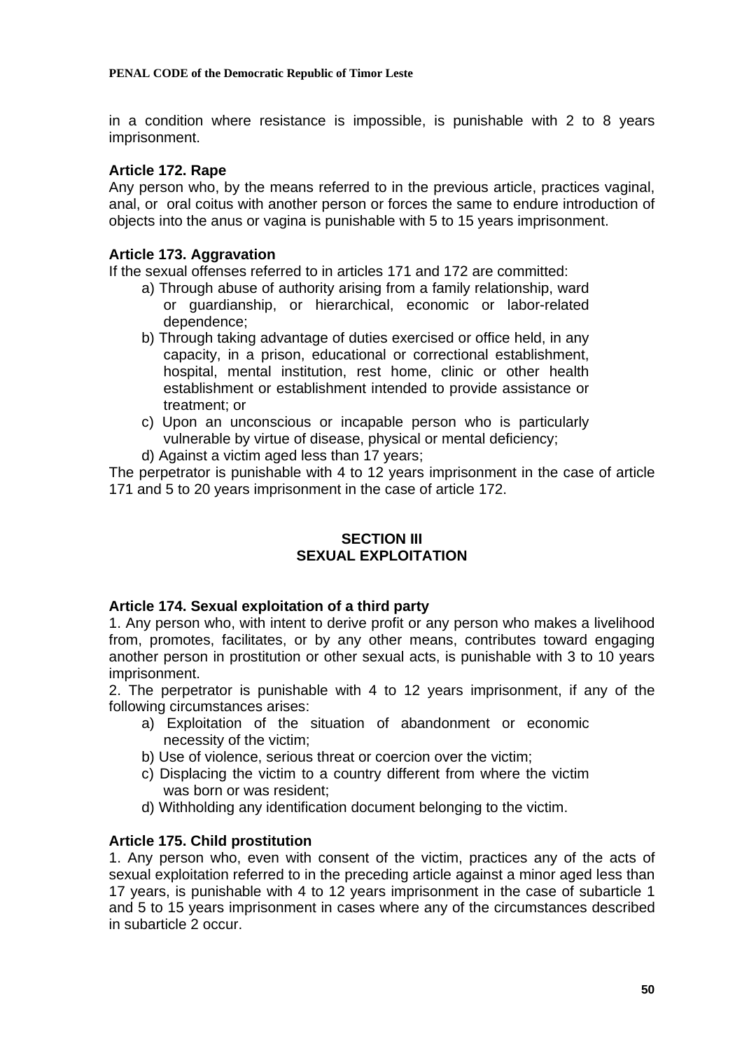in a condition where resistance is impossible, is punishable with 2 to 8 years imprisonment.

**Article 172. Rape**

Any person who, by the means referred to in the previous article, practices vaginal, anal, or oral coitus with another person or forces the same to endure introduction of objects into the anus or vagina is punishable with 5 to 15 years imprisonment.

**Article 173. Aggravation**

If the sexual offenses referred to in articles 171 and 172 are committed:

a) Through abuse of authority arising from a family relationship, ward or guardianship, or hierarchical, economic or labor-related dependence;

b) Through taking advantage of duties exercised or office held, in any capacity, in a prison, educational or correctional establishment, hospital, mental institution, rest home, clinic or other health establishment or establishment intended to provide assistance or treatment; or

c) Upon an unconscious or incapable person who is particularly vulnerable by virtue of disease, physical or mental deficiency;

d) Against a victim aged less than 17 years;

The perpetrator is punishable with 4 to 12 years imprisonment in the case of article 171 and 5 to 20 years imprisonment in the case of article 172.

## SECTION III
## SEXUAL EXPLOITATION

**Article 174. Sexual exploitation of a third party**

1. Any person who, with intent to derive profit or any person who makes a livelihood from, promotes, facilitates, or by any other means, contributes toward engaging another person in prostitution or other sexual acts, is punishable with 3 to 10 years imprisonment.

2. The perpetrator is punishable with 4 to 12 years imprisonment, if any of the following circumstances arises:

a) Exploitation of the situation of abandonment or economic necessity of the victim;

b) Use of violence, serious threat or coercion over the victim;

c) Displacing the victim to a country different from where the victim was born or was resident;

d) Withholding any identification document belonging to the victim.

**Article 175. Child prostitution**

1. Any person who, even with consent of the victim, practices any of the acts of sexual exploitation referred to in the preceding article against a minor aged less than 17 years, is punishable with 4 to 12 years imprisonment in the case of subarticle 1 and 5 to 15 years imprisonment in cases where any of the circumstances described in subarticle 2 occur.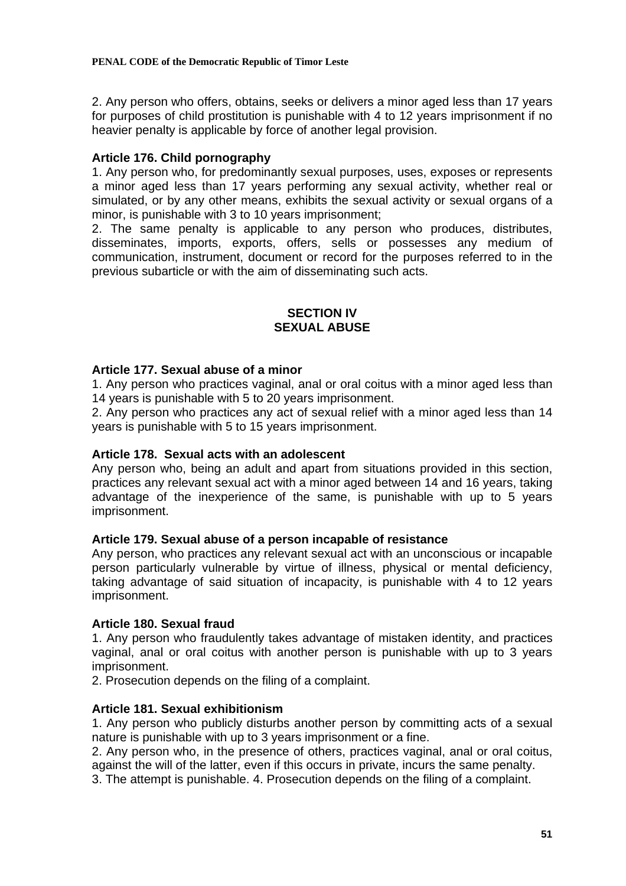2. Any person who offers, obtains, seeks or delivers a minor aged less than 17 years for purposes of child prostitution is punishable with 4 to 12 years imprisonment if no heavier penalty is applicable by force of another legal provision.

**Article 176. Child pornography**

1. Any person who, for predominantly sexual purposes, uses, exposes or represents a minor aged less than 17 years performing any sexual activity, whether real or simulated, or by any other means, exhibits the sexual activity or sexual organs of a minor, is punishable with 3 to 10 years imprisonment;

2. The same penalty is applicable to any person who produces, distributes, disseminates, imports, exports, offers, sells or possesses any medium of communication, instrument, document or record for the purposes referred to in the previous subarticle or with the aim of disseminating such acts.

## SECTION IV
## SEXUAL ABUSE

**Article 177. Sexual abuse of a minor**

1. Any person who practices vaginal, anal or oral coitus with a minor aged less than 14 years is punishable with 5 to 20 years imprisonment.

2. Any person who practices any act of sexual relief with a minor aged less than 14 years is punishable with 5 to 15 years imprisonment.

**Article 178. Sexual acts with an adolescent**

Any person who, being an adult and apart from situations provided in this section, practices any relevant sexual act with a minor aged between 14 and 16 years, taking advantage of the inexperience of the same, is punishable with up to 5 years imprisonment.

**Article 179. Sexual abuse of a person incapable of resistance**

Any person, who practices any relevant sexual act with an unconscious or incapable person particularly vulnerable by virtue of illness, physical or mental deficiency, taking advantage of said situation of incapacity, is punishable with 4 to 12 years imprisonment.

**Article 180. Sexual fraud**

1. Any person who fraudulently takes advantage of mistaken identity, and practices vaginal, anal or oral coitus with another person is punishable with up to 3 years imprisonment.

2. Prosecution depends on the filing of a complaint.

**Article 181. Sexual exhibitionism**

1. Any person who publicly disturbs another person by committing acts of a sexual nature is punishable with up to 3 years imprisonment or a fine.

2. Any person who, in the presence of others, practices vaginal, anal or oral coitus, against the will of the latter, even if this occurs in private, incurs the same penalty.

3. The attempt is punishable. 4. Prosecution depends on the filing of a complaint.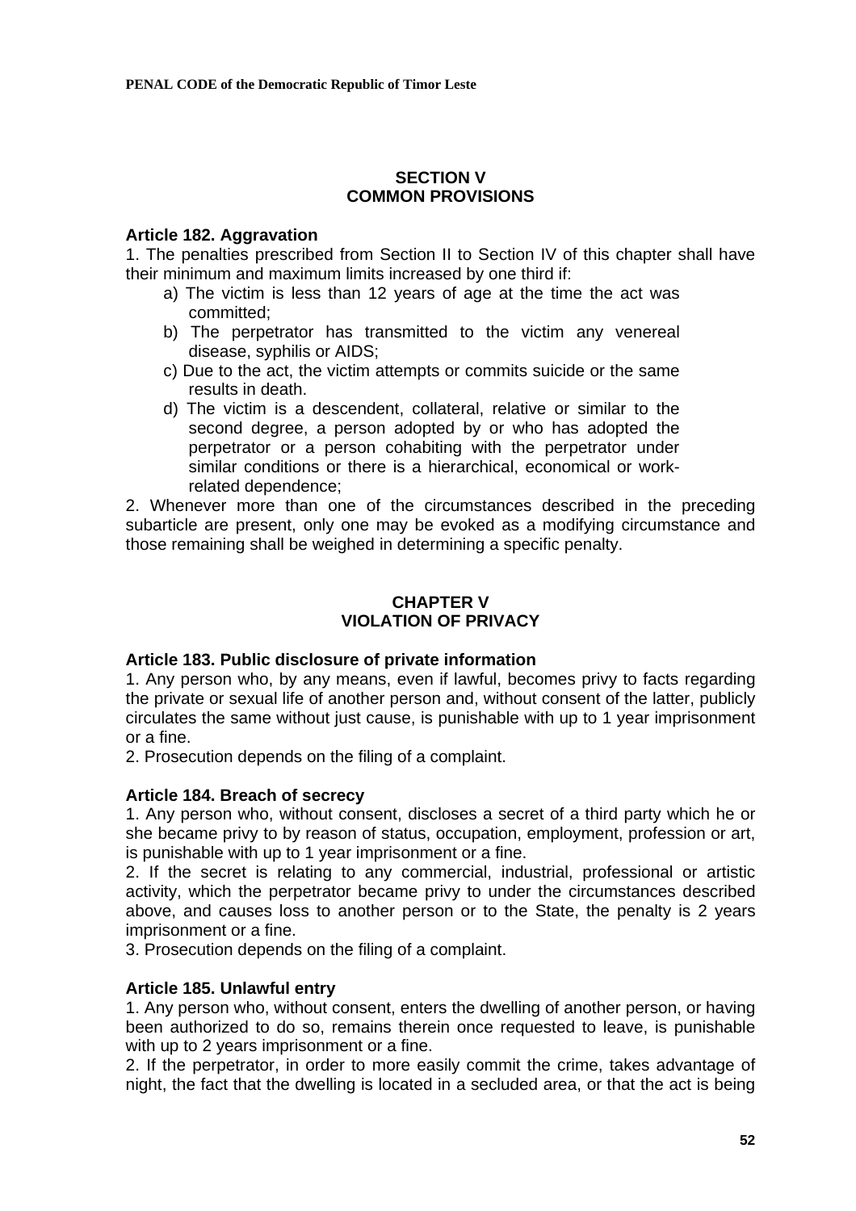## SECTION V
## COMMON PROVISIONS

**Article 182. Aggravation**

1. The penalties prescribed from Section II to Section IV of this chapter shall have their minimum and maximum limits increased by one third if:
   a) The victim is less than 12 years of age at the time the act was committed;
   b) The perpetrator has transmitted to the victim any venereal disease, syphilis or AIDS;
   c) Due to the act, the victim attempts or commits suicide or the same results in death.
   d) The victim is a descendent, collateral, relative or similar to the second degree, a person adopted by or who has adopted the perpetrator or a person cohabiting with the perpetrator under similar conditions or there is a hierarchical, economical or work-related dependence;
2. Whenever more than one of the circumstances described in the preceding subarticle are present, only one may be evoked as a modifying circumstance and those remaining shall be weighed in determining a specific penalty.

## CHAPTER V
## VIOLATION OF PRIVACY

**Article 183. Public disclosure of private information**

1. Any person who, by any means, even if lawful, becomes privy to facts regarding the private or sexual life of another person and, without consent of the latter, publicly circulates the same without just cause, is punishable with up to 1 year imprisonment or a fine.
2. Prosecution depends on the filing of a complaint.

**Article 184. Breach of secrecy**

1. Any person who, without consent, discloses a secret of a third party which he or she became privy to by reason of status, occupation, employment, profession or art, is punishable with up to 1 year imprisonment or a fine.
2. If the secret is relating to any commercial, industrial, professional or artistic activity, which the perpetrator became privy to under the circumstances described above, and causes loss to another person or to the State, the penalty is 2 years imprisonment or a fine.
3. Prosecution depends on the filing of a complaint.

**Article 185. Unlawful entry**

1. Any person who, without consent, enters the dwelling of another person, or having been authorized to do so, remains therein once requested to leave, is punishable with up to 2 years imprisonment or a fine.
2. If the perpetrator, in order to more easily commit the crime, takes advantage of night, the fact that the dwelling is located in a secluded area, or that the act is being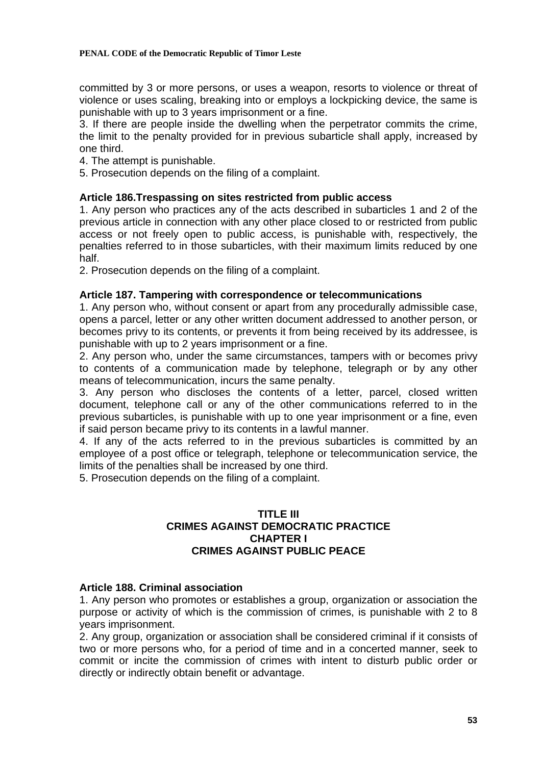committed by 3 or more persons, or uses a weapon, resorts to violence or threat of violence or uses scaling, breaking into or employs a lockpicking device, the same is punishable with up to 3 years imprisonment or a fine.

3. If there are people inside the dwelling when the perpetrator commits the crime, the limit to the penalty provided for in previous subarticle shall apply, increased by one third.

4. The attempt is punishable.

5. Prosecution depends on the filing of a complaint.

**Article 186.Trespassing on sites restricted from public access**

1. Any person who practices any of the acts described in subarticles 1 and 2 of the previous article in connection with any other place closed to or restricted from public access or not freely open to public access, is punishable with, respectively, the penalties referred to in those subarticles, with their maximum limits reduced by one half.

2. Prosecution depends on the filing of a complaint.

**Article 187. Tampering with correspondence or telecommunications**

1. Any person who, without consent or apart from any procedurally admissible case, opens a parcel, letter or any other written document addressed to another person, or becomes privy to its contents, or prevents it from being received by its addressee, is punishable with up to 2 years imprisonment or a fine.

2. Any person who, under the same circumstances, tampers with or becomes privy to contents of a communication made by telephone, telegraph or by any other means of telecommunication, incurs the same penalty.

3. Any person who discloses the contents of a letter, parcel, closed written document, telephone call or any of the other communications referred to in the previous subarticles, is punishable with up to one year imprisonment or a fine, even if said person became privy to its contents in a lawful manner.

4. If any of the acts referred to in the previous subarticles is committed by an employee of a post office or telegraph, telephone or telecommunication service, the limits of the penalties shall be increased by one third.

5. Prosecution depends on the filing of a complaint.

## TITLE III
## CRIMES AGAINST DEMOCRATIC PRACTICE
## CHAPTER I
## CRIMES AGAINST PUBLIC PEACE

**Article 188. Criminal association**

1. Any person who promotes or establishes a group, organization or association the purpose or activity of which is the commission of crimes, is punishable with 2 to 8 years imprisonment.

2. Any group, organization or association shall be considered criminal if it consists of two or more persons who, for a period of time and in a concerted manner, seek to commit or incite the commission of crimes with intent to disturb public order or directly or indirectly obtain benefit or advantage.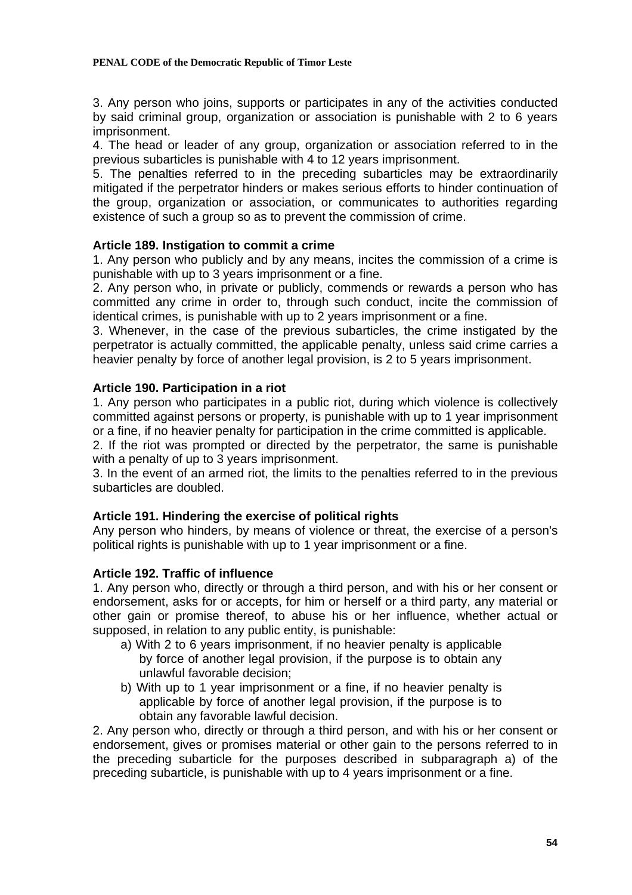3. Any person who joins, supports or participates in any of the activities conducted by said criminal group, organization or association is punishable with 2 to 6 years imprisonment.
4. The head or leader of any group, organization or association referred to in the previous subarticles is punishable with 4 to 12 years imprisonment.
5. The penalties referred to in the preceding subarticles may be extraordinarily mitigated if the perpetrator hinders or makes serious efforts to hinder continuation of the group, organization or association, or communicates to authorities regarding existence of such a group so as to prevent the commission of crime.

**Article 189. Instigation to commit a crime**

1. Any person who publicly and by any means, incites the commission of a crime is punishable with up to 3 years imprisonment or a fine.
2. Any person who, in private or publicly, commends or rewards a person who has committed any crime in order to, through such conduct, incite the commission of identical crimes, is punishable with up to 2 years imprisonment or a fine.
3. Whenever, in the case of the previous subarticles, the crime instigated by the perpetrator is actually committed, the applicable penalty, unless said crime carries a heavier penalty by force of another legal provision, is 2 to 5 years imprisonment.

**Article 190. Participation in a riot**

1. Any person who participates in a public riot, during which violence is collectively committed against persons or property, is punishable with up to 1 year imprisonment or a fine, if no heavier penalty for participation in the crime committed is applicable.
2. If the riot was prompted or directed by the perpetrator, the same is punishable with a penalty of up to 3 years imprisonment.
3. In the event of an armed riot, the limits to the penalties referred to in the previous subarticles are doubled.

**Article 191. Hindering the exercise of political rights**

Any person who hinders, by means of violence or threat, the exercise of a person's political rights is punishable with up to 1 year imprisonment or a fine.

**Article 192. Traffic of influence**

1. Any person who, directly or through a third person, and with his or her consent or endorsement, asks for or accepts, for him or herself or a third party, any material or other gain or promise thereof, to abuse his or her influence, whether actual or supposed, in relation to any public entity, is punishable:
    a) With 2 to 6 years imprisonment, if no heavier penalty is applicable by force of another legal provision, if the purpose is to obtain any unlawful favorable decision;
    b) With up to 1 year imprisonment or a fine, if no heavier penalty is applicable by force of another legal provision, if the purpose is to obtain any favorable lawful decision.
2. Any person who, directly or through a third person, and with his or her consent or endorsement, gives or promises material or other gain to the persons referred to in the preceding subarticle for the purposes described in subparagraph a) of the preceding subarticle, is punishable with up to 4 years imprisonment or a fine.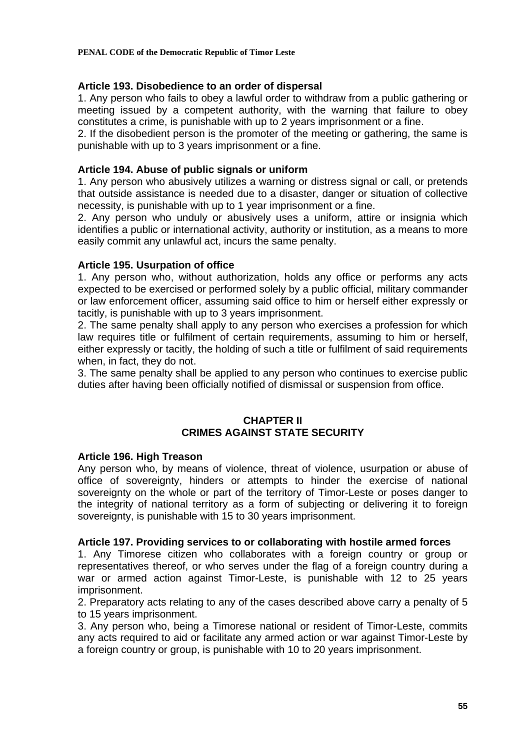### Article 193. Disobedience to an order of dispersal

1. Any person who fails to obey a lawful order to withdraw from a public gathering or meeting issued by a competent authority, with the warning that failure to obey constitutes a crime, is punishable with up to 2 years imprisonment or a fine.
2. If the disobedient person is the promoter of the meeting or gathering, the same is punishable with up to 3 years imprisonment or a fine.

### Article 194. Abuse of public signals or uniform

1. Any person who abusively utilizes a warning or distress signal or call, or pretends that outside assistance is needed due to a disaster, danger or situation of collective necessity, is punishable with up to 1 year imprisonment or a fine.
2. Any person who unduly or abusively uses a uniform, attire or insignia which identifies a public or international activity, authority or institution, as a means to more easily commit any unlawful act, incurs the same penalty.

### Article 195. Usurpation of office

1. Any person who, without authorization, holds any office or performs any acts expected to be exercised or performed solely by a public official, military commander or law enforcement officer, assuming said office to him or herself either expressly or tacitly, is punishable with up to 3 years imprisonment.
2. The same penalty shall apply to any person who exercises a profession for which law requires title or fulfilment of certain requirements, assuming to him or herself, either expressly or tacitly, the holding of such a title or fulfilment of said requirements when, in fact, they do not.
3. The same penalty shall be applied to any person who continues to exercise public duties after having been officially notified of dismissal or suspension from office.

## CHAPTER II
## CRIMES AGAINST STATE SECURITY

### Article 196. High Treason

Any person who, by means of violence, threat of violence, usurpation or abuse of office of sovereignty, hinders or attempts to hinder the exercise of national sovereignty on the whole or part of the territory of Timor-Leste or poses danger to the integrity of national territory as a form of subjecting or delivering it to foreign sovereignty, is punishable with 15 to 30 years imprisonment.

### Article 197. Providing services to or collaborating with hostile armed forces

1. Any Timorese citizen who collaborates with a foreign country or group or representatives thereof, or who serves under the flag of a foreign country during a war or armed action against Timor-Leste, is punishable with 12 to 25 years imprisonment.
2. Preparatory acts relating to any of the cases described above carry a penalty of 5 to 15 years imprisonment.
3. Any person who, being a Timorese national or resident of Timor-Leste, commits any acts required to aid or facilitate any armed action or war against Timor-Leste by a foreign country or group, is punishable with 10 to 20 years imprisonment.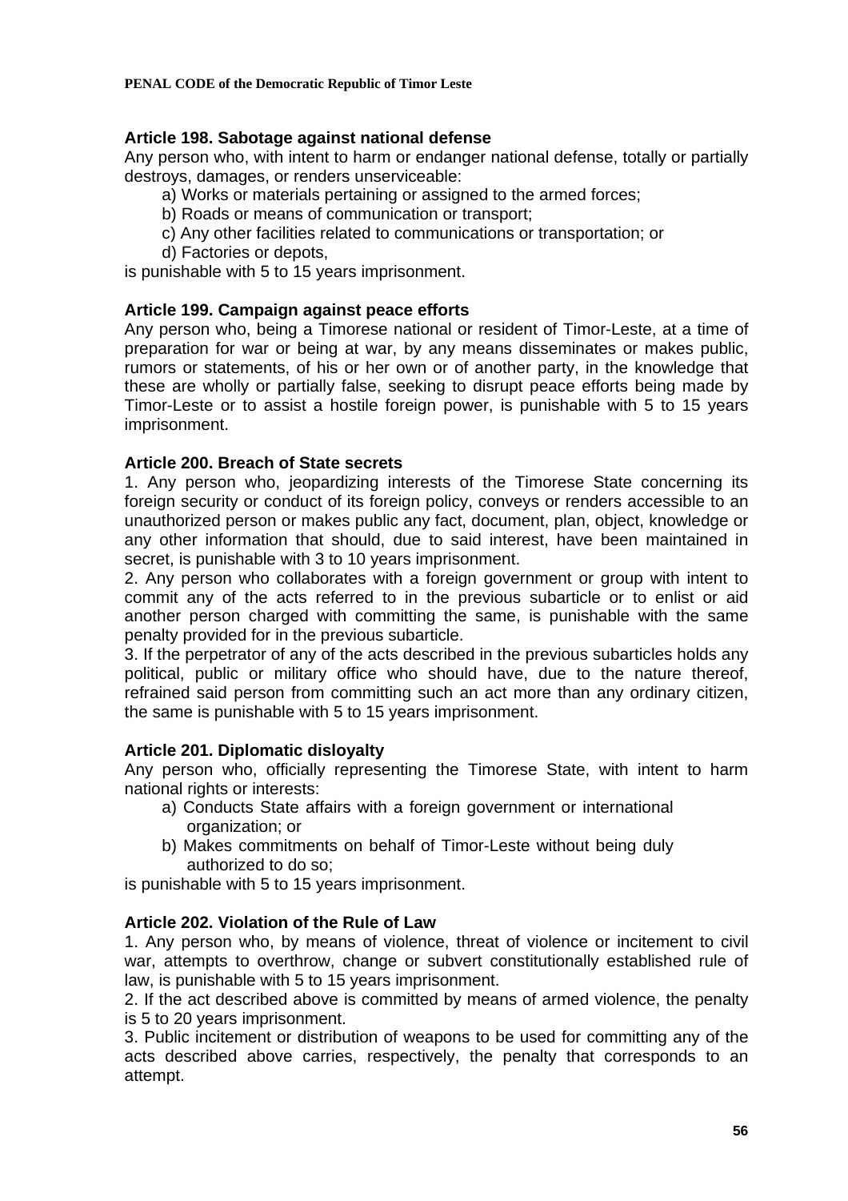### Article 198. Sabotage against national defense

Any person who, with intent to harm or endanger national defense, totally or partially destroys, damages, or renders unserviceable:

a) Works or materials pertaining or assigned to the armed forces;
b) Roads or means of communication or transport;
c) Any other facilities related to communications or transportation; or
d) Factories or depots,

is punishable with 5 to 15 years imprisonment.

### Article 199. Campaign against peace efforts

Any person who, being a Timorese national or resident of Timor-Leste, at a time of preparation for war or being at war, by any means disseminates or makes public, rumors or statements, of his or her own or of another party, in the knowledge that these are wholly or partially false, seeking to disrupt peace efforts being made by Timor-Leste or to assist a hostile foreign power, is punishable with 5 to 15 years imprisonment.

### Article 200. Breach of State secrets

1. Any person who, jeopardizing interests of the Timorese State concerning its foreign security or conduct of its foreign policy, conveys or renders accessible to an unauthorized person or makes public any fact, document, plan, object, knowledge or any other information that should, due to said interest, have been maintained in secret, is punishable with 3 to 10 years imprisonment.
2. Any person who collaborates with a foreign government or group with intent to commit any of the acts referred to in the previous subarticle or to enlist or aid another person charged with committing the same, is punishable with the same penalty provided for in the previous subarticle.
3. If the perpetrator of any of the acts described in the previous subarticles holds any political, public or military office who should have, due to the nature thereof, refrained said person from committing such an act more than any ordinary citizen, the same is punishable with 5 to 15 years imprisonment.

### Article 201. Diplomatic disloyalty

Any person who, officially representing the Timorese State, with intent to harm national rights or interests:

a) Conducts State affairs with a foreign government or international organization; or
b) Makes commitments on behalf of Timor-Leste without being duly authorized to do so;

is punishable with 5 to 15 years imprisonment.

### Article 202. Violation of the Rule of Law

1. Any person who, by means of violence, threat of violence or incitement to civil war, attempts to overthrow, change or subvert constitutionally established rule of law, is punishable with 5 to 15 years imprisonment.
2. If the act described above is committed by means of armed violence, the penalty is 5 to 20 years imprisonment.
3. Public incitement or distribution of weapons to be used for committing any of the acts described above carries, respectively, the penalty that corresponds to an attempt.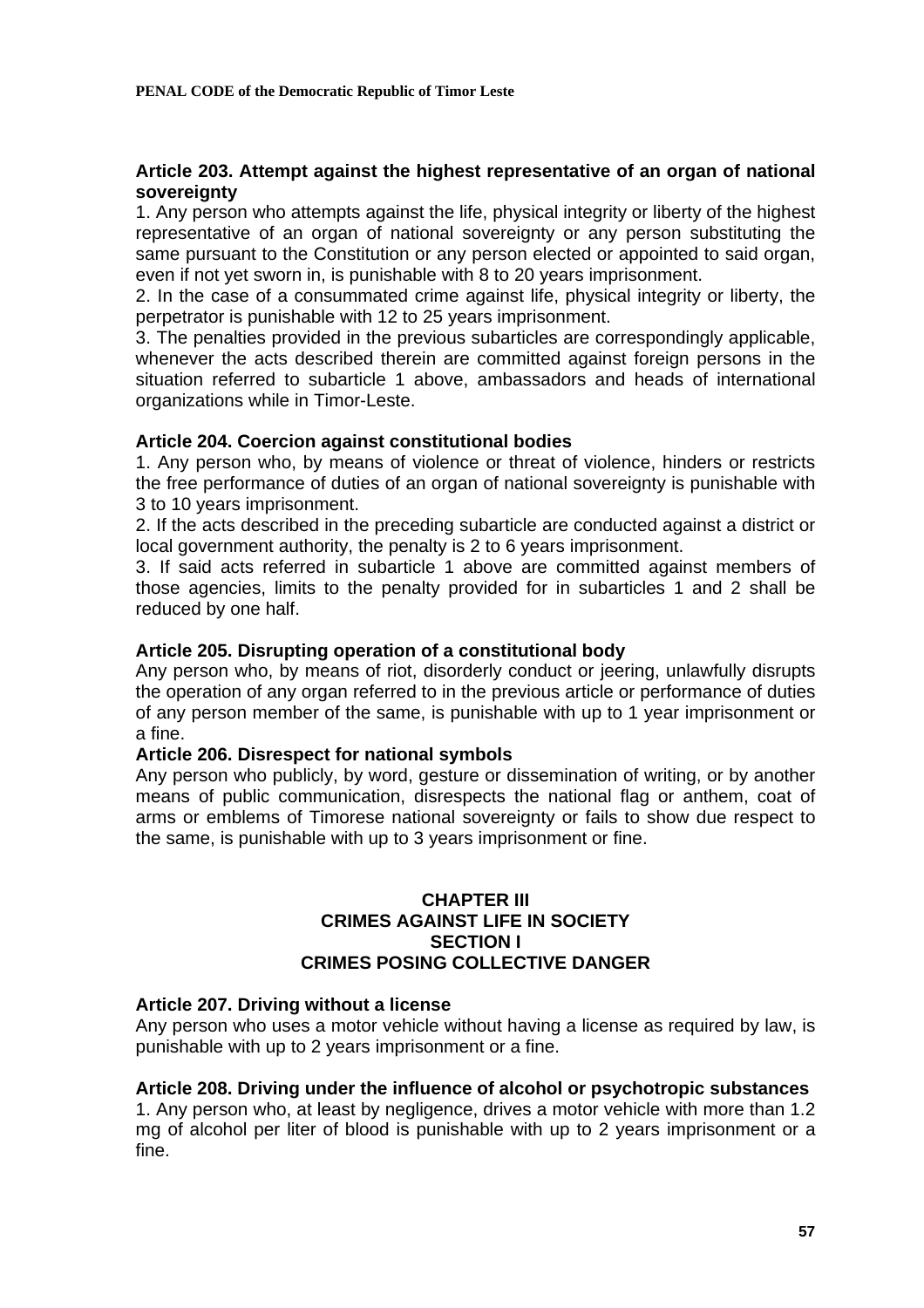**Article 203. Attempt against the highest representative of an organ of national sovereignty**

1. Any person who attempts against the life, physical integrity or liberty of the highest representative of an organ of national sovereignty or any person substituting the same pursuant to the Constitution or any person elected or appointed to said organ, even if not yet sworn in, is punishable with 8 to 20 years imprisonment.

2. In the case of a consummated crime against life, physical integrity or liberty, the perpetrator is punishable with 12 to 25 years imprisonment.

3. The penalties provided in the previous subarticles are correspondingly applicable, whenever the acts described therein are committed against foreign persons in the situation referred to subarticle 1 above, ambassadors and heads of international organizations while in Timor-Leste.

**Article 204. Coercion against constitutional bodies**

1. Any person who, by means of violence or threat of violence, hinders or restricts the free performance of duties of an organ of national sovereignty is punishable with 3 to 10 years imprisonment.

2. If the acts described in the preceding subarticle are conducted against a district or local government authority, the penalty is 2 to 6 years imprisonment.

3. If said acts referred in subarticle 1 above are committed against members of those agencies, limits to the penalty provided for in subarticles 1 and 2 shall be reduced by one half.

**Article 205. Disrupting operation of a constitutional body**

Any person who, by means of riot, disorderly conduct or jeering, unlawfully disrupts the operation of any organ referred to in the previous article or performance of duties of any person member of the same, is punishable with up to 1 year imprisonment or a fine.

**Article 206. Disrespect for national symbols**

Any person who publicly, by word, gesture or dissemination of writing, or by another means of public communication, disrespects the national flag or anthem, coat of arms or emblems of Timorese national sovereignty or fails to show due respect to the same, is punishable with up to 3 years imprisonment or fine.

## CHAPTER III
## CRIMES AGAINST LIFE IN SOCIETY
### SECTION I
### CRIMES POSING COLLECTIVE DANGER

**Article 207. Driving without a license**

Any person who uses a motor vehicle without having a license as required by law, is punishable with up to 2 years imprisonment or a fine.

**Article 208. Driving under the influence of alcohol or psychotropic substances**

1. Any person who, at least by negligence, drives a motor vehicle with more than 1.2 mg of alcohol per liter of blood is punishable with up to 2 years imprisonment or a fine.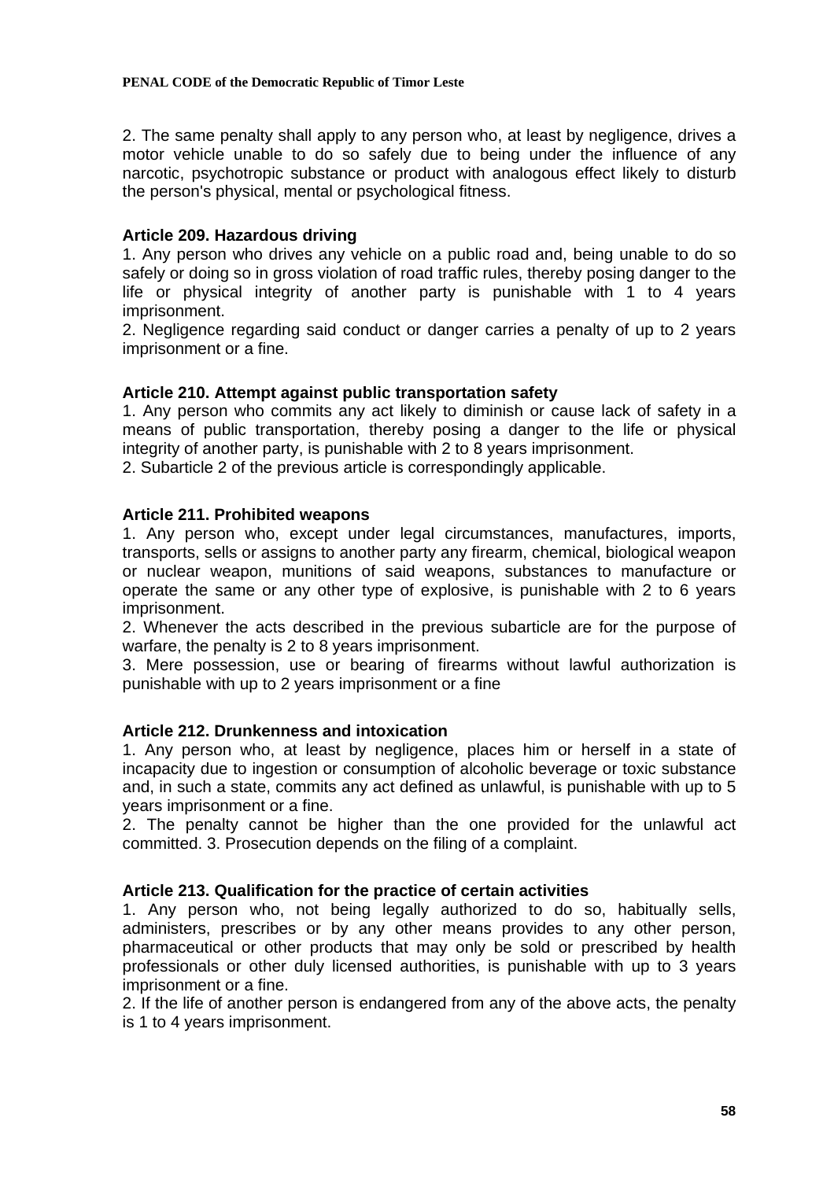2. The same penalty shall apply to any person who, at least by negligence, drives a motor vehicle unable to do so safely due to being under the influence of any narcotic, psychotropic substance or product with analogous effect likely to disturb the person's physical, mental or psychological fitness.

**Article 209. Hazardous driving**

1. Any person who drives any vehicle on a public road and, being unable to do so safely or doing so in gross violation of road traffic rules, thereby posing danger to the life or physical integrity of another party is punishable with 1 to 4 years imprisonment.

2. Negligence regarding said conduct or danger carries a penalty of up to 2 years imprisonment or a fine.

**Article 210. Attempt against public transportation safety**

1. Any person who commits any act likely to diminish or cause lack of safety in a means of public transportation, thereby posing a danger to the life or physical integrity of another party, is punishable with 2 to 8 years imprisonment.

2. Subarticle 2 of the previous article is correspondingly applicable.

**Article 211. Prohibited weapons**

1. Any person who, except under legal circumstances, manufactures, imports, transports, sells or assigns to another party any firearm, chemical, biological weapon or nuclear weapon, munitions of said weapons, substances to manufacture or operate the same or any other type of explosive, is punishable with 2 to 6 years imprisonment.

2. Whenever the acts described in the previous subarticle are for the purpose of warfare, the penalty is 2 to 8 years imprisonment.

3. Mere possession, use or bearing of firearms without lawful authorization is punishable with up to 2 years imprisonment or a fine

**Article 212. Drunkenness and intoxication**

1. Any person who, at least by negligence, places him or herself in a state of incapacity due to ingestion or consumption of alcoholic beverage or toxic substance and, in such a state, commits any act defined as unlawful, is punishable with up to 5 years imprisonment or a fine.

2. The penalty cannot be higher than the one provided for the unlawful act committed. 3. Prosecution depends on the filing of a complaint.

**Article 213. Qualification for the practice of certain activities**

1. Any person who, not being legally authorized to do so, habitually sells, administers, prescribes or by any other means provides to any other person, pharmaceutical or other products that may only be sold or prescribed by health professionals or other duly licensed authorities, is punishable with up to 3 years imprisonment or a fine.

2. If the life of another person is endangered from any of the above acts, the penalty is 1 to 4 years imprisonment.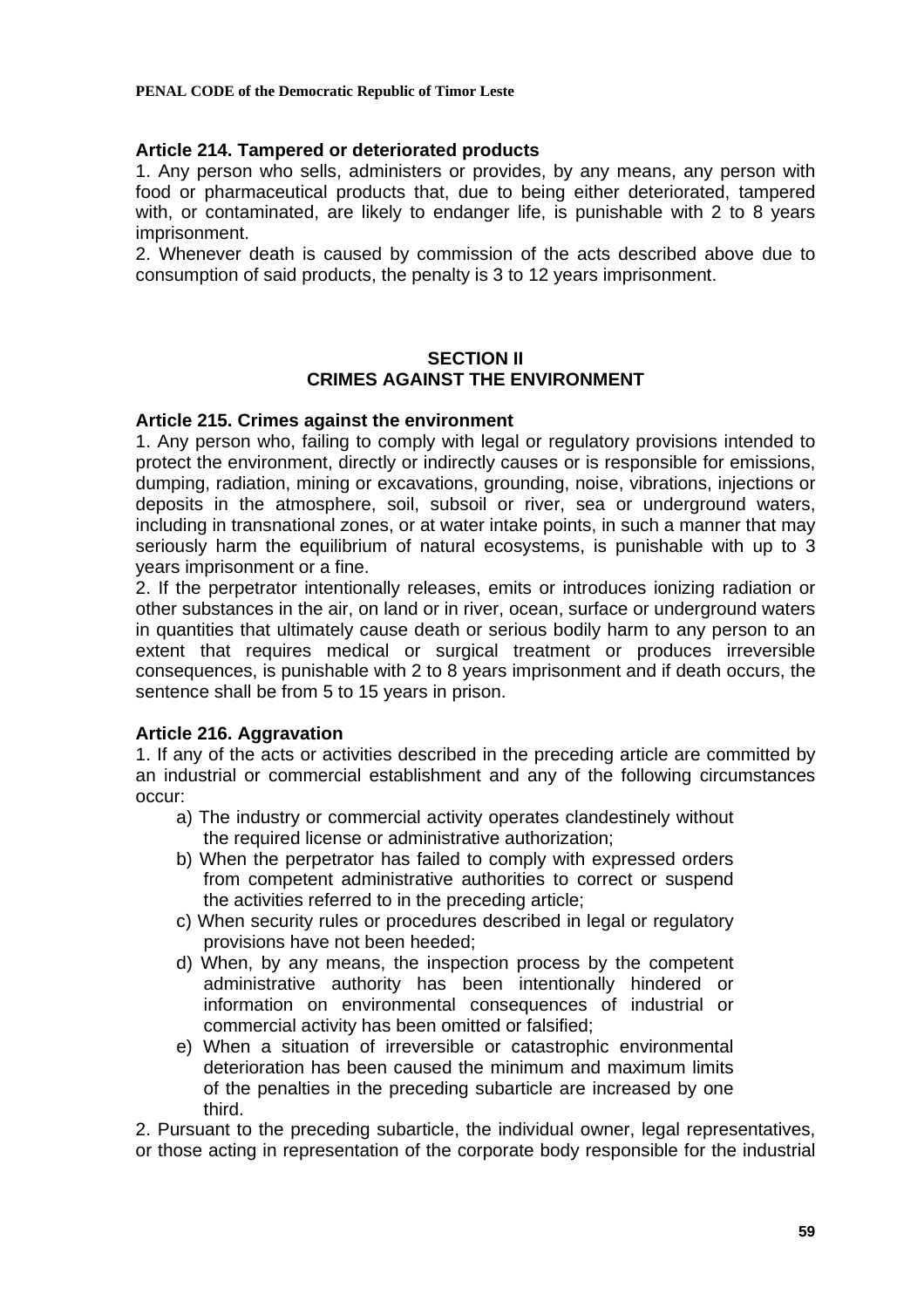**Article 214. Tampered or deteriorated products**

1. Any person who sells, administers or provides, by any means, any person with food or pharmaceutical products that, due to being either deteriorated, tampered with, or contaminated, are likely to endanger life, is punishable with 2 to 8 years imprisonment.
2. Whenever death is caused by commission of the acts described above due to consumption of said products, the penalty is 3 to 12 years imprisonment.

## SECTION II
## CRIMES AGAINST THE ENVIRONMENT

**Article 215. Crimes against the environment**

1. Any person who, failing to comply with legal or regulatory provisions intended to protect the environment, directly or indirectly causes or is responsible for emissions, dumping, radiation, mining or excavations, grounding, noise, vibrations, injections or deposits in the atmosphere, soil, subsoil or river, sea or underground waters, including in transnational zones, or at water intake points, in such a manner that may seriously harm the equilibrium of natural ecosystems, is punishable with up to 3 years imprisonment or a fine.
2. If the perpetrator intentionally releases, emits or introduces ionizing radiation or other substances in the air, on land or in river, ocean, surface or underground waters in quantities that ultimately cause death or serious bodily harm to any person to an extent that requires medical or surgical treatment or produces irreversible consequences, is punishable with 2 to 8 years imprisonment and if death occurs, the sentence shall be from 5 to 15 years in prison.

**Article 216. Aggravation**

1. If any of the acts or activities described in the preceding article are committed by an industrial or commercial establishment and any of the following circumstances occur:
   a) The industry or commercial activity operates clandestinely without the required license or administrative authorization;
   b) When the perpetrator has failed to comply with expressed orders from competent administrative authorities to correct or suspend the activities referred to in the preceding article;
   c) When security rules or procedures described in legal or regulatory provisions have not been heeded;
   d) When, by any means, the inspection process by the competent administrative authority has been intentionally hindered or information on environmental consequences of industrial or commercial activity has been omitted or falsified;
   e) When a situation of irreversible or catastrophic environmental deterioration has been caused the minimum and maximum limits of the penalties in the preceding subarticle are increased by one third.
2. Pursuant to the preceding subarticle, the individual owner, legal representatives, or those acting in representation of the corporate body responsible for the industrial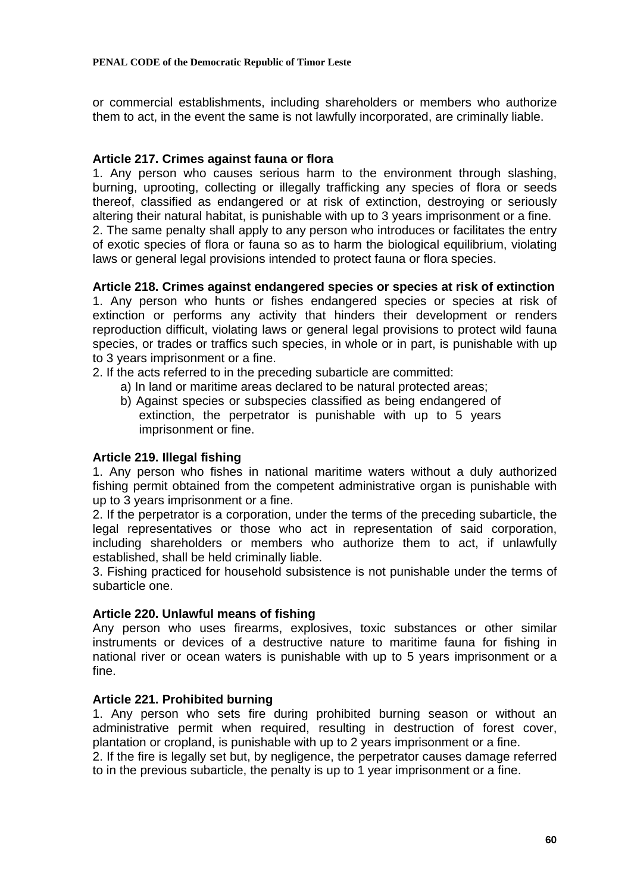or commercial establishments, including shareholders or members who authorize them to act, in the event the same is not lawfully incorporated, are criminally liable.

**Article 217. Crimes against fauna or flora**

1. Any person who causes serious harm to the environment through slashing, burning, uprooting, collecting or illegally trafficking any species of flora or seeds thereof, classified as endangered or at risk of extinction, destroying or seriously altering their natural habitat, is punishable with up to 3 years imprisonment or a fine.
2. The same penalty shall apply to any person who introduces or facilitates the entry of exotic species of flora or fauna so as to harm the biological equilibrium, violating laws or general legal provisions intended to protect fauna or flora species.

**Article 218. Crimes against endangered species or species at risk of extinction**

1. Any person who hunts or fishes endangered species or species at risk of extinction or performs any activity that hinders their development or renders reproduction difficult, violating laws or general legal provisions to protect wild fauna species, or trades or traffics such species, in whole or in part, is punishable with up to 3 years imprisonment or a fine.
2. If the acts referred to in the preceding subarticle are committed:
   a) In land or maritime areas declared to be natural protected areas;
   b) Against species or subspecies classified as being endangered of extinction, the perpetrator is punishable with up to 5 years imprisonment or fine.

**Article 219. Illegal fishing**

1. Any person who fishes in national maritime waters without a duly authorized fishing permit obtained from the competent administrative organ is punishable with up to 3 years imprisonment or a fine.
2. If the perpetrator is a corporation, under the terms of the preceding subarticle, the legal representatives or those who act in representation of said corporation, including shareholders or members who authorize them to act, if unlawfully established, shall be held criminally liable.
3. Fishing practiced for household subsistence is not punishable under the terms of subarticle one.

**Article 220. Unlawful means of fishing**

Any person who uses firearms, explosives, toxic substances or other similar instruments or devices of a destructive nature to maritime fauna for fishing in national river or ocean waters is punishable with up to 5 years imprisonment or a fine.

**Article 221. Prohibited burning**

1. Any person who sets fire during prohibited burning season or without an administrative permit when required, resulting in destruction of forest cover, plantation or cropland, is punishable with up to 2 years imprisonment or a fine.
2. If the fire is legally set but, by negligence, the perpetrator causes damage referred to in the previous subarticle, the penalty is up to 1 year imprisonment or a fine.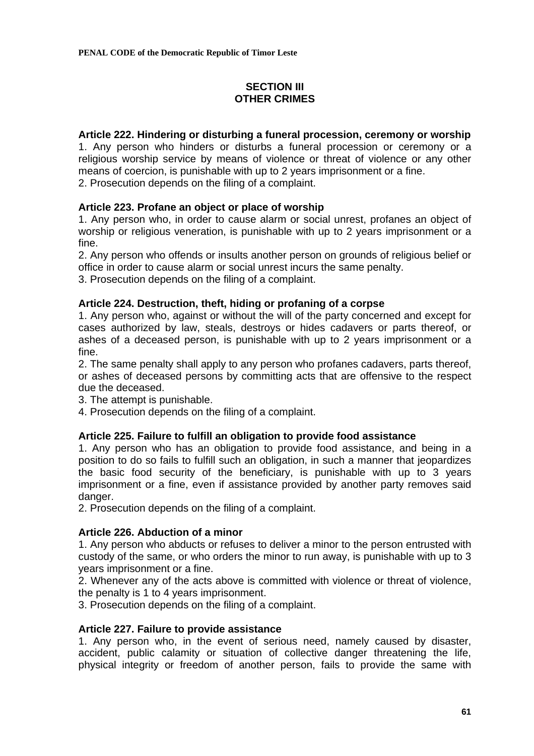## SECTION III
## OTHER CRIMES

### Article 222. Hindering or disturbing a funeral procession, ceremony or worship

1. Any person who hinders or disturbs a funeral procession or ceremony or a religious worship service by means of violence or threat of violence or any other means of coercion, is punishable with up to 2 years imprisonment or a fine.
2. Prosecution depends on the filing of a complaint.

### Article 223. Profane an object or place of worship

1. Any person who, in order to cause alarm or social unrest, profanes an object of worship or religious veneration, is punishable with up to 2 years imprisonment or a fine.
2. Any person who offends or insults another person on grounds of religious belief or office in order to cause alarm or social unrest incurs the same penalty.
3. Prosecution depends on the filing of a complaint.

### Article 224. Destruction, theft, hiding or profaning of a corpse

1. Any person who, against or without the will of the party concerned and except for cases authorized by law, steals, destroys or hides cadavers or parts thereof, or ashes of a deceased person, is punishable with up to 2 years imprisonment or a fine.
2. The same penalty shall apply to any person who profanes cadavers, parts thereof, or ashes of deceased persons by committing acts that are offensive to the respect due the deceased.
3. The attempt is punishable.
4. Prosecution depends on the filing of a complaint.

### Article 225. Failure to fulfill an obligation to provide food assistance

1. Any person who has an obligation to provide food assistance, and being in a position to do so fails to fulfill such an obligation, in such a manner that jeopardizes the basic food security of the beneficiary, is punishable with up to 3 years imprisonment or a fine, even if assistance provided by another party removes said danger.
2. Prosecution depends on the filing of a complaint.

### Article 226. Abduction of a minor

1. Any person who abducts or refuses to deliver a minor to the person entrusted with custody of the same, or who orders the minor to run away, is punishable with up to 3 years imprisonment or a fine.
2. Whenever any of the acts above is committed with violence or threat of violence, the penalty is 1 to 4 years imprisonment.
3. Prosecution depends on the filing of a complaint.

### Article 227. Failure to provide assistance

1. Any person who, in the event of serious need, namely caused by disaster, accident, public calamity or situation of collective danger threatening the life, physical integrity or freedom of another person, fails to provide the same with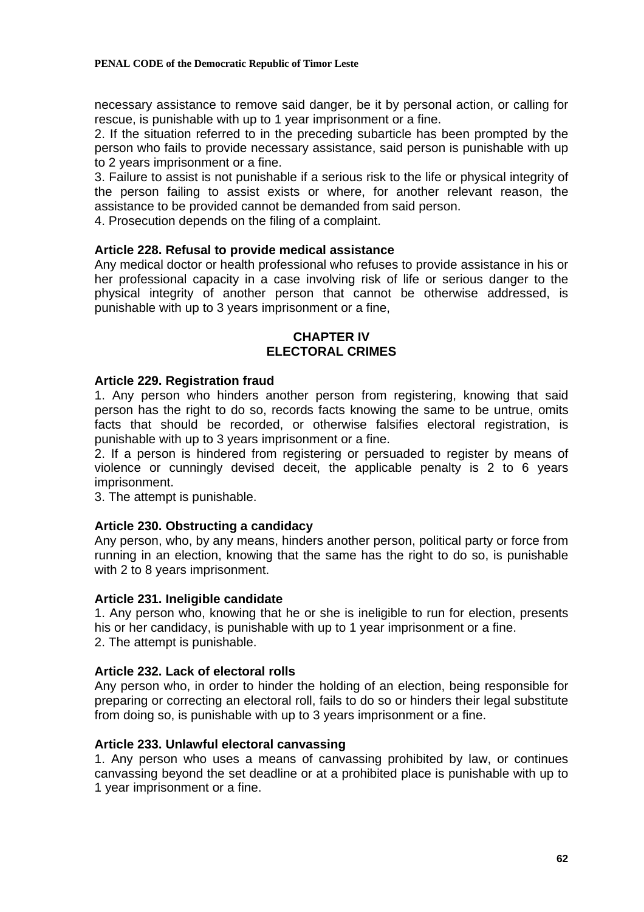necessary assistance to remove said danger, be it by personal action, or calling for rescue, is punishable with up to 1 year imprisonment or a fine.

2. If the situation referred to in the preceding subarticle has been prompted by the person who fails to provide necessary assistance, said person is punishable with up to 2 years imprisonment or a fine.

3. Failure to assist is not punishable if a serious risk to the life or physical integrity of the person failing to assist exists or where, for another relevant reason, the assistance to be provided cannot be demanded from said person.

4. Prosecution depends on the filing of a complaint.

**Article 228. Refusal to provide medical assistance**

Any medical doctor or health professional who refuses to provide assistance in his or her professional capacity in a case involving risk of life or serious danger to the physical integrity of another person that cannot be otherwise addressed, is punishable with up to 3 years imprisonment or a fine,

## CHAPTER IV
## ELECTORAL CRIMES

**Article 229. Registration fraud**

1. Any person who hinders another person from registering, knowing that said person has the right to do so, records facts knowing the same to be untrue, omits facts that should be recorded, or otherwise falsifies electoral registration, is punishable with up to 3 years imprisonment or a fine.

2. If a person is hindered from registering or persuaded to register by means of violence or cunningly devised deceit, the applicable penalty is 2 to 6 years imprisonment.

3. The attempt is punishable.

**Article 230. Obstructing a candidacy**

Any person, who, by any means, hinders another person, political party or force from running in an election, knowing that the same has the right to do so, is punishable with 2 to 8 years imprisonment.

**Article 231. Ineligible candidate**

1. Any person who, knowing that he or she is ineligible to run for election, presents his or her candidacy, is punishable with up to 1 year imprisonment or a fine.

2. The attempt is punishable.

**Article 232. Lack of electoral rolls**

Any person who, in order to hinder the holding of an election, being responsible for preparing or correcting an electoral roll, fails to do so or hinders their legal substitute from doing so, is punishable with up to 3 years imprisonment or a fine.

**Article 233. Unlawful electoral canvassing**

1. Any person who uses a means of canvassing prohibited by law, or continues canvassing beyond the set deadline or at a prohibited place is punishable with up to 1 year imprisonment or a fine.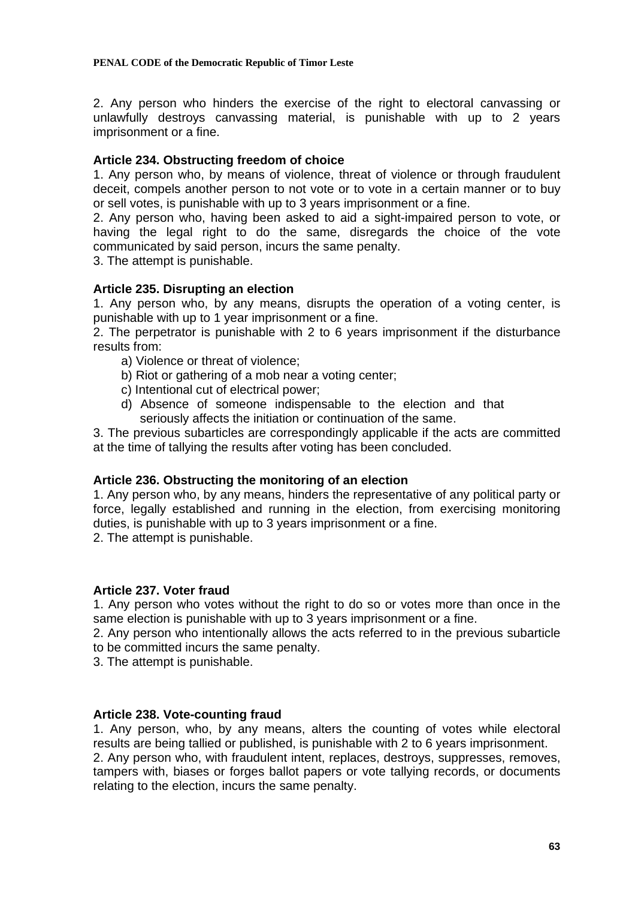2. Any person who hinders the exercise of the right to electoral canvassing or unlawfully destroys canvassing material, is punishable with up to 2 years imprisonment or a fine.

**Article 234. Obstructing freedom of choice**

1. Any person who, by means of violence, threat of violence or through fraudulent deceit, compels another person to not vote or to vote in a certain manner or to buy or sell votes, is punishable with up to 3 years imprisonment or a fine.
2. Any person who, having been asked to aid a sight-impaired person to vote, or having the legal right to do the same, disregards the choice of the vote communicated by said person, incurs the same penalty.
3. The attempt is punishable.

**Article 235. Disrupting an election**

1. Any person who, by any means, disrupts the operation of a voting center, is punishable with up to 1 year imprisonment or a fine.
2. The perpetrator is punishable with 2 to 6 years imprisonment if the disturbance results from:
   a) Violence or threat of violence;
   b) Riot or gathering of a mob near a voting center;
   c) Intentional cut of electrical power;
   d) Absence of someone indispensable to the election and that seriously affects the initiation or continuation of the same.
3. The previous subarticles are correspondingly applicable if the acts are committed at the time of tallying the results after voting has been concluded.

**Article 236. Obstructing the monitoring of an election**

1. Any person who, by any means, hinders the representative of any political party or force, legally established and running in the election, from exercising monitoring duties, is punishable with up to 3 years imprisonment or a fine.
2. The attempt is punishable.

**Article 237. Voter fraud**

1. Any person who votes without the right to do so or votes more than once in the same election is punishable with up to 3 years imprisonment or a fine.
2. Any person who intentionally allows the acts referred to in the previous subarticle to be committed incurs the same penalty.
3. The attempt is punishable.

**Article 238. Vote-counting fraud**

1. Any person, who, by any means, alters the counting of votes while electoral results are being tallied or published, is punishable with 2 to 6 years imprisonment.
2. Any person who, with fraudulent intent, replaces, destroys, suppresses, removes, tampers with, biases or forges ballot papers or vote tallying records, or documents relating to the election, incurs the same penalty.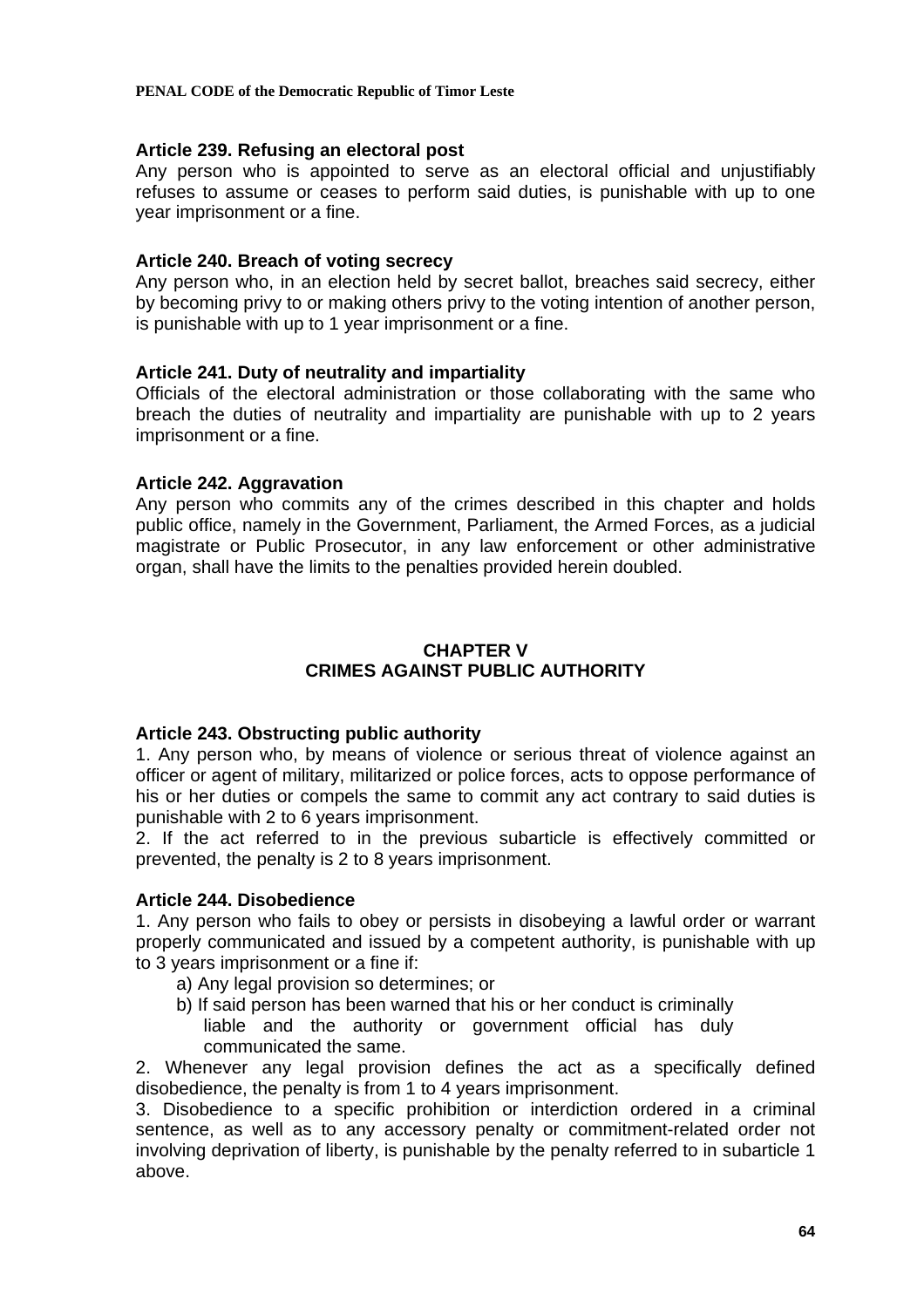### Article 239. Refusing an electoral post

Any person who is appointed to serve as an electoral official and unjustifiably refuses to assume or ceases to perform said duties, is punishable with up to one year imprisonment or a fine.

### Article 240. Breach of voting secrecy

Any person who, in an election held by secret ballot, breaches said secrecy, either by becoming privy to or making others privy to the voting intention of another person, is punishable with up to 1 year imprisonment or a fine.

### Article 241. Duty of neutrality and impartiality

Officials of the electoral administration or those collaborating with the same who breach the duties of neutrality and impartiality are punishable with up to 2 years imprisonment or a fine.

### Article 242. Aggravation

Any person who commits any of the crimes described in this chapter and holds public office, namely in the Government, Parliament, the Armed Forces, as a judicial magistrate or Public Prosecutor, in any law enforcement or other administrative organ, shall have the limits to the penalties provided herein doubled.

## CHAPTER V
## CRIMES AGAINST PUBLIC AUTHORITY

### Article 243. Obstructing public authority

1. Any person who, by means of violence or serious threat of violence against an officer or agent of military, militarized or police forces, acts to oppose performance of his or her duties or compels the same to commit any act contrary to said duties is punishable with 2 to 6 years imprisonment.
2. If the act referred to in the previous subarticle is effectively committed or prevented, the penalty is 2 to 8 years imprisonment.

### Article 244. Disobedience

1. Any person who fails to obey or persists in disobeying a lawful order or warrant properly communicated and issued by a competent authority, is punishable with up to 3 years imprisonment or a fine if:
   a) Any legal provision so determines; or
   b) If said person has been warned that his or her conduct is criminally liable and the authority or government official has duly communicated the same.
2. Whenever any legal provision defines the act as a specifically defined disobedience, the penalty is from 1 to 4 years imprisonment.
3. Disobedience to a specific prohibition or interdiction ordered in a criminal sentence, as well as to any accessory penalty or commitment-related order not involving deprivation of liberty, is punishable by the penalty referred to in subarticle 1 above.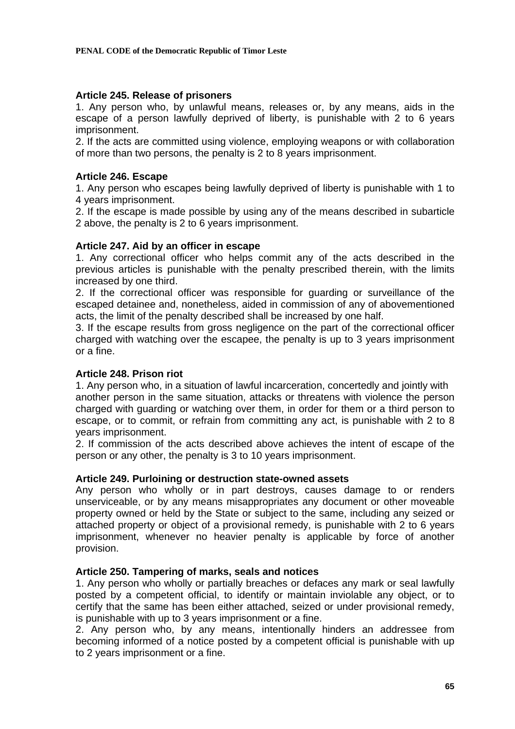**Article 245. Release of prisoners**

1. Any person who, by unlawful means, releases or, by any means, aids in the escape of a person lawfully deprived of liberty, is punishable with 2 to 6 years imprisonment.
2. If the acts are committed using violence, employing weapons or with collaboration of more than two persons, the penalty is 2 to 8 years imprisonment.

**Article 246. Escape**

1. Any person who escapes being lawfully deprived of liberty is punishable with 1 to 4 years imprisonment.
2. If the escape is made possible by using any of the means described in subarticle 2 above, the penalty is 2 to 6 years imprisonment.

**Article 247. Aid by an officer in escape**

1. Any correctional officer who helps commit any of the acts described in the previous articles is punishable with the penalty prescribed therein, with the limits increased by one third.
2. If the correctional officer was responsible for guarding or surveillance of the escaped detainee and, nonetheless, aided in commission of any of abovementioned acts, the limit of the penalty described shall be increased by one half.
3. If the escape results from gross negligence on the part of the correctional officer charged with watching over the escapee, the penalty is up to 3 years imprisonment or a fine.

**Article 248. Prison riot**

1. Any person who, in a situation of lawful incarceration, concertedly and jointly with another person in the same situation, attacks or threatens with violence the person charged with guarding or watching over them, in order for them or a third person to escape, or to commit, or refrain from committing any act, is punishable with 2 to 8 years imprisonment.
2. If commission of the acts described above achieves the intent of escape of the person or any other, the penalty is 3 to 10 years imprisonment.

**Article 249. Purloining or destruction state-owned assets**

Any person who wholly or in part destroys, causes damage to or renders unserviceable, or by any means misappropriates any document or other moveable property owned or held by the State or subject to the same, including any seized or attached property or object of a provisional remedy, is punishable with 2 to 6 years imprisonment, whenever no heavier penalty is applicable by force of another provision.

**Article 250. Tampering of marks, seals and notices**

1. Any person who wholly or partially breaches or defaces any mark or seal lawfully posted by a competent official, to identify or maintain inviolable any object, or to certify that the same has been either attached, seized or under provisional remedy, is punishable with up to 3 years imprisonment or a fine.
2. Any person who, by any means, intentionally hinders an addressee from becoming informed of a notice posted by a competent official is punishable with up to 2 years imprisonment or a fine.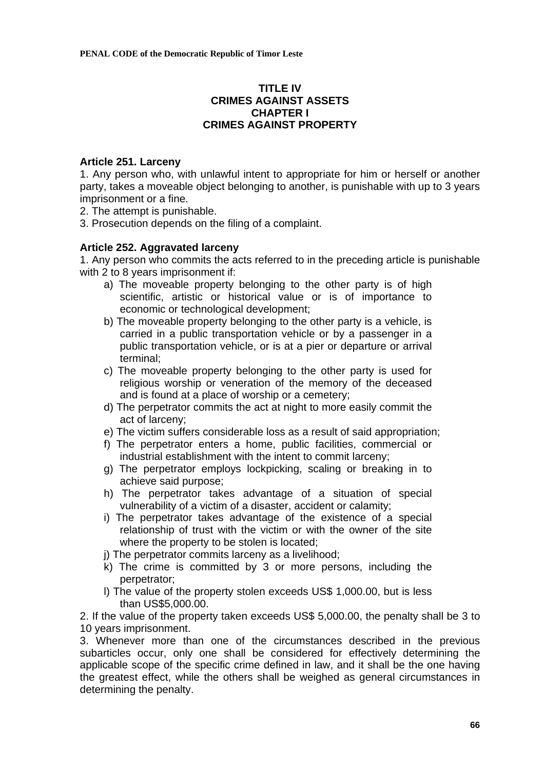## TITLE IV
## CRIMES AGAINST ASSETS
## CHAPTER I
## CRIMES AGAINST PROPERTY

**Article 251. Larceny**

1. Any person who, with unlawful intent to appropriate for him or herself or another party, takes a moveable object belonging to another, is punishable with up to 3 years imprisonment or a fine.
2. The attempt is punishable.
3. Prosecution depends on the filing of a complaint.

**Article 252. Aggravated larceny**

1. Any person who commits the acts referred to in the preceding article is punishable with 2 to 8 years imprisonment if:
   a) The moveable property belonging to the other party is of high scientific, artistic or historical value or is of importance to economic or technological development;
   b) The moveable property belonging to the other party is a vehicle, is carried in a public transportation vehicle or by a passenger in a public transportation vehicle, or is at a pier or departure or arrival terminal;
   c) The moveable property belonging to the other party is used for religious worship or veneration of the memory of the deceased and is found at a place of worship or a cemetery;
   d) The perpetrator commits the act at night to more easily commit the act of larceny;
   e) The victim suffers considerable loss as a result of said appropriation;
   f) The perpetrator enters a home, public facilities, commercial or industrial establishment with the intent to commit larceny;
   g) The perpetrator employs lockpicking, scaling or breaking in to achieve said purpose;
   h) The perpetrator takes advantage of a situation of special vulnerability of a victim of a disaster, accident or calamity;
   i) The perpetrator takes advantage of the existence of a special relationship of trust with the victim or with the owner of the site where the property to be stolen is located;
   j) The perpetrator commits larceny as a livelihood;
   k) The crime is committed by 3 or more persons, including the perpetrator;
   l) The value of the property stolen exceeds US$ 1,000.00, but is less than US$5,000.00.
2. If the value of the property taken exceeds US$ 5,000.00, the penalty shall be 3 to 10 years imprisonment.
3. Whenever more than one of the circumstances described in the previous subarticles occur, only one shall be considered for effectively determining the applicable scope of the specific crime defined in law, and it shall be the one having the greatest effect, while the others shall be weighed as general circumstances in determining the penalty.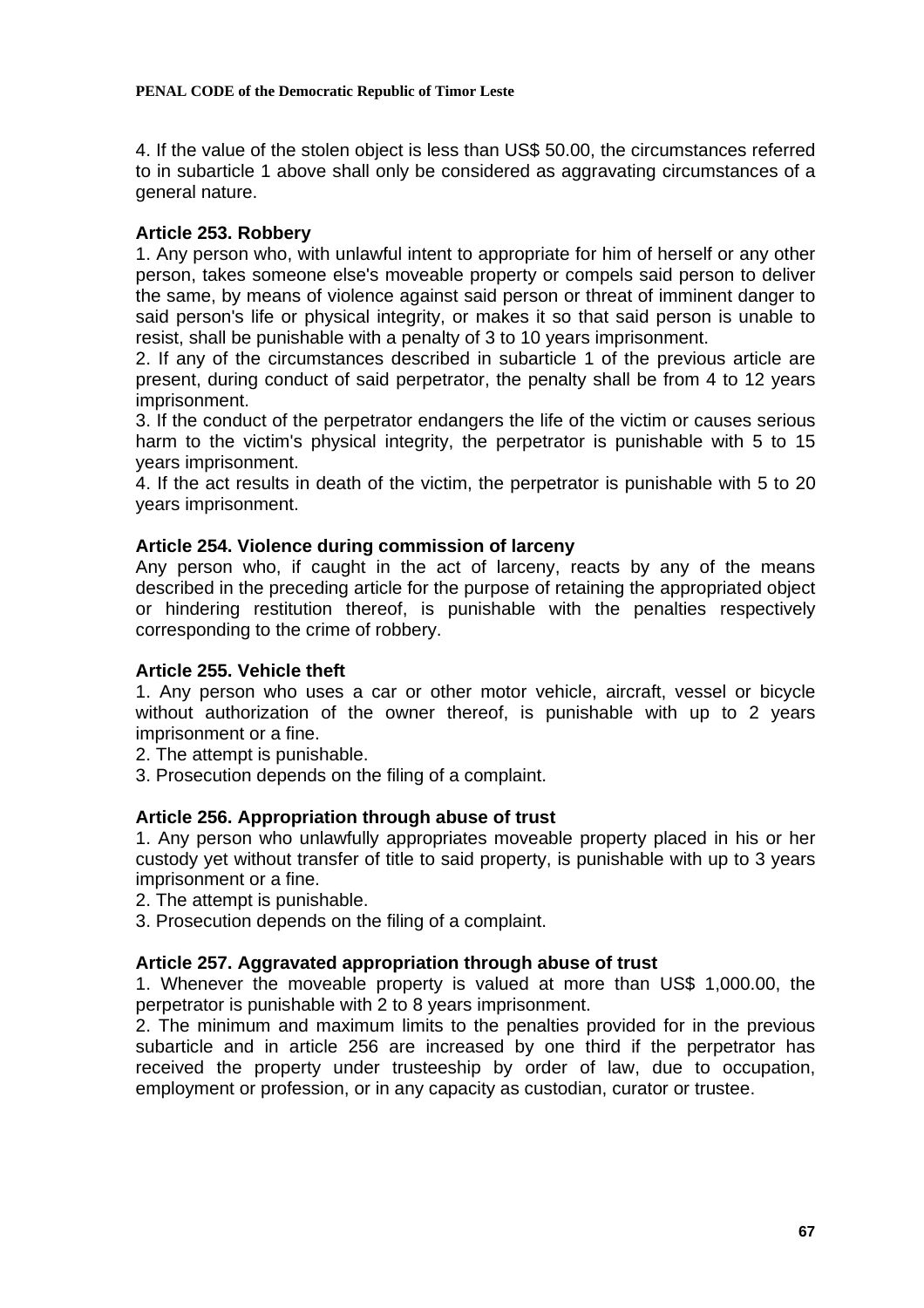4. If the value of the stolen object is less than US$ 50.00, the circumstances referred to in subarticle 1 above shall only be considered as aggravating circumstances of a general nature.

### Article 253. Robbery

1. Any person who, with unlawful intent to appropriate for him of herself or any other person, takes someone else's moveable property or compels said person to deliver the same, by means of violence against said person or threat of imminent danger to said person's life or physical integrity, or makes it so that said person is unable to resist, shall be punishable with a penalty of 3 to 10 years imprisonment.
2. If any of the circumstances described in subarticle 1 of the previous article are present, during conduct of said perpetrator, the penalty shall be from 4 to 12 years imprisonment.
3. If the conduct of the perpetrator endangers the life of the victim or causes serious harm to the victim's physical integrity, the perpetrator is punishable with 5 to 15 years imprisonment.
4. If the act results in death of the victim, the perpetrator is punishable with 5 to 20 years imprisonment.

### Article 254. Violence during commission of larceny

Any person who, if caught in the act of larceny, reacts by any of the means described in the preceding article for the purpose of retaining the appropriated object or hindering restitution thereof, is punishable with the penalties respectively corresponding to the crime of robbery.

### Article 255. Vehicle theft

1. Any person who uses a car or other motor vehicle, aircraft, vessel or bicycle without authorization of the owner thereof, is punishable with up to 2 years imprisonment or a fine.
2. The attempt is punishable.
3. Prosecution depends on the filing of a complaint.

### Article 256. Appropriation through abuse of trust

1. Any person who unlawfully appropriates moveable property placed in his or her custody yet without transfer of title to said property, is punishable with up to 3 years imprisonment or a fine.
2. The attempt is punishable.
3. Prosecution depends on the filing of a complaint.

### Article 257. Aggravated appropriation through abuse of trust

1. Whenever the moveable property is valued at more than US$ 1,000.00, the perpetrator is punishable with 2 to 8 years imprisonment.
2. The minimum and maximum limits to the penalties provided for in the previous subarticle and in article 256 are increased by one third if the perpetrator has received the property under trusteeship by order of law, due to occupation, employment or profession, or in any capacity as custodian, curator or trustee.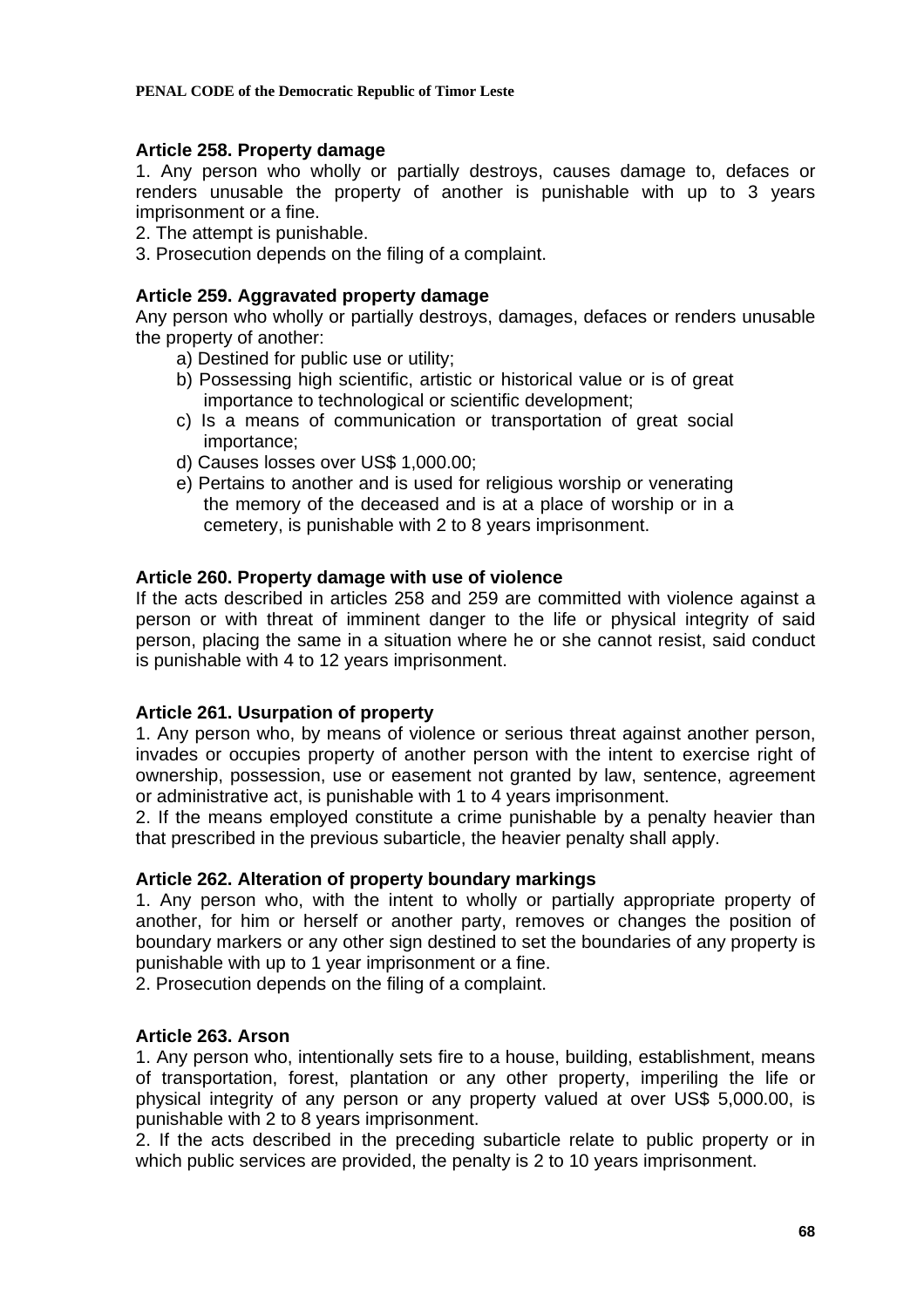### Article 258. Property damage

1. Any person who wholly or partially destroys, causes damage to, defaces or renders unusable the property of another is punishable with up to 3 years imprisonment or a fine.
2. The attempt is punishable.
3. Prosecution depends on the filing of a complaint.

### Article 259. Aggravated property damage

Any person who wholly or partially destroys, damages, defaces or renders unusable the property of another:

a) Destined for public use or utility;
b) Possessing high scientific, artistic or historical value or is of great importance to technological or scientific development;
c) Is a means of communication or transportation of great social importance;
d) Causes losses over US$ 1,000.00;
e) Pertains to another and is used for religious worship or venerating the memory of the deceased and is at a place of worship or in a cemetery, is punishable with 2 to 8 years imprisonment.

### Article 260. Property damage with use of violence

If the acts described in articles 258 and 259 are committed with violence against a person or with threat of imminent danger to the life or physical integrity of said person, placing the same in a situation where he or she cannot resist, said conduct is punishable with 4 to 12 years imprisonment.

### Article 261. Usurpation of property

1. Any person who, by means of violence or serious threat against another person, invades or occupies property of another person with the intent to exercise right of ownership, possession, use or easement not granted by law, sentence, agreement or administrative act, is punishable with 1 to 4 years imprisonment.
2. If the means employed constitute a crime punishable by a penalty heavier than that prescribed in the previous subarticle, the heavier penalty shall apply.

### Article 262. Alteration of property boundary markings

1. Any person who, with the intent to wholly or partially appropriate property of another, for him or herself or another party, removes or changes the position of boundary markers or any other sign destined to set the boundaries of any property is punishable with up to 1 year imprisonment or a fine.
2. Prosecution depends on the filing of a complaint.

### Article 263. Arson

1. Any person who, intentionally sets fire to a house, building, establishment, means of transportation, forest, plantation or any other property, imperiling the life or physical integrity of any person or any property valued at over US$ 5,000.00, is punishable with 2 to 8 years imprisonment.
2. If the acts described in the preceding subarticle relate to public property or in which public services are provided, the penalty is 2 to 10 years imprisonment.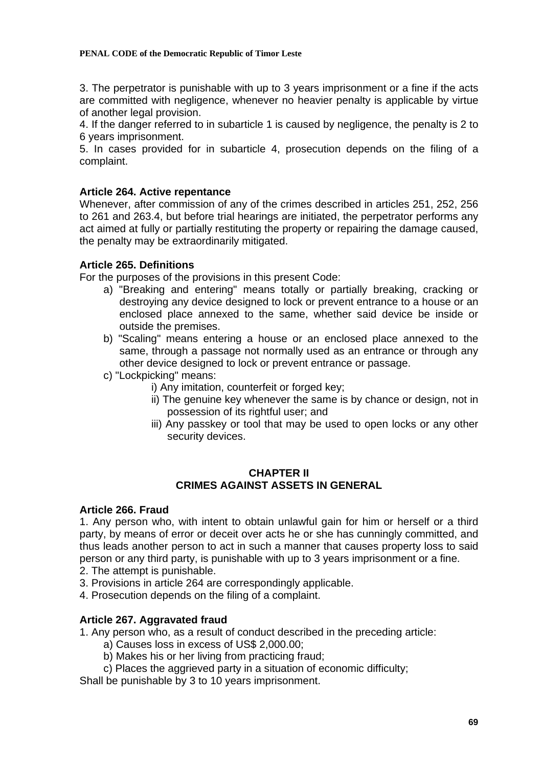3. The perpetrator is punishable with up to 3 years imprisonment or a fine if the acts are committed with negligence, whenever no heavier penalty is applicable by virtue of another legal provision.
4. If the danger referred to in subarticle 1 is caused by negligence, the penalty is 2 to 6 years imprisonment.
5. In cases provided for in subarticle 4, prosecution depends on the filing of a complaint.

### Article 264. Active repentance

Whenever, after commission of any of the crimes described in articles 251, 252, 256 to 261 and 263.4, but before trial hearings are initiated, the perpetrator performs any act aimed at fully or partially restituting the property or repairing the damage caused, the penalty may be extraordinarily mitigated.

### Article 265. Definitions

For the purposes of the provisions in this present Code:

a) "Breaking and entering" means totally or partially breaking, cracking or destroying any device designed to lock or prevent entrance to a house or an enclosed place annexed to the same, whether said device be inside or outside the premises.
b) "Scaling" means entering a house or an enclosed place annexed to the same, through a passage not normally used as an entrance or through any other device designed to lock or prevent entrance or passage.
c) "Lockpicking" means:
    i) Any imitation, counterfeit or forged key;
    ii) The genuine key whenever the same is by chance or design, not in possession of its rightful user; and
    iii) Any passkey or tool that may be used to open locks or any other security devices.

## CHAPTER II
## CRIMES AGAINST ASSETS IN GENERAL

### Article 266. Fraud

1. Any person who, with intent to obtain unlawful gain for him or herself or a third party, by means of error or deceit over acts he or she has cunningly committed, and thus leads another person to act in such a manner that causes property loss to said person or any third party, is punishable with up to 3 years imprisonment or a fine.
2. The attempt is punishable.
3. Provisions in article 264 are correspondingly applicable.
4. Prosecution depends on the filing of a complaint.

### Article 267. Aggravated fraud

1. Any person who, as a result of conduct described in the preceding article:
    a) Causes loss in excess of US$ 2,000.00;
    b) Makes his or her living from practicing fraud;
    c) Places the aggrieved party in a situation of economic difficulty;

Shall be punishable by 3 to 10 years imprisonment.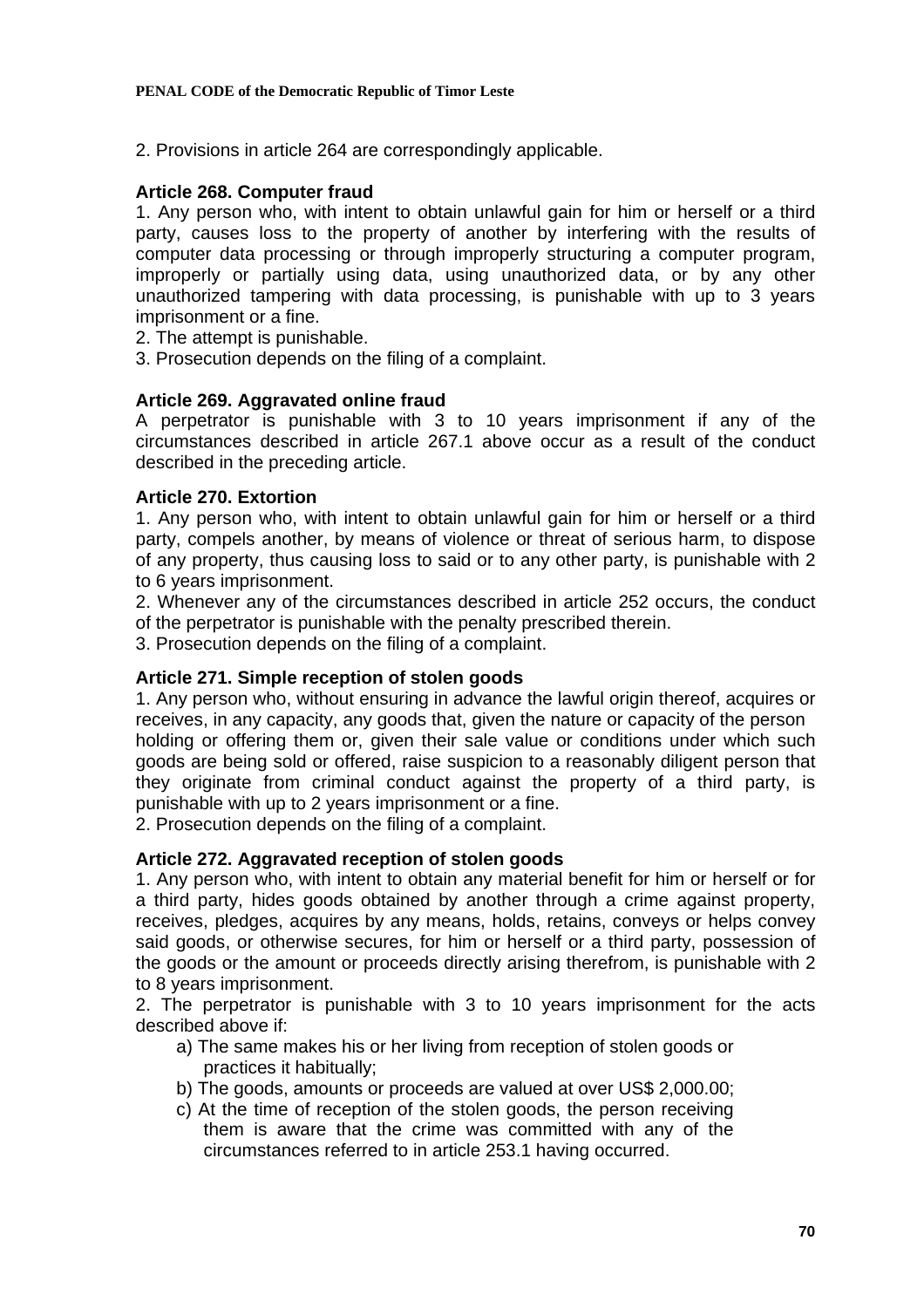2. Provisions in article 264 are correspondingly applicable.

**Article 268. Computer fraud**

1. Any person who, with intent to obtain unlawful gain for him or herself or a third party, causes loss to the property of another by interfering with the results of computer data processing or through improperly structuring a computer program, improperly or partially using data, using unauthorized data, or by any other unauthorized tampering with data processing, is punishable with up to 3 years imprisonment or a fine.
2. The attempt is punishable.
3. Prosecution depends on the filing of a complaint.

**Article 269. Aggravated online fraud**

A perpetrator is punishable with 3 to 10 years imprisonment if any of the circumstances described in article 267.1 above occur as a result of the conduct described in the preceding article.

**Article 270. Extortion**

1. Any person who, with intent to obtain unlawful gain for him or herself or a third party, compels another, by means of violence or threat of serious harm, to dispose of any property, thus causing loss to said or to any other party, is punishable with 2 to 6 years imprisonment.
2. Whenever any of the circumstances described in article 252 occurs, the conduct of the perpetrator is punishable with the penalty prescribed therein.
3. Prosecution depends on the filing of a complaint.

**Article 271. Simple reception of stolen goods**

1. Any person who, without ensuring in advance the lawful origin thereof, acquires or receives, in any capacity, any goods that, given the nature or capacity of the person holding or offering them or, given their sale value or conditions under which such goods are being sold or offered, raise suspicion to a reasonably diligent person that they originate from criminal conduct against the property of a third party, is punishable with up to 2 years imprisonment or a fine.
2. Prosecution depends on the filing of a complaint.

**Article 272. Aggravated reception of stolen goods**

1. Any person who, with intent to obtain any material benefit for him or herself or for a third party, hides goods obtained by another through a crime against property, receives, pledges, acquires by any means, holds, retains, conveys or helps convey said goods, or otherwise secures, for him or herself or a third party, possession of the goods or the amount or proceeds directly arising therefrom, is punishable with 2 to 8 years imprisonment.
2. The perpetrator is punishable with 3 to 10 years imprisonment for the acts described above if:
   a) The same makes his or her living from reception of stolen goods or practices it habitually;
   b) The goods, amounts or proceeds are valued at over US$ 2,000.00;
   c) At the time of reception of the stolen goods, the person receiving them is aware that the crime was committed with any of the circumstances referred to in article 253.1 having occurred.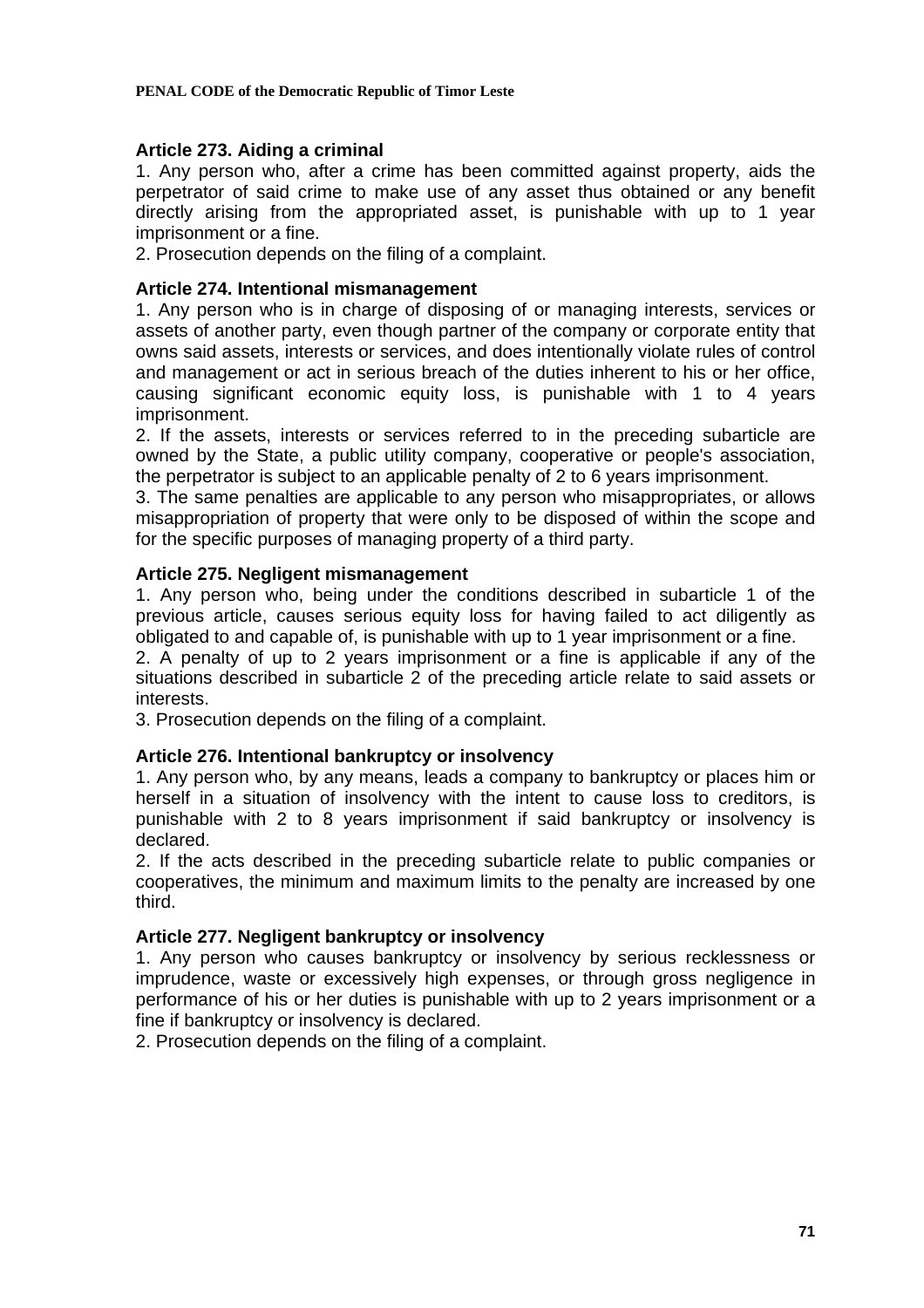### Article 273. Aiding a criminal

1. Any person who, after a crime has been committed against property, aids the perpetrator of said crime to make use of any asset thus obtained or any benefit directly arising from the appropriated asset, is punishable with up to 1 year imprisonment or a fine.
2. Prosecution depends on the filing of a complaint.

### Article 274. Intentional mismanagement

1. Any person who is in charge of disposing of or managing interests, services or assets of another party, even though partner of the company or corporate entity that owns said assets, interests or services, and does intentionally violate rules of control and management or act in serious breach of the duties inherent to his or her office, causing significant economic equity loss, is punishable with 1 to 4 years imprisonment.
2. If the assets, interests or services referred to in the preceding subarticle are owned by the State, a public utility company, cooperative or people's association, the perpetrator is subject to an applicable penalty of 2 to 6 years imprisonment.
3. The same penalties are applicable to any person who misappropriates, or allows misappropriation of property that were only to be disposed of within the scope and for the specific purposes of managing property of a third party.

### Article 275. Negligent mismanagement

1. Any person who, being under the conditions described in subarticle 1 of the previous article, causes serious equity loss for having failed to act diligently as obligated to and capable of, is punishable with up to 1 year imprisonment or a fine.
2. A penalty of up to 2 years imprisonment or a fine is applicable if any of the situations described in subarticle 2 of the preceding article relate to said assets or interests.
3. Prosecution depends on the filing of a complaint.

### Article 276. Intentional bankruptcy or insolvency

1. Any person who, by any means, leads a company to bankruptcy or places him or herself in a situation of insolvency with the intent to cause loss to creditors, is punishable with 2 to 8 years imprisonment if said bankruptcy or insolvency is declared.
2. If the acts described in the preceding subarticle relate to public companies or cooperatives, the minimum and maximum limits to the penalty are increased by one third.

### Article 277. Negligent bankruptcy or insolvency

1. Any person who causes bankruptcy or insolvency by serious recklessness or imprudence, waste or excessively high expenses, or through gross negligence in performance of his or her duties is punishable with up to 2 years imprisonment or a fine if bankruptcy or insolvency is declared.
2. Prosecution depends on the filing of a complaint.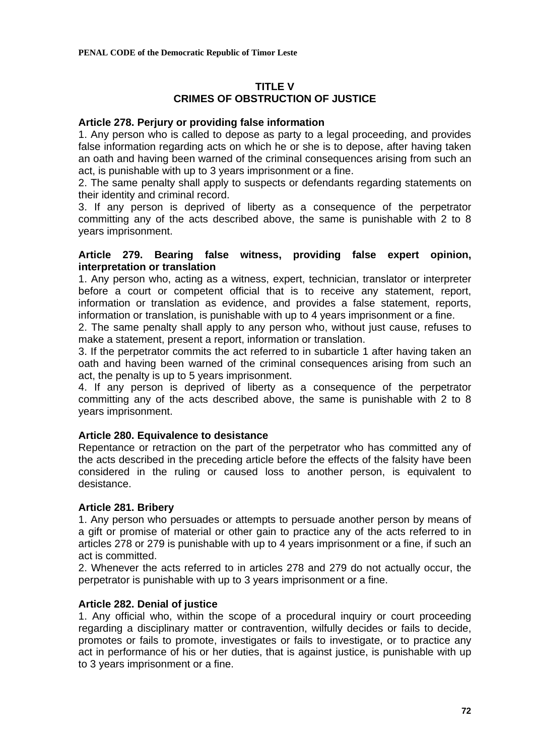## TITLE V
## CRIMES OF OBSTRUCTION OF JUSTICE

**Article 278. Perjury or providing false information**

1. Any person who is called to depose as party to a legal proceeding, and provides false information regarding acts on which he or she is to depose, after having taken an oath and having been warned of the criminal consequences arising from such an act, is punishable with up to 3 years imprisonment or a fine.
2. The same penalty shall apply to suspects or defendants regarding statements on their identity and criminal record.
3. If any person is deprived of liberty as a consequence of the perpetrator committing any of the acts described above, the same is punishable with 2 to 8 years imprisonment.

**Article 279. Bearing false witness, providing false expert opinion, interpretation or translation**

1. Any person who, acting as a witness, expert, technician, translator or interpreter before a court or competent official that is to receive any statement, report, information or translation as evidence, and provides a false statement, reports, information or translation, is punishable with up to 4 years imprisonment or a fine.
2. The same penalty shall apply to any person who, without just cause, refuses to make a statement, present a report, information or translation.
3. If the perpetrator commits the act referred to in subarticle 1 after having taken an oath and having been warned of the criminal consequences arising from such an act, the penalty is up to 5 years imprisonment.
4. If any person is deprived of liberty as a consequence of the perpetrator committing any of the acts described above, the same is punishable with 2 to 8 years imprisonment.

**Article 280. Equivalence to desistance**

Repentance or retraction on the part of the perpetrator who has committed any of the acts described in the preceding article before the effects of the falsity have been considered in the ruling or caused loss to another person, is equivalent to desistance.

**Article 281. Bribery**

1. Any person who persuades or attempts to persuade another person by means of a gift or promise of material or other gain to practice any of the acts referred to in articles 278 or 279 is punishable with up to 4 years imprisonment or a fine, if such an act is committed.
2. Whenever the acts referred to in articles 278 and 279 do not actually occur, the perpetrator is punishable with up to 3 years imprisonment or a fine.

**Article 282. Denial of justice**

1. Any official who, within the scope of a procedural inquiry or court proceeding regarding a disciplinary matter or contravention, wilfully decides or fails to decide, promotes or fails to promote, investigates or fails to investigate, or to practice any act in performance of his or her duties, that is against justice, is punishable with up to 3 years imprisonment or a fine.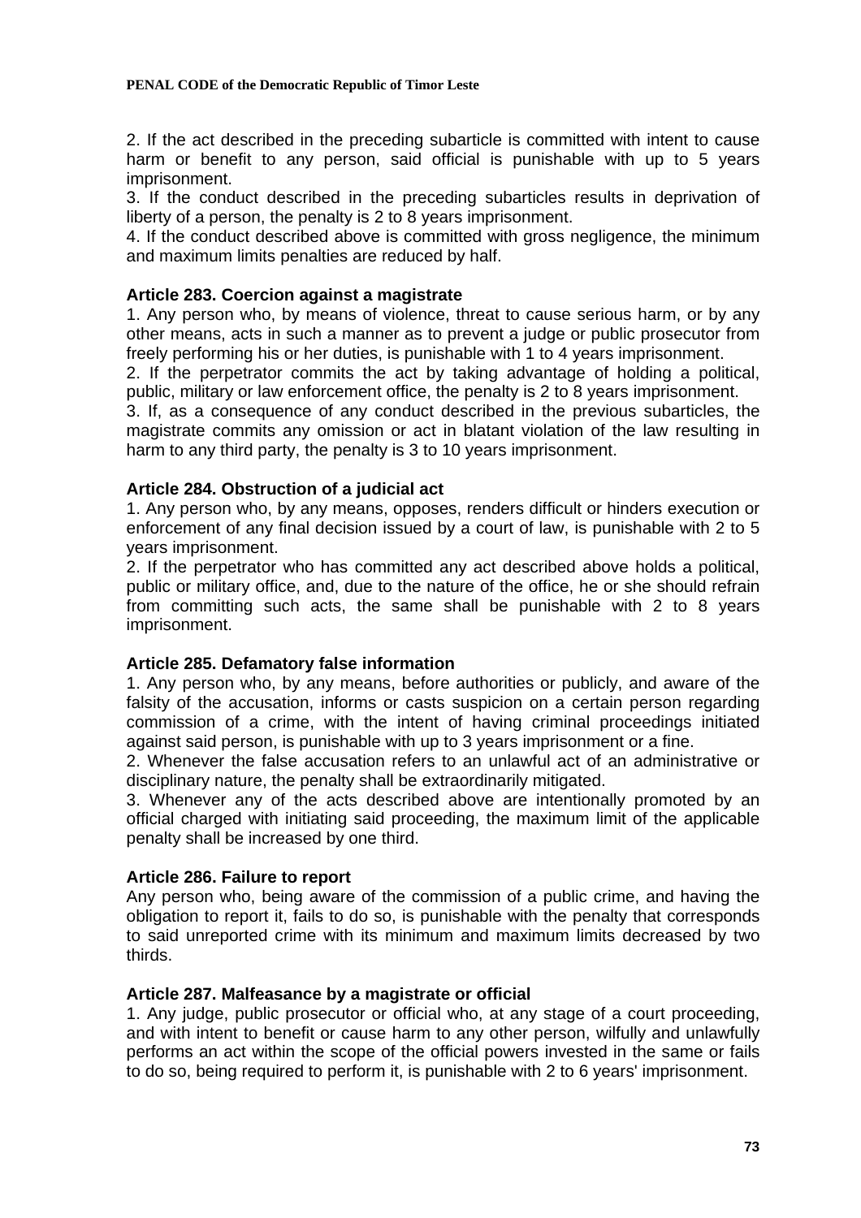2. If the act described in the preceding subarticle is committed with intent to cause harm or benefit to any person, said official is punishable with up to 5 years imprisonment.

3. If the conduct described in the preceding subarticles results in deprivation of liberty of a person, the penalty is 2 to 8 years imprisonment.

4. If the conduct described above is committed with gross negligence, the minimum and maximum limits penalties are reduced by half.

**Article 283. Coercion against a magistrate**

1. Any person who, by means of violence, threat to cause serious harm, or by any other means, acts in such a manner as to prevent a judge or public prosecutor from freely performing his or her duties, is punishable with 1 to 4 years imprisonment.

2. If the perpetrator commits the act by taking advantage of holding a political, public, military or law enforcement office, the penalty is 2 to 8 years imprisonment.

3. If, as a consequence of any conduct described in the previous subarticles, the magistrate commits any omission or act in blatant violation of the law resulting in harm to any third party, the penalty is 3 to 10 years imprisonment.

**Article 284. Obstruction of a judicial act**

1. Any person who, by any means, opposes, renders difficult or hinders execution or enforcement of any final decision issued by a court of law, is punishable with 2 to 5 years imprisonment.

2. If the perpetrator who has committed any act described above holds a political, public or military office, and, due to the nature of the office, he or she should refrain from committing such acts, the same shall be punishable with 2 to 8 years imprisonment.

**Article 285. Defamatory false information**

1. Any person who, by any means, before authorities or publicly, and aware of the falsity of the accusation, informs or casts suspicion on a certain person regarding commission of a crime, with the intent of having criminal proceedings initiated against said person, is punishable with up to 3 years imprisonment or a fine.

2. Whenever the false accusation refers to an unlawful act of an administrative or disciplinary nature, the penalty shall be extraordinarily mitigated.

3. Whenever any of the acts described above are intentionally promoted by an official charged with initiating said proceeding, the maximum limit of the applicable penalty shall be increased by one third.

**Article 286. Failure to report**

Any person who, being aware of the commission of a public crime, and having the obligation to report it, fails to do so, is punishable with the penalty that corresponds to said unreported crime with its minimum and maximum limits decreased by two thirds.

**Article 287. Malfeasance by a magistrate or official**

1. Any judge, public prosecutor or official who, at any stage of a court proceeding, and with intent to benefit or cause harm to any other person, wilfully and unlawfully performs an act within the scope of the official powers invested in the same or fails to do so, being required to perform it, is punishable with 2 to 6 years' imprisonment.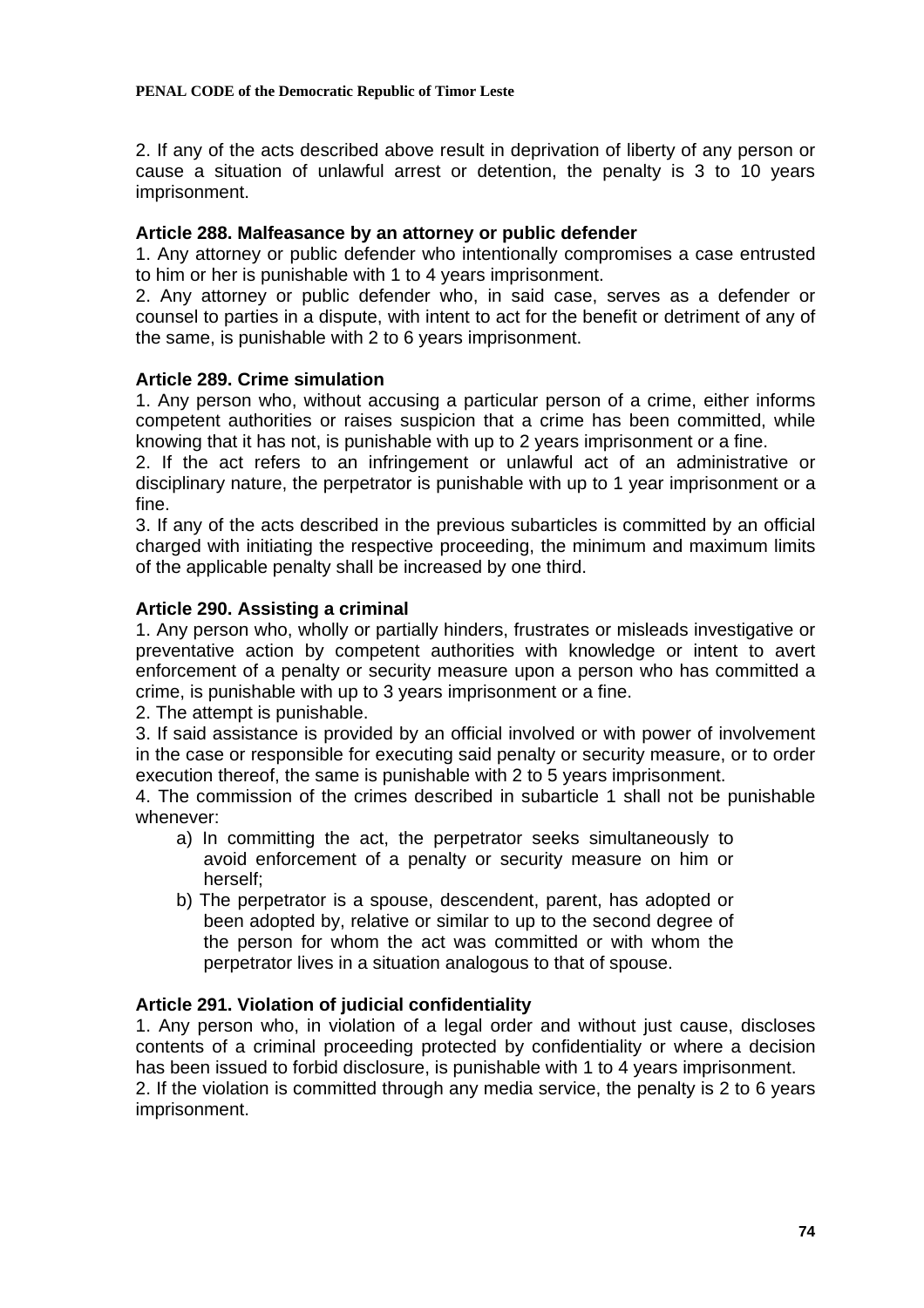2. If any of the acts described above result in deprivation of liberty of any person or cause a situation of unlawful arrest or detention, the penalty is 3 to 10 years imprisonment.

**Article 288. Malfeasance by an attorney or public defender**

1. Any attorney or public defender who intentionally compromises a case entrusted to him or her is punishable with 1 to 4 years imprisonment.
2. Any attorney or public defender who, in said case, serves as a defender or counsel to parties in a dispute, with intent to act for the benefit or detriment of any of the same, is punishable with 2 to 6 years imprisonment.

**Article 289. Crime simulation**

1. Any person who, without accusing a particular person of a crime, either informs competent authorities or raises suspicion that a crime has been committed, while knowing that it has not, is punishable with up to 2 years imprisonment or a fine.
2. If the act refers to an infringement or unlawful act of an administrative or disciplinary nature, the perpetrator is punishable with up to 1 year imprisonment or a fine.
3. If any of the acts described in the previous subarticles is committed by an official charged with initiating the respective proceeding, the minimum and maximum limits of the applicable penalty shall be increased by one third.

**Article 290. Assisting a criminal**

1. Any person who, wholly or partially hinders, frustrates or misleads investigative or preventative action by competent authorities with knowledge or intent to avert enforcement of a penalty or security measure upon a person who has committed a crime, is punishable with up to 3 years imprisonment or a fine.
2. The attempt is punishable.
3. If said assistance is provided by an official involved or with power of involvement in the case or responsible for executing said penalty or security measure, or to order execution thereof, the same is punishable with 2 to 5 years imprisonment.
4. The commission of the crimes described in subarticle 1 shall not be punishable whenever:
   a) In committing the act, the perpetrator seeks simultaneously to avoid enforcement of a penalty or security measure on him or herself;
   b) The perpetrator is a spouse, descendent, parent, has adopted or been adopted by, relative or similar to up to the second degree of the person for whom the act was committed or with whom the perpetrator lives in a situation analogous to that of spouse.

**Article 291. Violation of judicial confidentiality**

1. Any person who, in violation of a legal order and without just cause, discloses contents of a criminal proceeding protected by confidentiality or where a decision has been issued to forbid disclosure, is punishable with 1 to 4 years imprisonment.
2. If the violation is committed through any media service, the penalty is 2 to 6 years imprisonment.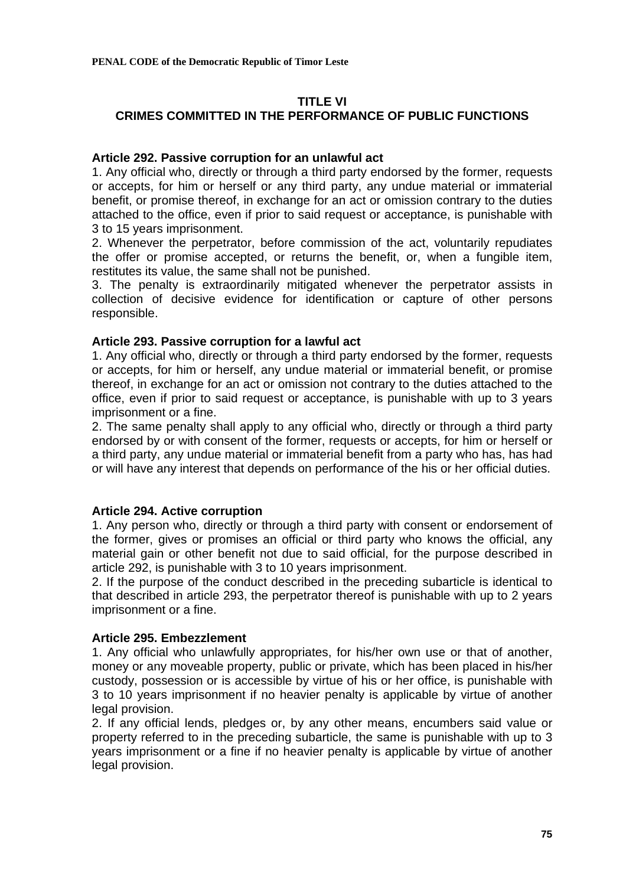## TITLE VI
## CRIMES COMMITTED IN THE PERFORMANCE OF PUBLIC FUNCTIONS

### Article 292. Passive corruption for an unlawful act

1. Any official who, directly or through a third party endorsed by the former, requests or accepts, for him or herself or any third party, any undue material or immaterial benefit, or promise thereof, in exchange for an act or omission contrary to the duties attached to the office, even if prior to said request or acceptance, is punishable with 3 to 15 years imprisonment.
2. Whenever the perpetrator, before commission of the act, voluntarily repudiates the offer or promise accepted, or returns the benefit, or, when a fungible item, restitutes its value, the same shall not be punished.
3. The penalty is extraordinarily mitigated whenever the perpetrator assists in collection of decisive evidence for identification or capture of other persons responsible.

### Article 293. Passive corruption for a lawful act

1. Any official who, directly or through a third party endorsed by the former, requests or accepts, for him or herself, any undue material or immaterial benefit, or promise thereof, in exchange for an act or omission not contrary to the duties attached to the office, even if prior to said request or acceptance, is punishable with up to 3 years imprisonment or a fine.
2. The same penalty shall apply to any official who, directly or through a third party endorsed by or with consent of the former, requests or accepts, for him or herself or a third party, any undue material or immaterial benefit from a party who has, has had or will have any interest that depends on performance of the his or her official duties.

### Article 294. Active corruption

1. Any person who, directly or through a third party with consent or endorsement of the former, gives or promises an official or third party who knows the official, any material gain or other benefit not due to said official, for the purpose described in article 292, is punishable with 3 to 10 years imprisonment.
2. If the purpose of the conduct described in the preceding subarticle is identical to that described in article 293, the perpetrator thereof is punishable with up to 2 years imprisonment or a fine.

### Article 295. Embezzlement

1. Any official who unlawfully appropriates, for his/her own use or that of another, money or any moveable property, public or private, which has been placed in his/her custody, possession or is accessible by virtue of his or her office, is punishable with 3 to 10 years imprisonment if no heavier penalty is applicable by virtue of another legal provision.
2. If any official lends, pledges or, by any other means, encumbers said value or property referred to in the preceding subarticle, the same is punishable with up to 3 years imprisonment or a fine if no heavier penalty is applicable by virtue of another legal provision.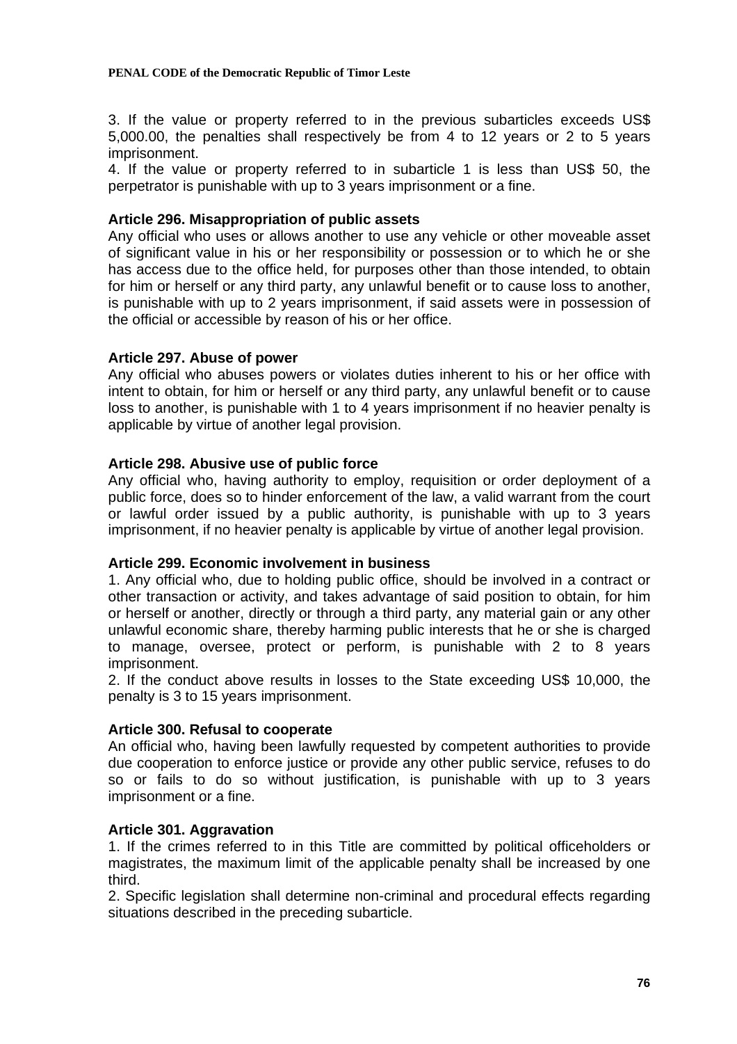3. If the value or property referred to in the previous subarticles exceeds US$ 5,000.00, the penalties shall respectively be from 4 to 12 years or 2 to 5 years imprisonment.
4. If the value or property referred to in subarticle 1 is less than US$ 50, the perpetrator is punishable with up to 3 years imprisonment or a fine.

### Article 296. Misappropriation of public assets

Any official who uses or allows another to use any vehicle or other moveable asset of significant value in his or her responsibility or possession or to which he or she has access due to the office held, for purposes other than those intended, to obtain for him or herself or any third party, any unlawful benefit or to cause loss to another, is punishable with up to 2 years imprisonment, if said assets were in possession of the official or accessible by reason of his or her office.

### Article 297. Abuse of power

Any official who abuses powers or violates duties inherent to his or her office with intent to obtain, for him or herself or any third party, any unlawful benefit or to cause loss to another, is punishable with 1 to 4 years imprisonment if no heavier penalty is applicable by virtue of another legal provision.

### Article 298. Abusive use of public force

Any official who, having authority to employ, requisition or order deployment of a public force, does so to hinder enforcement of the law, a valid warrant from the court or lawful order issued by a public authority, is punishable with up to 3 years imprisonment, if no heavier penalty is applicable by virtue of another legal provision.

### Article 299. Economic involvement in business

1. Any official who, due to holding public office, should be involved in a contract or other transaction or activity, and takes advantage of said position to obtain, for him or herself or another, directly or through a third party, any material gain or any other unlawful economic share, thereby harming public interests that he or she is charged to manage, oversee, protect or perform, is punishable with 2 to 8 years imprisonment.
2. If the conduct above results in losses to the State exceeding US$ 10,000, the penalty is 3 to 15 years imprisonment.

### Article 300. Refusal to cooperate

An official who, having been lawfully requested by competent authorities to provide due cooperation to enforce justice or provide any other public service, refuses to do so or fails to do so without justification, is punishable with up to 3 years imprisonment or a fine.

### Article 301. Aggravation

1. If the crimes referred to in this Title are committed by political officeholders or magistrates, the maximum limit of the applicable penalty shall be increased by one third.
2. Specific legislation shall determine non-criminal and procedural effects regarding situations described in the preceding subarticle.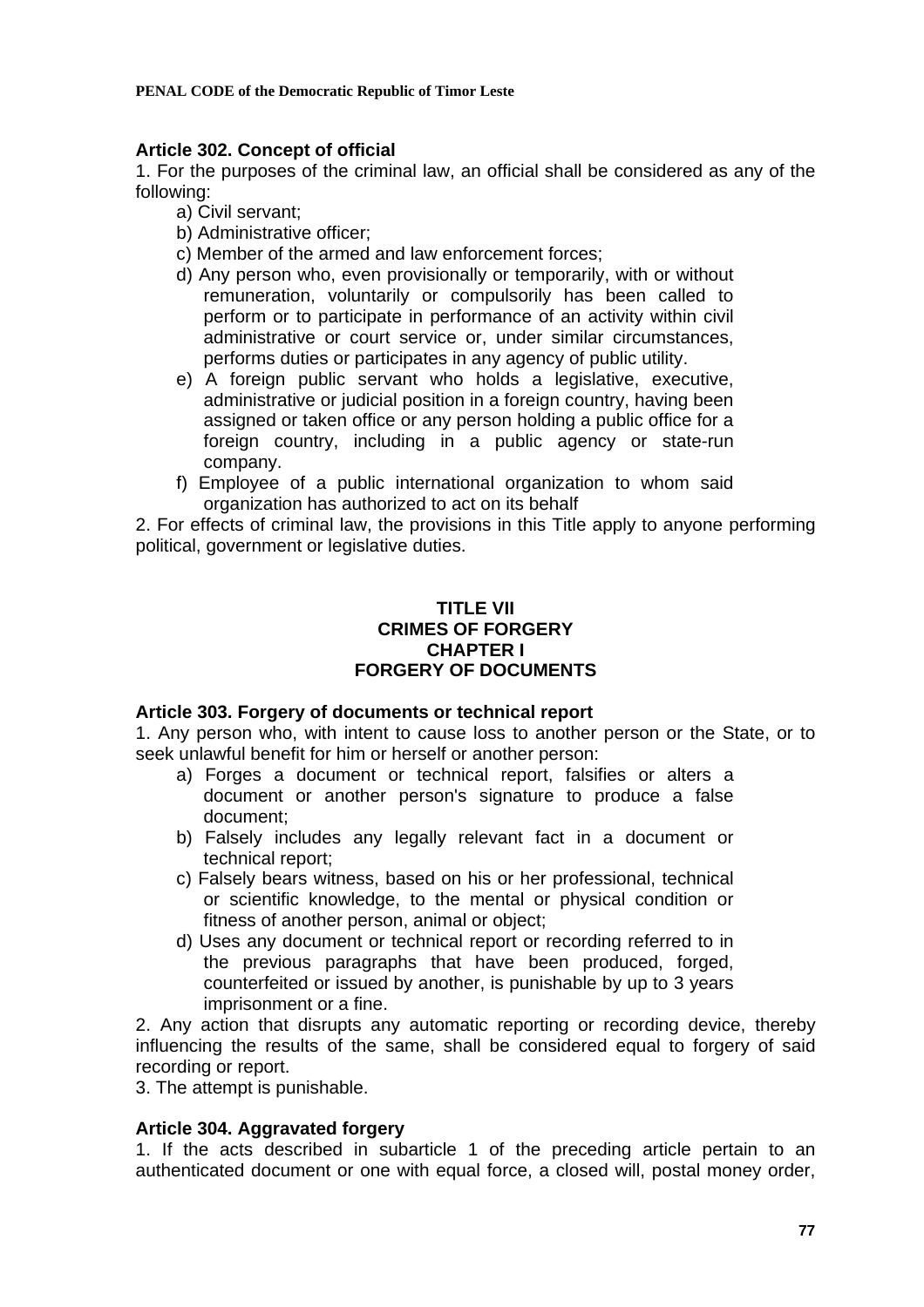**Article 302. Concept of official**

1. For the purposes of the criminal law, an official shall be considered as any of the following:
    a) Civil servant;
    b) Administrative officer;
    c) Member of the armed and law enforcement forces;
    d) Any person who, even provisionally or temporarily, with or without remuneration, voluntarily or compulsorily has been called to perform or to participate in performance of an activity within civil administrative or court service or, under similar circumstances, performs duties or participates in any agency of public utility.
    e) A foreign public servant who holds a legislative, executive, administrative or judicial position in a foreign country, having been assigned or taken office or any person holding a public office for a foreign country, including in a public agency or state-run company.
    f) Employee of a public international organization to whom said organization has authorized to act on its behalf

2. For effects of criminal law, the provisions in this Title apply to anyone performing political, government or legislative duties.

## TITLE VII
## CRIMES OF FORGERY
## CHAPTER I
## FORGERY OF DOCUMENTS

**Article 303. Forgery of documents or technical report**

1. Any person who, with intent to cause loss to another person or the State, or to seek unlawful benefit for him or herself or another person:
    a) Forges a document or technical report, falsifies or alters a document or another person's signature to produce a false document;
    b) Falsely includes any legally relevant fact in a document or technical report;
    c) Falsely bears witness, based on his or her professional, technical or scientific knowledge, to the mental or physical condition or fitness of another person, animal or object;
    d) Uses any document or technical report or recording referred to in the previous paragraphs that have been produced, forged, counterfeited or issued by another, is punishable by up to 3 years imprisonment or a fine.

2. Any action that disrupts any automatic reporting or recording device, thereby influencing the results of the same, shall be considered equal to forgery of said recording or report.

3. The attempt is punishable.

**Article 304. Aggravated forgery**

1. If the acts described in subarticle 1 of the preceding article pertain to an authenticated document or one with equal force, a closed will, postal money order,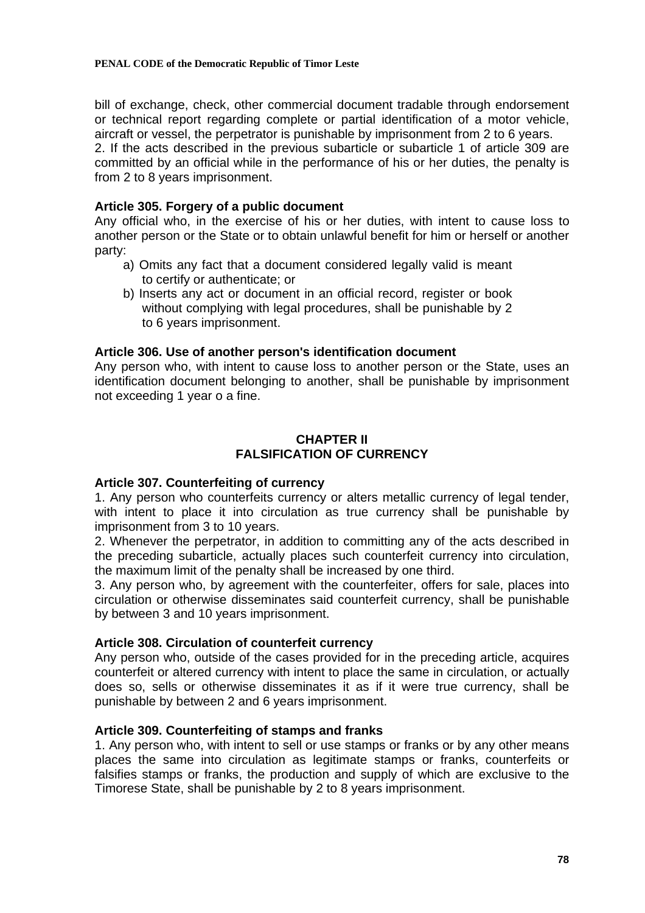bill of exchange, check, other commercial document tradable through endorsement or technical report regarding complete or partial identification of a motor vehicle, aircraft or vessel, the perpetrator is punishable by imprisonment from 2 to 6 years.
2. If the acts described in the previous subarticle or subarticle 1 of article 309 are committed by an official while in the performance of his or her duties, the penalty is from 2 to 8 years imprisonment.

**Article 305. Forgery of a public document**
Any official who, in the exercise of his or her duties, with intent to cause loss to another person or the State or to obtain unlawful benefit for him or herself or another party:

a) Omits any fact that a document considered legally valid is meant to certify or authenticate; or
b) Inserts any act or document in an official record, register or book without complying with legal procedures, shall be punishable by 2 to 6 years imprisonment.

**Article 306. Use of another person's identification document**
Any person who, with intent to cause loss to another person or the State, uses an identification document belonging to another, shall be punishable by imprisonment not exceeding 1 year o a fine.

## CHAPTER II
## FALSIFICATION OF CURRENCY

**Article 307. Counterfeiting of currency**
1. Any person who counterfeits currency or alters metallic currency of legal tender, with intent to place it into circulation as true currency shall be punishable by imprisonment from 3 to 10 years.
2. Whenever the perpetrator, in addition to committing any of the acts described in the preceding subarticle, actually places such counterfeit currency into circulation, the maximum limit of the penalty shall be increased by one third.
3. Any person who, by agreement with the counterfeiter, offers for sale, places into circulation or otherwise disseminates said counterfeit currency, shall be punishable by between 3 and 10 years imprisonment.

**Article 308. Circulation of counterfeit currency**
Any person who, outside of the cases provided for in the preceding article, acquires counterfeit or altered currency with intent to place the same in circulation, or actually does so, sells or otherwise disseminates it as if it were true currency, shall be punishable by between 2 and 6 years imprisonment.

**Article 309. Counterfeiting of stamps and franks**
1. Any person who, with intent to sell or use stamps or franks or by any other means places the same into circulation as legitimate stamps or franks, counterfeits or falsifies stamps or franks, the production and supply of which are exclusive to the Timorese State, shall be punishable by 2 to 8 years imprisonment.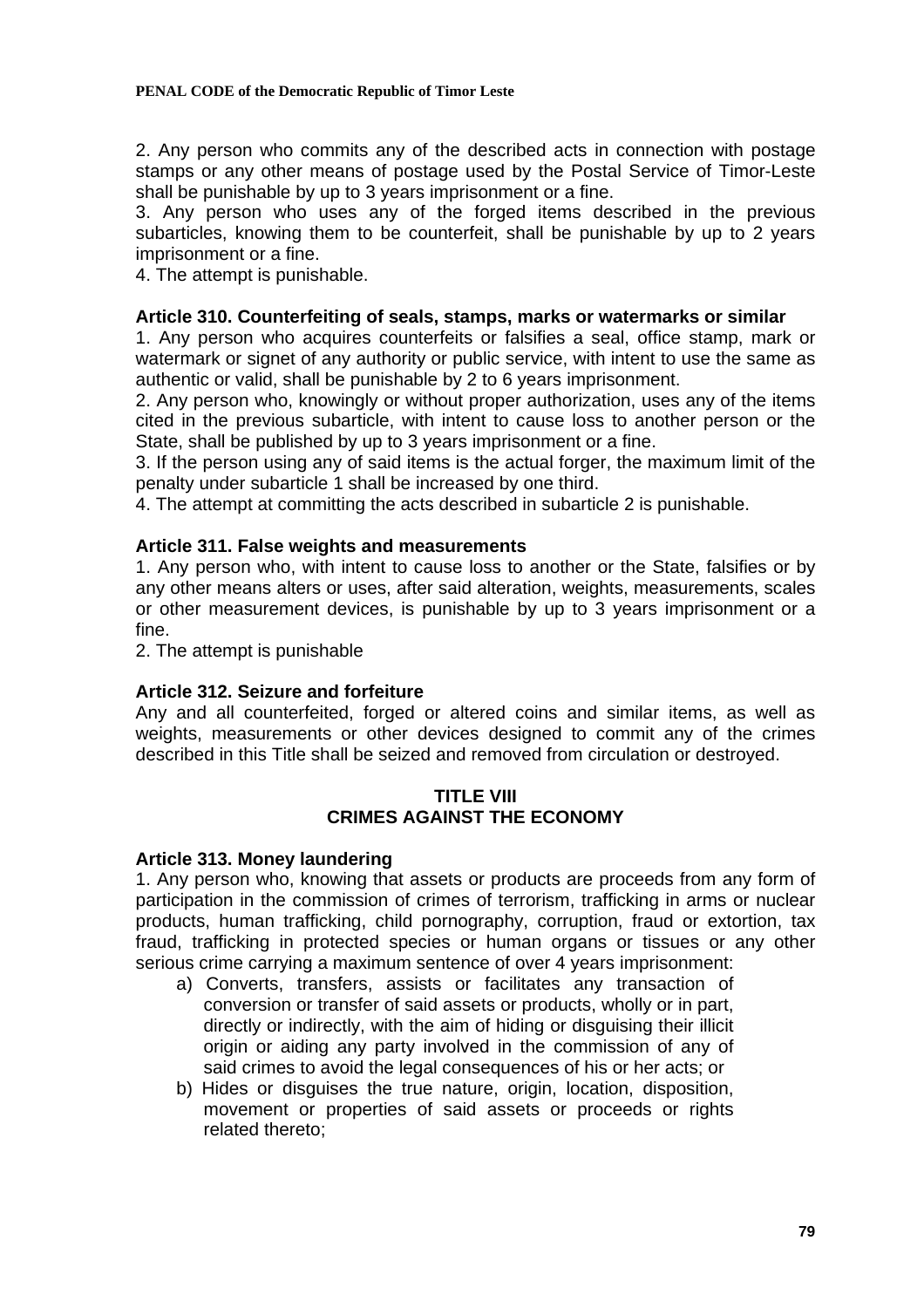2. Any person who commits any of the described acts in connection with postage stamps or any other means of postage used by the Postal Service of Timor-Leste shall be punishable by up to 3 years imprisonment or a fine.

3. Any person who uses any of the forged items described in the previous subarticles, knowing them to be counterfeit, shall be punishable by up to 2 years imprisonment or a fine.

4. The attempt is punishable.

**Article 310. Counterfeiting of seals, stamps, marks or watermarks or similar**

1. Any person who acquires counterfeits or falsifies a seal, office stamp, mark or watermark or signet of any authority or public service, with intent to use the same as authentic or valid, shall be punishable by 2 to 6 years imprisonment.

2. Any person who, knowingly or without proper authorization, uses any of the items cited in the previous subarticle, with intent to cause loss to another person or the State, shall be published by up to 3 years imprisonment or a fine.

3. If the person using any of said items is the actual forger, the maximum limit of the penalty under subarticle 1 shall be increased by one third.

4. The attempt at committing the acts described in subarticle 2 is punishable.

**Article 311. False weights and measurements**

1. Any person who, with intent to cause loss to another or the State, falsifies or by any other means alters or uses, after said alteration, weights, measurements, scales or other measurement devices, is punishable by up to 3 years imprisonment or a fine.

2. The attempt is punishable

**Article 312. Seizure and forfeiture**

Any and all counterfeited, forged or altered coins and similar items, as well as weights, measurements or other devices designed to commit any of the crimes described in this Title shall be seized and removed from circulation or destroyed.

## TITLE VIII
## CRIMES AGAINST THE ECONOMY

**Article 313. Money laundering**

1. Any person who, knowing that assets or products are proceeds from any form of participation in the commission of crimes of terrorism, trafficking in arms or nuclear products, human trafficking, child pornography, corruption, fraud or extortion, tax fraud, trafficking in protected species or human organs or tissues or any other serious crime carrying a maximum sentence of over 4 years imprisonment:

a) Converts, transfers, assists or facilitates any transaction of conversion or transfer of said assets or products, wholly or in part, directly or indirectly, with the aim of hiding or disguising their illicit origin or aiding any party involved in the commission of any of said crimes to avoid the legal consequences of his or her acts; or

b) Hides or disguises the true nature, origin, location, disposition, movement or properties of said assets or proceeds or rights related thereto;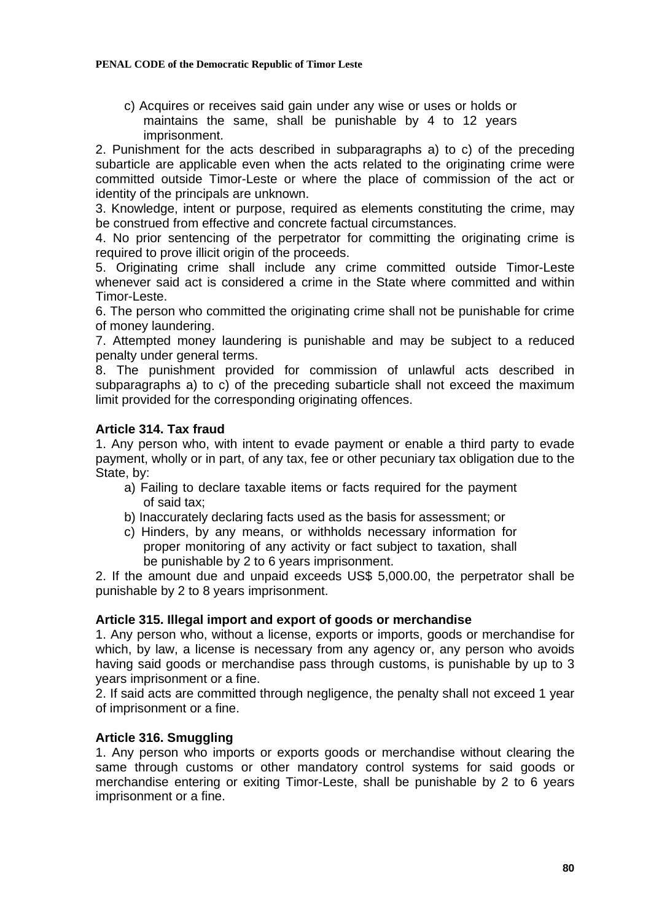c) Acquires or receives said gain under any wise or uses or holds or maintains the same, shall be punishable by 4 to 12 years imprisonment.

2. Punishment for the acts described in subparagraphs a) to c) of the preceding subarticle are applicable even when the acts related to the originating crime were committed outside Timor-Leste or where the place of commission of the act or identity of the principals are unknown.

3. Knowledge, intent or purpose, required as elements constituting the crime, may be construed from effective and concrete factual circumstances.

4. No prior sentencing of the perpetrator for committing the originating crime is required to prove illicit origin of the proceeds.

5. Originating crime shall include any crime committed outside Timor-Leste whenever said act is considered a crime in the State where committed and within Timor-Leste.

6. The person who committed the originating crime shall not be punishable for crime of money laundering.

7. Attempted money laundering is punishable and may be subject to a reduced penalty under general terms.

8. The punishment provided for commission of unlawful acts described in subparagraphs a) to c) of the preceding subarticle shall not exceed the maximum limit provided for the corresponding originating offences.

**Article 314. Tax fraud**

1. Any person who, with intent to evade payment or enable a third party to evade payment, wholly or in part, of any tax, fee or other pecuniary tax obligation due to the State, by:

a) Failing to declare taxable items or facts required for the payment of said tax;

b) Inaccurately declaring facts used as the basis for assessment; or

c) Hinders, by any means, or withholds necessary information for proper monitoring of any activity or fact subject to taxation, shall be punishable by 2 to 6 years imprisonment.

2. If the amount due and unpaid exceeds US$ 5,000.00, the perpetrator shall be punishable by 2 to 8 years imprisonment.

**Article 315. Illegal import and export of goods or merchandise**

1. Any person who, without a license, exports or imports, goods or merchandise for which, by law, a license is necessary from any agency or, any person who avoids having said goods or merchandise pass through customs, is punishable by up to 3 years imprisonment or a fine.

2. If said acts are committed through negligence, the penalty shall not exceed 1 year of imprisonment or a fine.

**Article 316. Smuggling**

1. Any person who imports or exports goods or merchandise without clearing the same through customs or other mandatory control systems for said goods or merchandise entering or exiting Timor-Leste, shall be punishable by 2 to 6 years imprisonment or a fine.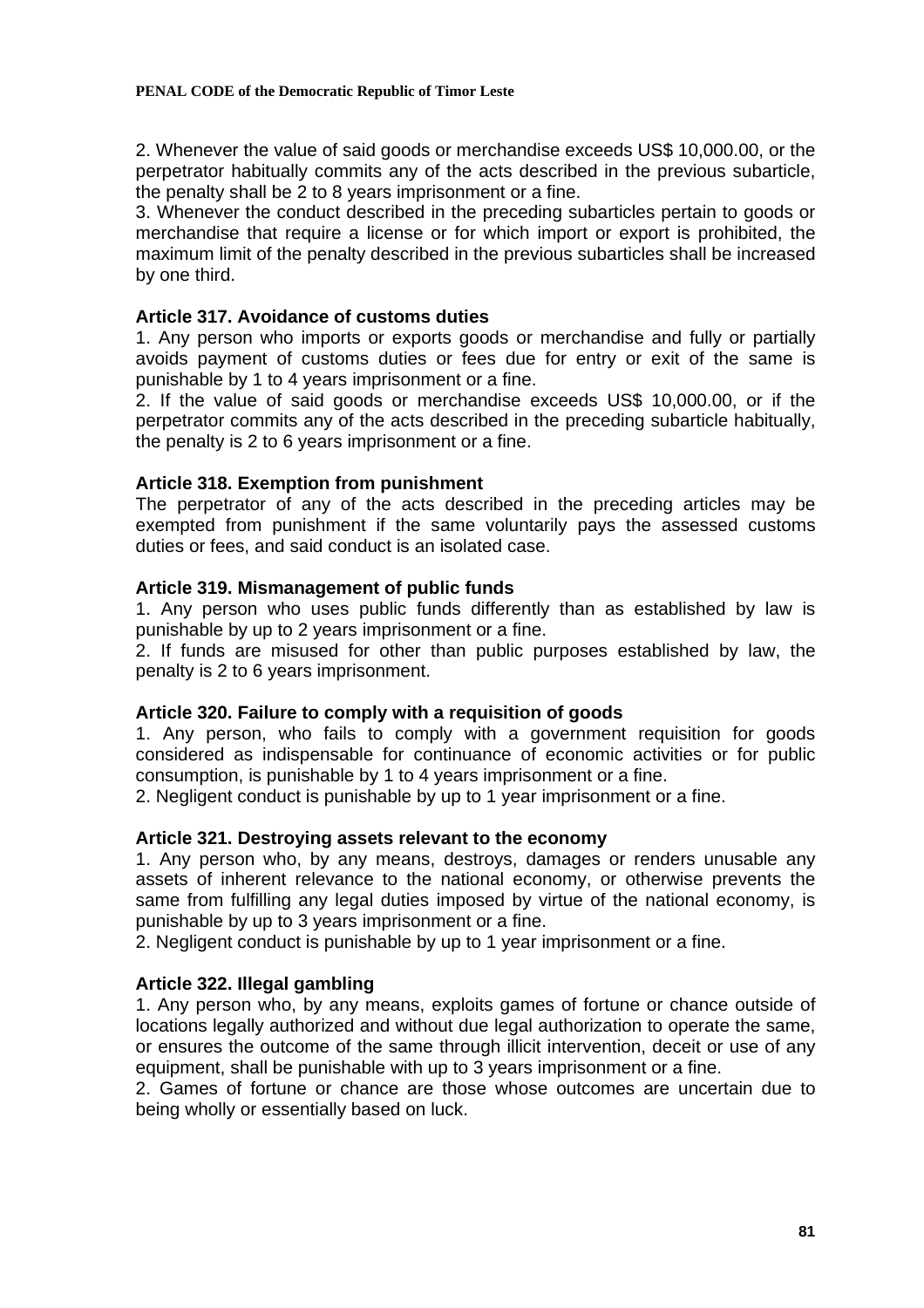2. Whenever the value of said goods or merchandise exceeds US$ 10,000.00, or the perpetrator habitually commits any of the acts described in the previous subarticle, the penalty shall be 2 to 8 years imprisonment or a fine.
3. Whenever the conduct described in the preceding subarticles pertain to goods or merchandise that require a license or for which import or export is prohibited, the maximum limit of the penalty described in the previous subarticles shall be increased by one third.

**Article 317. Avoidance of customs duties**
1. Any person who imports or exports goods or merchandise and fully or partially avoids payment of customs duties or fees due for entry or exit of the same is punishable by 1 to 4 years imprisonment or a fine.
2. If the value of said goods or merchandise exceeds US$ 10,000.00, or if the perpetrator commits any of the acts described in the preceding subarticle habitually, the penalty is 2 to 6 years imprisonment or a fine.

**Article 318. Exemption from punishment**
The perpetrator of any of the acts described in the preceding articles may be exempted from punishment if the same voluntarily pays the assessed customs duties or fees, and said conduct is an isolated case.

**Article 319. Mismanagement of public funds**
1. Any person who uses public funds differently than as established by law is punishable by up to 2 years imprisonment or a fine.
2. If funds are misused for other than public purposes established by law, the penalty is 2 to 6 years imprisonment.

**Article 320. Failure to comply with a requisition of goods**
1. Any person, who fails to comply with a government requisition for goods considered as indispensable for continuance of economic activities or for public consumption, is punishable by 1 to 4 years imprisonment or a fine.
2. Negligent conduct is punishable by up to 1 year imprisonment or a fine.

**Article 321. Destroying assets relevant to the economy**
1. Any person who, by any means, destroys, damages or renders unusable any assets of inherent relevance to the national economy, or otherwise prevents the same from fulfilling any legal duties imposed by virtue of the national economy, is punishable by up to 3 years imprisonment or a fine.
2. Negligent conduct is punishable by up to 1 year imprisonment or a fine.

**Article 322. Illegal gambling**
1. Any person who, by any means, exploits games of fortune or chance outside of locations legally authorized and without due legal authorization to operate the same, or ensures the outcome of the same through illicit intervention, deceit or use of any equipment, shall be punishable with up to 3 years imprisonment or a fine.
2. Games of fortune or chance are those whose outcomes are uncertain due to being wholly or essentially based on luck.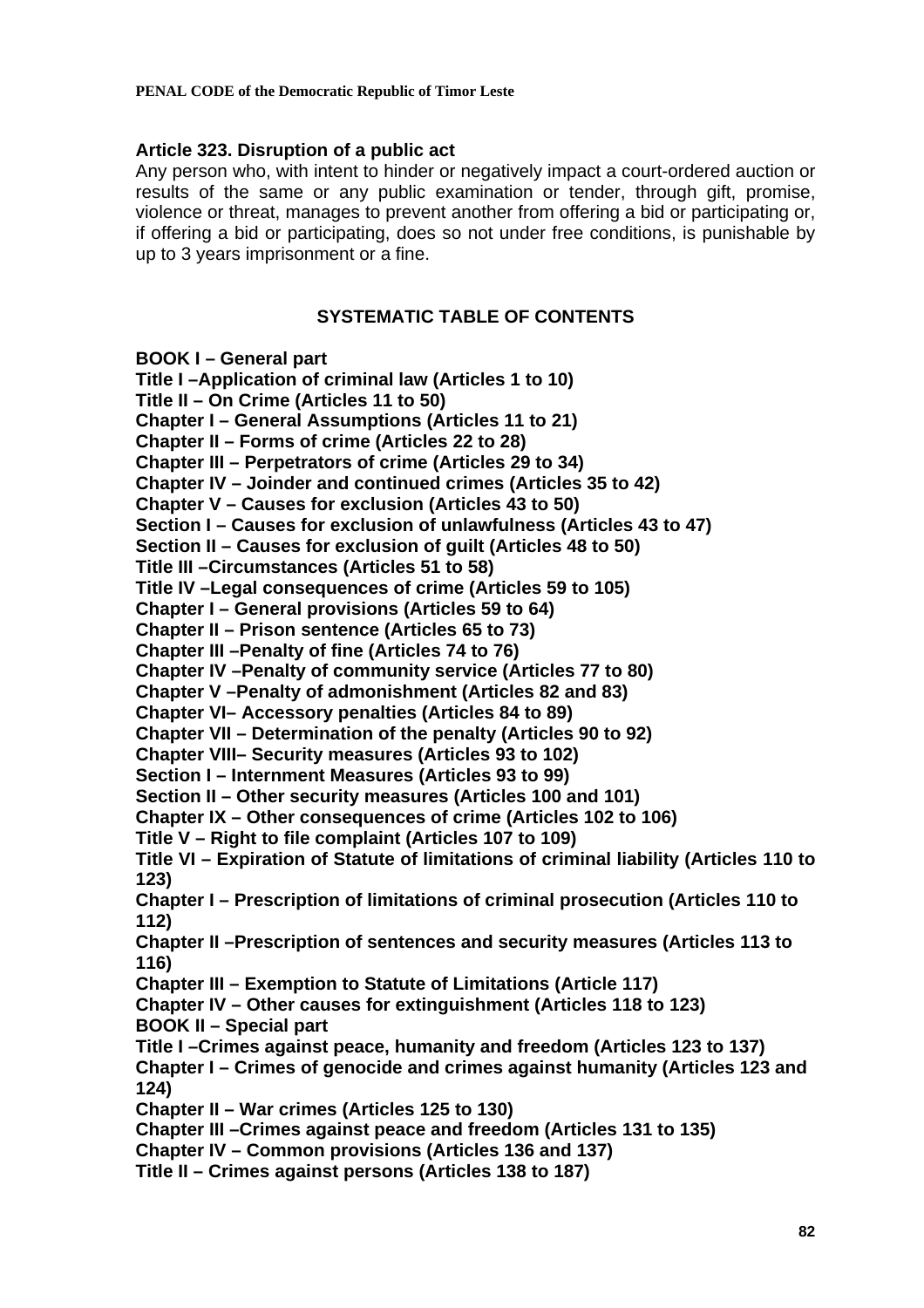### Article 323. Disruption of a public act

Any person who, with intent to hinder or negatively impact a court-ordered auction or results of the same or any public examination or tender, through gift, promise, violence or threat, manages to prevent another from offering a bid or participating or, if offering a bid or participating, does so not under free conditions, is punishable by up to 3 years imprisonment or a fine.

## SYSTEMATIC TABLE OF CONTENTS

**BOOK I – General part**
**Title I –Application of criminal law (Articles 1 to 10)**
**Title II – On Crime (Articles 11 to 50)**
**Chapter I – General Assumptions (Articles 11 to 21)**
**Chapter II – Forms of crime (Articles 22 to 28)**
**Chapter III – Perpetrators of crime (Articles 29 to 34)**
**Chapter IV – Joinder and continued crimes (Articles 35 to 42)**
**Chapter V – Causes for exclusion (Articles 43 to 50)**
**Section I – Causes for exclusion of unlawfulness (Articles 43 to 47)**
**Section II – Causes for exclusion of guilt (Articles 48 to 50)**
**Title III –Circumstances (Articles 51 to 58)**
**Title IV –Legal consequences of crime (Articles 59 to 105)**
**Chapter I – General provisions (Articles 59 to 64)**
**Chapter II – Prison sentence (Articles 65 to 73)**
**Chapter III –Penalty of fine (Articles 74 to 76)**
**Chapter IV –Penalty of community service (Articles 77 to 80)**
**Chapter V –Penalty of admonishment (Articles 82 and 83)**
**Chapter VI– Accessory penalties (Articles 84 to 89)**
**Chapter VII – Determination of the penalty (Articles 90 to 92)**
**Chapter VIII– Security measures (Articles 93 to 102)**
**Section I – Internment Measures (Articles 93 to 99)**
**Section II – Other security measures (Articles 100 and 101)**
**Chapter IX – Other consequences of crime (Articles 102 to 106)**
**Title V – Right to file complaint (Articles 107 to 109)**
**Title VI – Expiration of Statute of limitations of criminal liability (Articles 110 to 123)**
**Chapter I – Prescription of limitations of criminal prosecution (Articles 110 to 112)**
**Chapter II –Prescription of sentences and security measures (Articles 113 to 116)**
**Chapter III – Exemption to Statute of Limitations (Article 117)**
**Chapter IV – Other causes for extinguishment (Articles 118 to 123)**
**BOOK II – Special part**
**Title I –Crimes against peace, humanity and freedom (Articles 123 to 137)**
**Chapter I – Crimes of genocide and crimes against humanity (Articles 123 and 124)**
**Chapter II – War crimes (Articles 125 to 130)**
**Chapter III –Crimes against peace and freedom (Articles 131 to 135)**
**Chapter IV – Common provisions (Articles 136 and 137)**
**Title II – Crimes against persons (Articles 138 to 187)**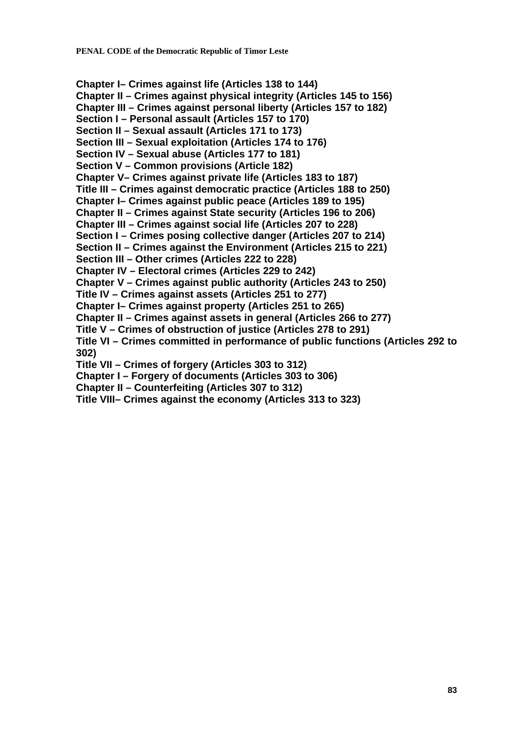**Chapter I– Crimes against life (Articles 138 to 144)**
**Chapter II – Crimes against physical integrity (Articles 145 to 156)**
**Chapter III – Crimes against personal liberty (Articles 157 to 182)**
**Section I – Personal assault (Articles 157 to 170)**
**Section II – Sexual assault (Articles 171 to 173)**
**Section III – Sexual exploitation (Articles 174 to 176)**
**Section IV – Sexual abuse (Articles 177 to 181)**
**Section V – Common provisions (Article 182)**
**Chapter V– Crimes against private life (Articles 183 to 187)**
**Title III – Crimes against democratic practice (Articles 188 to 250)**
**Chapter I– Crimes against public peace (Articles 189 to 195)**
**Chapter II – Crimes against State security (Articles 196 to 206)**
**Chapter III – Crimes against social life (Articles 207 to 228)**
**Section I – Crimes posing collective danger (Articles 207 to 214)**
**Section II – Crimes against the Environment (Articles 215 to 221)**
**Section III – Other crimes (Articles 222 to 228)**
**Chapter IV – Electoral crimes (Articles 229 to 242)**
**Chapter V – Crimes against public authority (Articles 243 to 250)**
**Title IV – Crimes against assets (Articles 251 to 277)**
**Chapter I– Crimes against property (Articles 251 to 265)**
**Chapter II – Crimes against assets in general (Articles 266 to 277)**
**Title V – Crimes of obstruction of justice (Articles 278 to 291)**
**Title VI – Crimes committed in performance of public functions (Articles 292 to 302)**
**Title VII – Crimes of forgery (Articles 303 to 312)**
**Chapter I – Forgery of documents (Articles 303 to 306)**
**Chapter II – Counterfeiting (Articles 307 to 312)**
**Title VIII– Crimes against the economy (Articles 313 to 323)**